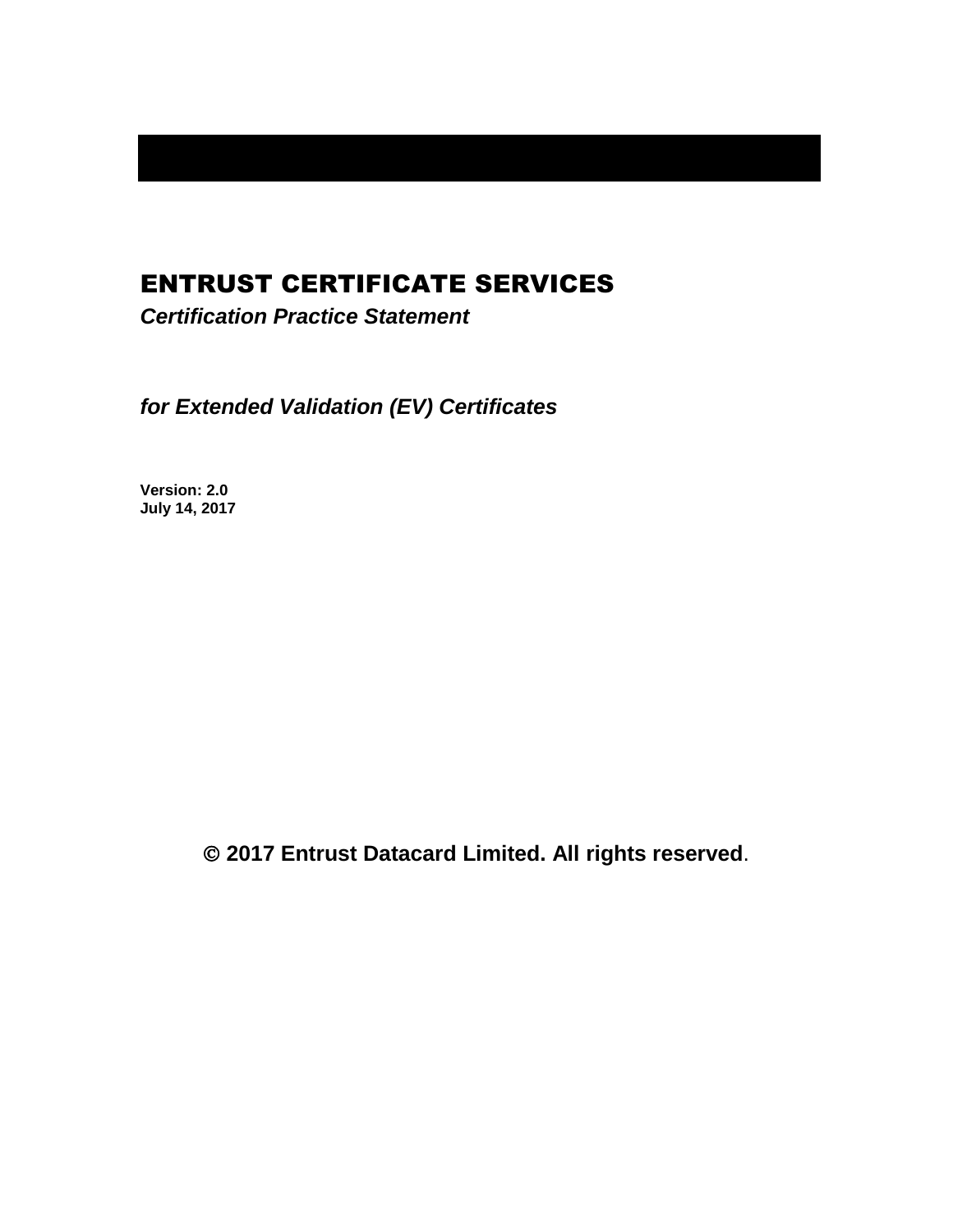# ENTRUST CERTIFICATE SERVICES

***Certification Practice Statement***

***for Extended Validation (EV) Certificates***

**Version: 2.0**
**July 14, 2017**

**© 2017 Entrust Datacard Limited. All rights reserved.**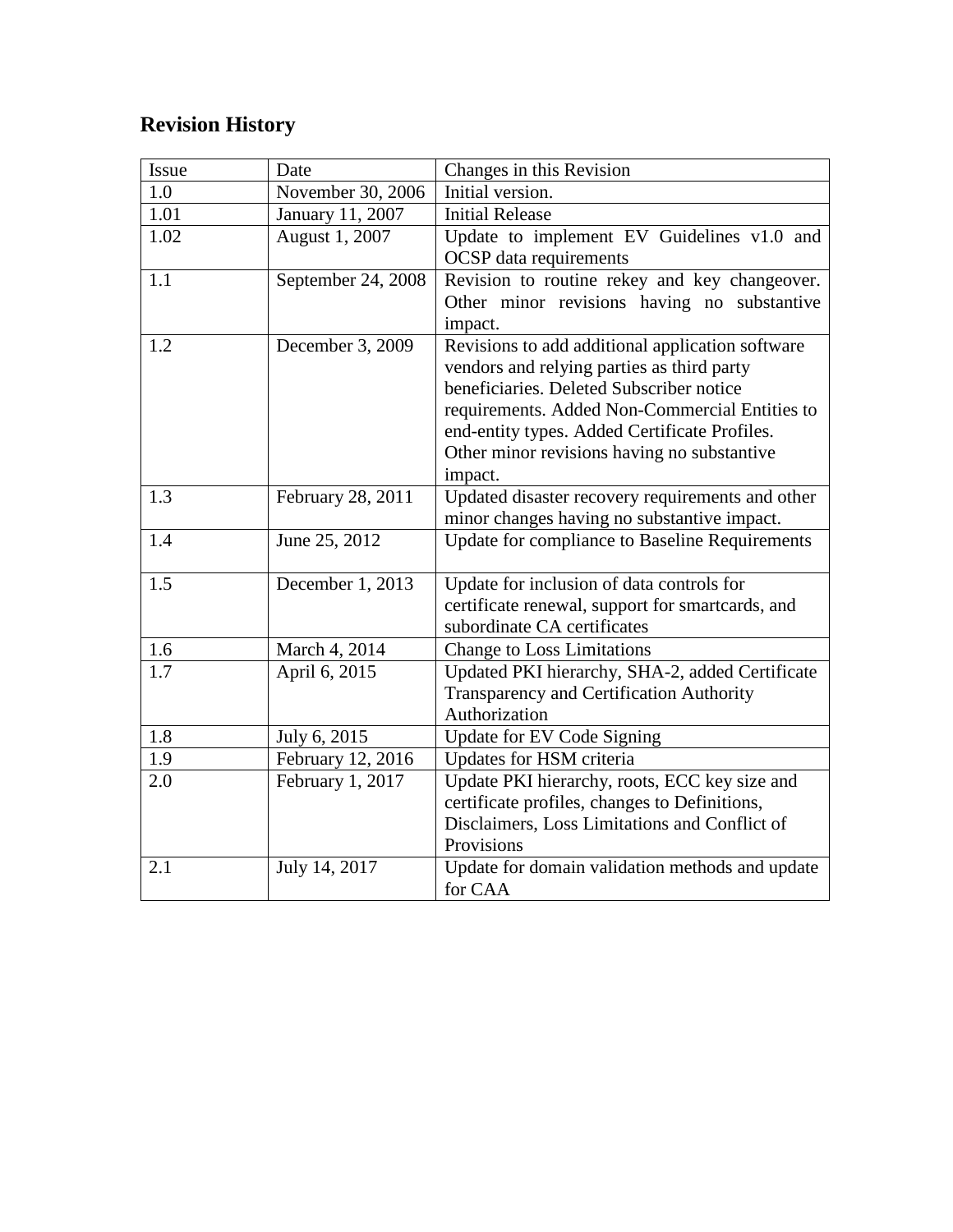## Revision History

| Issue | Date | Changes in this Revision |
|---|---|---|
| 1.0 | November 30, 2006 | Initial version. |
| 1.01 | January 11, 2007 | Initial Release |
| 1.02 | August 1, 2007 | Update to implement EV Guidelines v1.0 and OCSP data requirements |
| 1.1 | September 24, 2008 | Revision to routine rekey and key changeover. Other minor revisions having no substantive impact. |
| 1.2 | December 3, 2009 | Revisions to add additional application software vendors and relying parties as third party beneficiaries. Deleted Subscriber notice requirements. Added Non-Commercial Entities to end-entity types. Added Certificate Profiles. Other minor revisions having no substantive impact. |
| 1.3 | February 28, 2011 | Updated disaster recovery requirements and other minor changes having no substantive impact. |
| 1.4 | June 25, 2012 | Update for compliance to Baseline Requirements |
| 1.5 | December 1, 2013 | Update for inclusion of data controls for certificate renewal, support for smartcards, and subordinate CA certificates |
| 1.6 | March 4, 2014 | Change to Loss Limitations |
| 1.7 | April 6, 2015 | Updated PKI hierarchy, SHA-2, added Certificate Transparency and Certification Authority Authorization |
| 1.8 | July 6, 2015 | Update for EV Code Signing |
| 1.9 | February 12, 2016 | Updates for HSM criteria |
| 2.0 | February 1, 2017 | Update PKI hierarchy, roots, ECC key size and certificate profiles, changes to Definitions, Disclaimers, Loss Limitations and Conflict of Provisions |
| 2.1 | July 14, 2017 | Update for domain validation methods and update for CAA |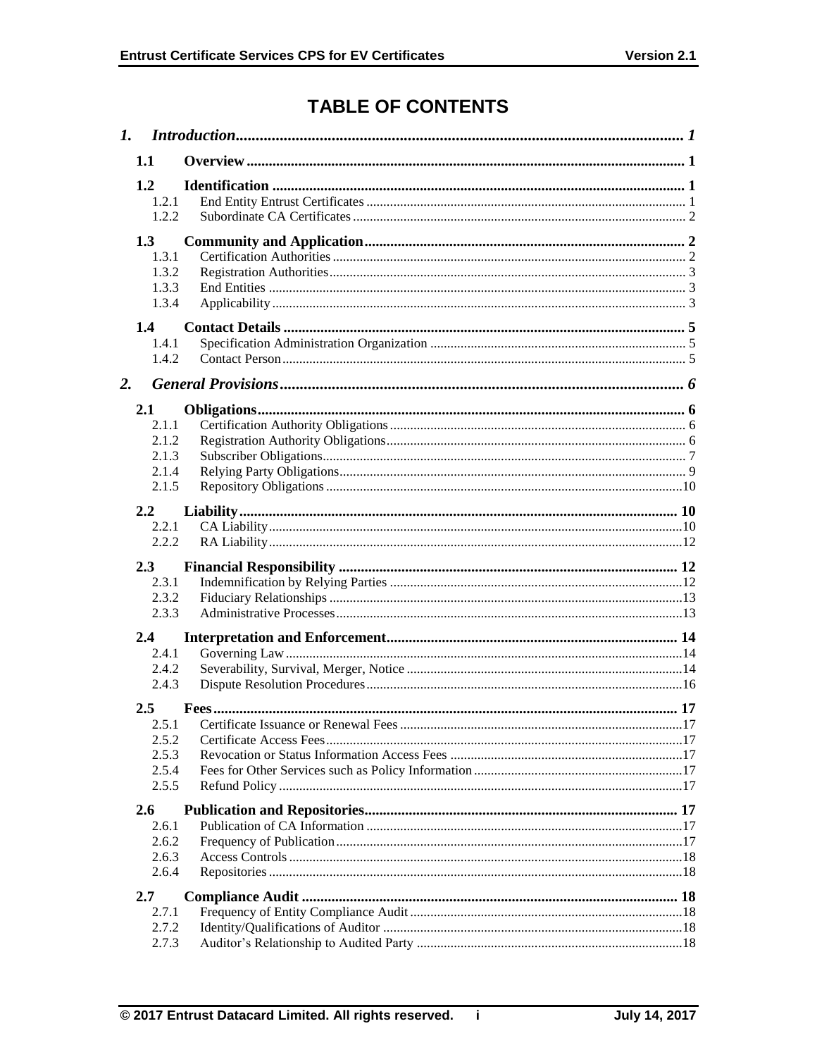# TABLE OF CONTENTS

*1. Introduction* ........ *1*

**1.1 Overview** ........ **1**

**1.2 Identification** ........ **1**
- 1.2.1 End Entity Entrust Certificates ........ 1
- 1.2.2 Subordinate CA Certificates ........ 2

**1.3 Community and Application** ........ **2**
- 1.3.1 Certification Authorities ........ 2
- 1.3.2 Registration Authorities ........ 3
- 1.3.3 End Entities ........ 3
- 1.3.4 Applicability ........ 3

**1.4 Contact Details** ........ **5**
- 1.4.1 Specification Administration Organization ........ 5
- 1.4.2 Contact Person ........ 5

*2. General Provisions* ........ *6*

**2.1 Obligations** ........ **6**
- 2.1.1 Certification Authority Obligations ........ 6
- 2.1.2 Registration Authority Obligations ........ 6
- 2.1.3 Subscriber Obligations ........ 7
- 2.1.4 Relying Party Obligations ........ 9
- 2.1.5 Repository Obligations ........ 10

**2.2 Liability** ........ **10**
- 2.2.1 CA Liability ........ 10
- 2.2.2 RA Liability ........ 12

**2.3 Financial Responsibility** ........ **12**
- 2.3.1 Indemnification by Relying Parties ........ 12
- 2.3.2 Fiduciary Relationships ........ 13
- 2.3.3 Administrative Processes ........ 13

**2.4 Interpretation and Enforcement** ........ **14**
- 2.4.1 Governing Law ........ 14
- 2.4.2 Severability, Survival, Merger, Notice ........ 14
- 2.4.3 Dispute Resolution Procedures ........ 16

**2.5 Fees** ........ **17**
- 2.5.1 Certificate Issuance or Renewal Fees ........ 17
- 2.5.2 Certificate Access Fees ........ 17
- 2.5.3 Revocation or Status Information Access Fees ........ 17
- 2.5.4 Fees for Other Services such as Policy Information ........ 17
- 2.5.5 Refund Policy ........ 17

**2.6 Publication and Repositories** ........ **17**
- 2.6.1 Publication of CA Information ........ 17
- 2.6.2 Frequency of Publication ........ 17
- 2.6.3 Access Controls ........ 18
- 2.6.4 Repositories ........ 18

**2.7 Compliance Audit** ........ **18**
- 2.7.1 Frequency of Entity Compliance Audit ........ 18
- 2.7.2 Identity/Qualifications of Auditor ........ 18
- 2.7.3 Auditor's Relationship to Audited Party ........ 18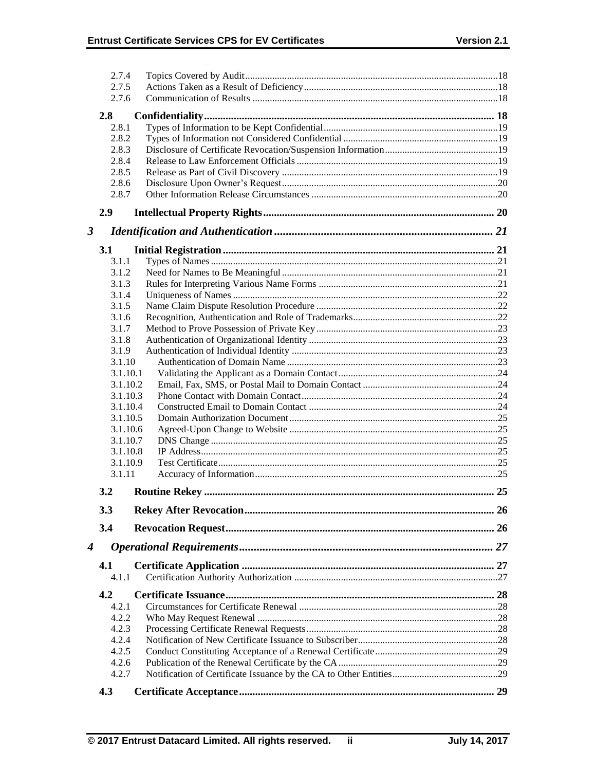2.7.4 Topics Covered by Audit ....................................................................................................18
2.7.5 Actions Taken as a Result of Deficiency..............................................................................18
2.7.6 Communication of Results ...................................................................................................18

**2.8 Confidentiality.......................................................................................................... 18**

2.8.1 Types of Information to be Kept Confidential......................................................................19
2.8.2 Types of Information not Considered Confidential ..............................................................19
2.8.3 Disclosure of Certificate Revocation/Suspension Information.............................................19
2.8.4 Release to Law Enforcement Officials .................................................................................19
2.8.5 Release as Part of Civil Discovery .......................................................................................19
2.8.6 Disclosure Upon Owner's Request.......................................................................................20
2.8.7 Other Information Release Circumstances ...........................................................................20

**2.9 Intellectual Property Rights..................................................................................... 20**

***3 Identification and Authentication........................................................................... 21***

**3.1 Initial Registration.................................................................................................... 21**

3.1.1 Types of Names....................................................................................................................21
3.1.2 Need for Names to Be Meaningful.......................................................................................21
3.1.3 Rules for Interpreting Various Name Forms ........................................................................21
3.1.4 Uniqueness of Names ...........................................................................................................22
3.1.5 Name Claim Dispute Resolution Procedure ..........................................................................22
3.1.6 Recognition, Authentication and Role of Trademarks..........................................................22
3.1.7 Method to Prove Possession of Private Key..........................................................................23
3.1.8 Authentication of Organizational Identity ............................................................................23
3.1.9 Authentication of Individual Identity ...................................................................................23
3.1.10 Authentication of Domain Name ......................................................................................23
3.1.10.1 Validating the Applicant as a Domain Contact................................................................24
3.1.10.2 Email, Fax, SMS, or Postal Mail to Domain Contact .......................................................24
3.1.10.3 Phone Contact with Domain Contact...............................................................................24
3.1.10.4 Constructed Email to Domain Contact .............................................................................24
3.1.10.5 Domain Authorization Document....................................................................................25
3.1.10.6 Agreed-Upon Change to Website .....................................................................................25
3.1.10.7 DNS Change ....................................................................................................................25
3.1.10.8 IP Address........................................................................................................................25
3.1.10.9 Test Certificate.................................................................................................................25
3.1.11 Accuracy of Information..................................................................................................25

**3.2 Routine Rekey ........................................................................................................... 25**

**3.3 Rekey After Revocation............................................................................................ 26**

**3.4 Revocation Request................................................................................................... 26**

***4 Operational Requirements........................................................................................ 27***

**4.1 Certificate Application ............................................................................................. 27**

4.1.1 Certification Authority Authorization ..................................................................................27

**4.2 Certificate Issuance................................................................................................... 28**

4.2.1 Circumstances for Certificate Renewal ................................................................................28
4.2.2 Who May Request Renewal .................................................................................................28
4.2.3 Processing Certificate Renewal Requests.............................................................................28
4.2.4 Notification of New Certificate Issuance to Subscriber........................................................28
4.2.5 Conduct Constituting Acceptance of a Renewal Certificate..................................................29
4.2.6 Publication of the Renewal Certificate by the CA................................................................29
4.2.7 Notification of Certificate Issuance by the CA to Other Entities...........................................29

**4.3 Certificate Acceptance.............................................................................................. 29**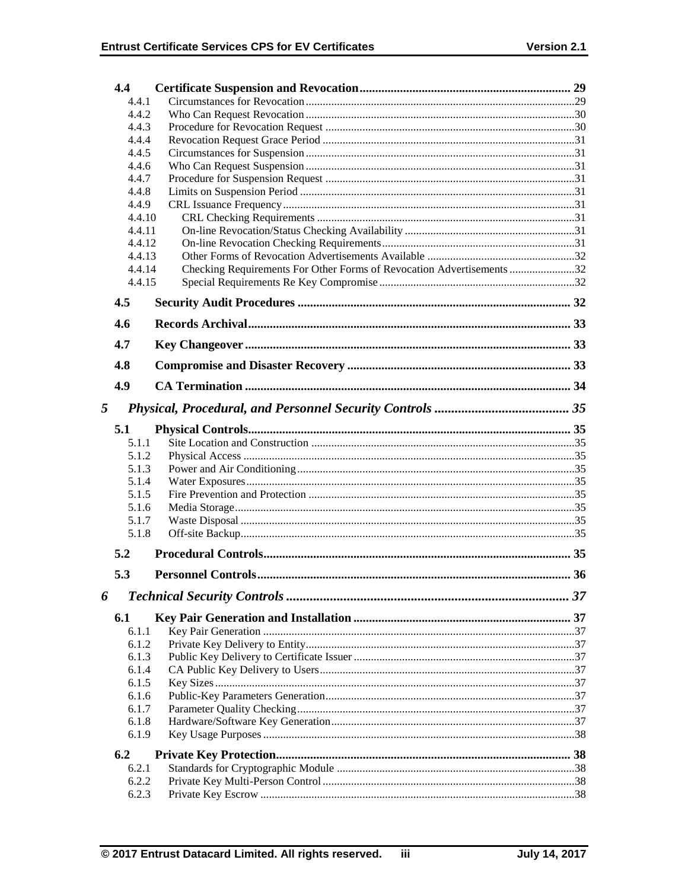**4.4 Certificate Suspension and Revocation** .... 29
- 4.4.1 Circumstances for Revocation .... 29
- 4.4.2 Who Can Request Revocation .... 30
- 4.4.3 Procedure for Revocation Request .... 30
- 4.4.4 Revocation Request Grace Period .... 31
- 4.4.5 Circumstances for Suspension .... 31
- 4.4.6 Who Can Request Suspension .... 31
- 4.4.7 Procedure for Suspension Request .... 31
- 4.4.8 Limits on Suspension Period .... 31
- 4.4.9 CRL Issuance Frequency .... 31
- 4.4.10 CRL Checking Requirements .... 31
- 4.4.11 On-line Revocation/Status Checking Availability .... 31
- 4.4.12 On-line Revocation Checking Requirements .... 31
- 4.4.13 Other Forms of Revocation Advertisements Available .... 32
- 4.4.14 Checking Requirements For Other Forms of Revocation Advertisements .... 32
- 4.4.15 Special Requirements Re Key Compromise .... 32

**4.5 Security Audit Procedures** .... 32

**4.6 Records Archival** .... 33

**4.7 Key Changeover** .... 33

**4.8 Compromise and Disaster Recovery** .... 33

**4.9 CA Termination** .... 34

***5 Physical, Procedural, and Personnel Security Controls*** .... 35

**5.1 Physical Controls** .... 35
- 5.1.1 Site Location and Construction .... 35
- 5.1.2 Physical Access .... 35
- 5.1.3 Power and Air Conditioning .... 35
- 5.1.4 Water Exposures .... 35
- 5.1.5 Fire Prevention and Protection .... 35
- 5.1.6 Media Storage .... 35
- 5.1.7 Waste Disposal .... 35
- 5.1.8 Off-site Backup .... 35

**5.2 Procedural Controls** .... 35

**5.3 Personnel Controls** .... 36

***6 Technical Security Controls*** .... 37

**6.1 Key Pair Generation and Installation** .... 37
- 6.1.1 Key Pair Generation .... 37
- 6.1.2 Private Key Delivery to Entity .... 37
- 6.1.3 Public Key Delivery to Certificate Issuer .... 37
- 6.1.4 CA Public Key Delivery to Users .... 37
- 6.1.5 Key Sizes .... 37
- 6.1.6 Public-Key Parameters Generation .... 37
- 6.1.7 Parameter Quality Checking .... 37
- 6.1.8 Hardware/Software Key Generation .... 37
- 6.1.9 Key Usage Purposes .... 38

**6.2 Private Key Protection** .... 38
- 6.2.1 Standards for Cryptographic Module .... 38
- 6.2.2 Private Key Multi-Person Control .... 38
- 6.2.3 Private Key Escrow .... 38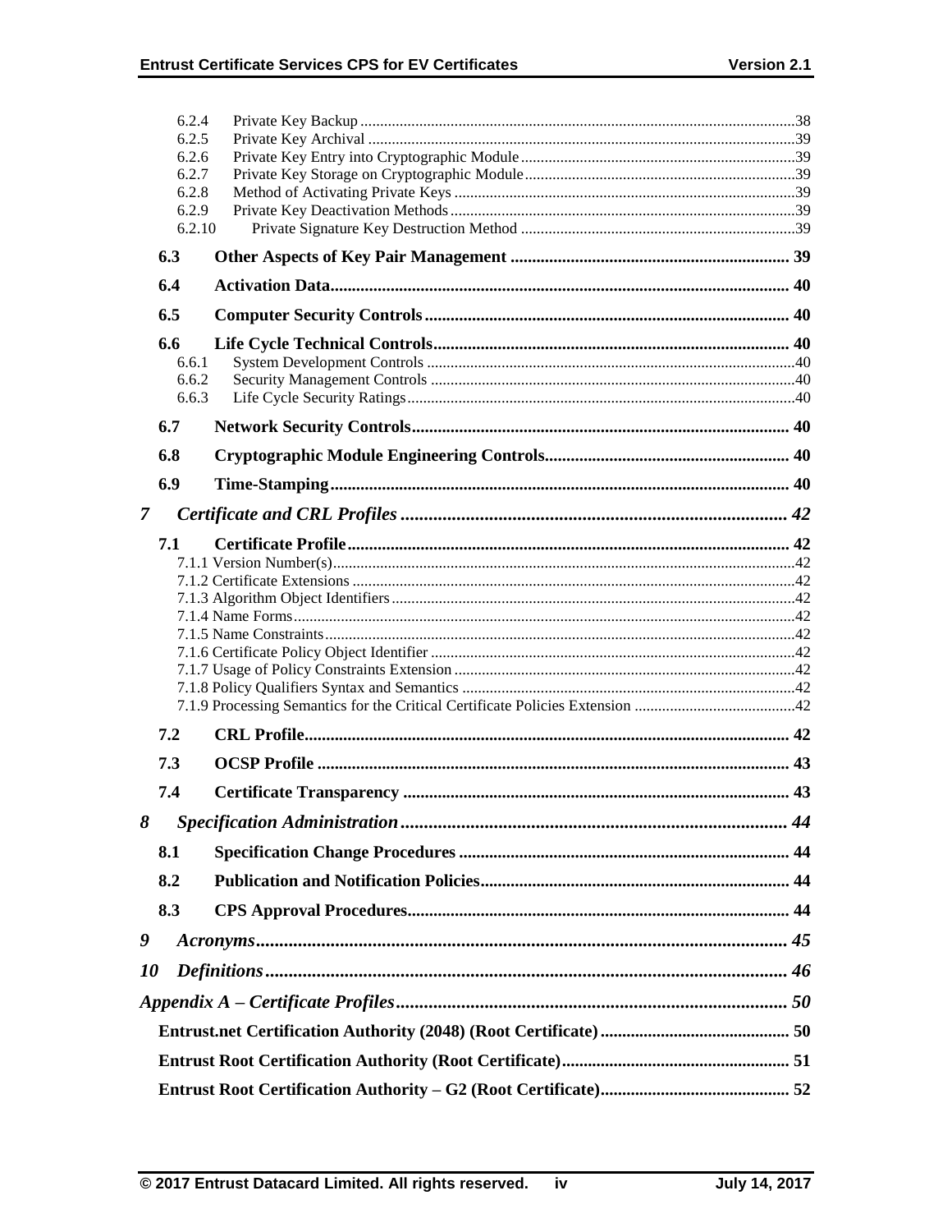6.2.4 Private Key Backup ............................................................................................................38
6.2.5 Private Key Archival ..........................................................................................................39
6.2.6 Private Key Entry into Cryptographic Module ....................................................................39
6.2.7 Private Key Storage on Cryptographic Module ...................................................................39
6.2.8 Method of Activating Private Keys .....................................................................................39
6.2.9 Private Key Deactivation Methods ......................................................................................39
6.2.10 Private Signature Key Destruction Method ....................................................................39

**6.3 Other Aspects of Key Pair Management ................................................................ 39**

**6.4 Activation Data.......................................................................................................... 40**

**6.5 Computer Security Controls .................................................................................... 40**

**6.6 Life Cycle Technical Controls.................................................................................. 40**

6.6.1 System Development Controls ............................................................................................40
6.6.2 Security Management Controls ...........................................................................................40
6.6.3 Life Cycle Security Ratings .................................................................................................40

**6.7 Network Security Controls ...................................................................................... 40**

**6.8 Cryptographic Module Engineering Controls......................................................... 40**

**6.9 Time-Stamping .......................................................................................................... 40**

***7 Certificate and CRL Profiles ................................................................................... 42***

**7.1 Certificate Profile ..................................................................................................... 42**

7.1.1 Version Number(s)....................................................................................................................42
7.1.2 Certificate Extensions ...............................................................................................................42
7.1.3 Algorithm Object Identifiers .....................................................................................................42
7.1.4 Name Forms..............................................................................................................................42
7.1.5 Name Constraints ......................................................................................................................42
7.1.6 Certificate Policy Object Identifier ...........................................................................................42
7.1.7 Usage of Policy Constraints Extension .....................................................................................42
7.1.8 Policy Qualifiers Syntax and Semantics ...................................................................................42
7.1.9 Processing Semantics for the Critical Certificate Policies Extension ........................................42

**7.2 CRL Profile................................................................................................................ 42**

**7.3 OCSP Profile ............................................................................................................. 43**

**7.4 Certificate Transparency ......................................................................................... 43**

***8 Specification Administration .................................................................................... 44***

**8.1 Specification Change Procedures ............................................................................ 44**

**8.2 Publication and Notification Policies........................................................................ 44**

**8.3 CPS Approval Procedures........................................................................................ 44**

***9 Acronyms.................................................................................................................. 45***

***10 Definitions................................................................................................................. 46***

***Appendix A – Certificate Profiles.................................................................................... 50***

**Entrust.net Certification Authority (2048) (Root Certificate) ........................................... 50**

**Entrust Root Certification Authority (Root Certificate).................................................... 51**

**Entrust Root Certification Authority – G2 (Root Certificate)........................................... 52**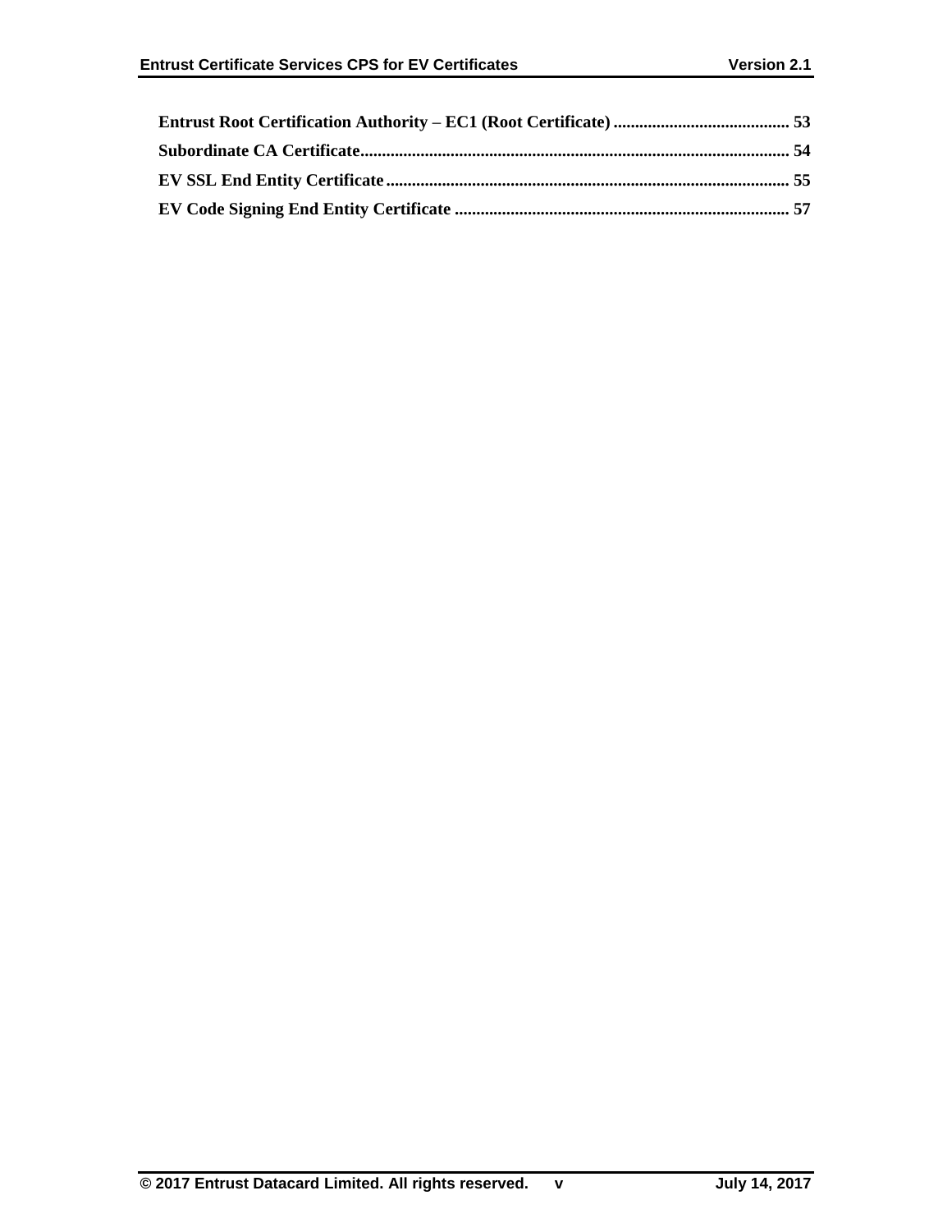**Entrust Root Certification Authority – EC1 (Root Certificate) ......................................... 53**

**Subordinate CA Certificate.................................................................................................. 54**

**EV SSL End Entity Certificate ............................................................................................. 55**

**EV Code Signing End Entity Certificate ............................................................................. 57**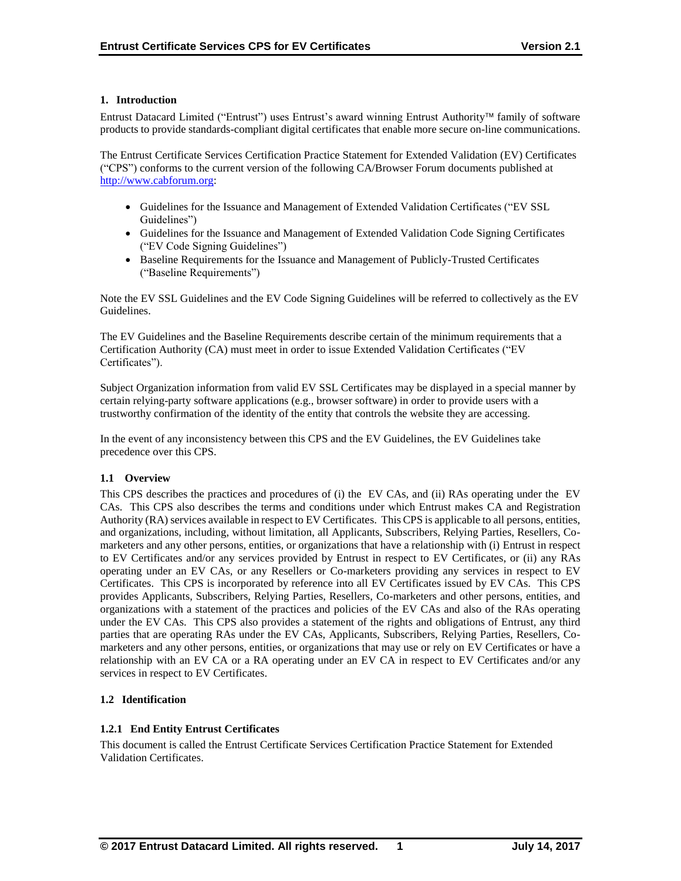## 1. Introduction

Entrust Datacard Limited ("Entrust") uses Entrust's award winning Entrust Authority™ family of software products to provide standards-compliant digital certificates that enable more secure on-line communications.

The Entrust Certificate Services Certification Practice Statement for Extended Validation (EV) Certificates ("CPS") conforms to the current version of the following CA/Browser Forum documents published at http://www.cabforum.org:

- Guidelines for the Issuance and Management of Extended Validation Certificates ("EV SSL Guidelines")
- Guidelines for the Issuance and Management of Extended Validation Code Signing Certificates ("EV Code Signing Guidelines")
- Baseline Requirements for the Issuance and Management of Publicly-Trusted Certificates ("Baseline Requirements")

Note the EV SSL Guidelines and the EV Code Signing Guidelines will be referred to collectively as the EV Guidelines.

The EV Guidelines and the Baseline Requirements describe certain of the minimum requirements that a Certification Authority (CA) must meet in order to issue Extended Validation Certificates ("EV Certificates").

Subject Organization information from valid EV SSL Certificates may be displayed in a special manner by certain relying-party software applications (e.g., browser software) in order to provide users with a trustworthy confirmation of the identity of the entity that controls the website they are accessing.

In the event of any inconsistency between this CPS and the EV Guidelines, the EV Guidelines take precedence over this CPS.

### 1.1 Overview

This CPS describes the practices and procedures of (i) the EV CAs, and (ii) RAs operating under the EV CAs. This CPS also describes the terms and conditions under which Entrust makes CA and Registration Authority (RA) services available in respect to EV Certificates. This CPS is applicable to all persons, entities, and organizations, including, without limitation, all Applicants, Subscribers, Relying Parties, Resellers, Co-marketers and any other persons, entities, or organizations that have a relationship with (i) Entrust in respect to EV Certificates and/or any services provided by Entrust in respect to EV Certificates, or (ii) any RAs operating under an EV CAs, or any Resellers or Co-marketers providing any services in respect to EV Certificates. This CPS is incorporated by reference into all EV Certificates issued by EV CAs. This CPS provides Applicants, Subscribers, Relying Parties, Resellers, Co-marketers and other persons, entities, and organizations with a statement of the practices and policies of the EV CAs and also of the RAs operating under the EV CAs. This CPS also provides a statement of the rights and obligations of Entrust, any third parties that are operating RAs under the EV CAs, Applicants, Subscribers, Relying Parties, Resellers, Co-marketers and any other persons, entities, or organizations that may use or rely on EV Certificates or have a relationship with an EV CA or a RA operating under an EV CA in respect to EV Certificates and/or any services in respect to EV Certificates.

### 1.2 Identification

#### 1.2.1 End Entity Entrust Certificates

This document is called the Entrust Certificate Services Certification Practice Statement for Extended Validation Certificates.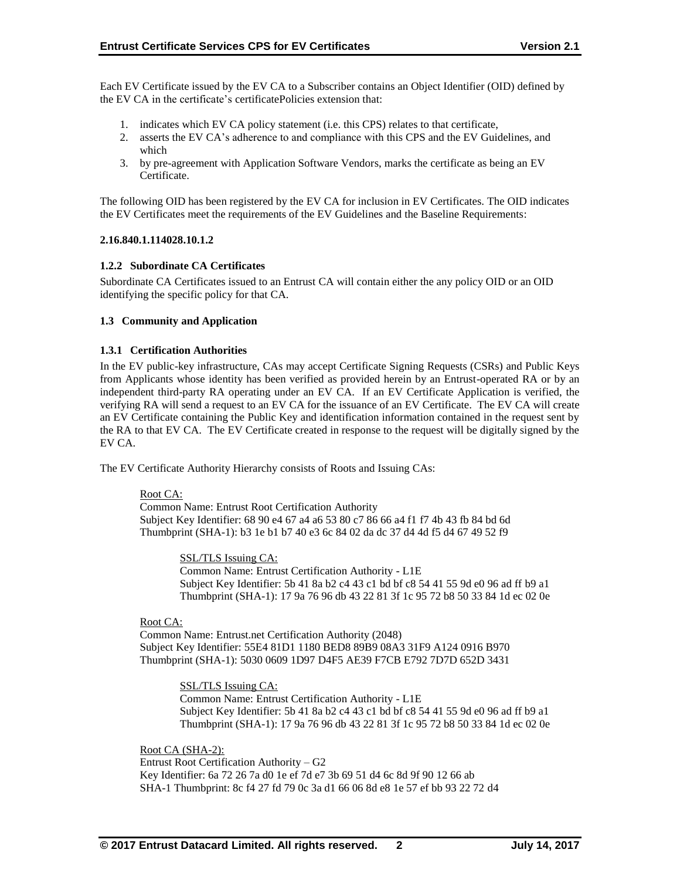Each EV Certificate issued by the EV CA to a Subscriber contains an Object Identifier (OID) defined by the EV CA in the certificate's certificatePolicies extension that:

1. indicates which EV CA policy statement (i.e. this CPS) relates to that certificate,
2. asserts the EV CA's adherence to and compliance with this CPS and the EV Guidelines, and which
3. by pre-agreement with Application Software Vendors, marks the certificate as being an EV Certificate.

The following OID has been registered by the EV CA for inclusion in EV Certificates. The OID indicates the EV Certificates meet the requirements of the EV Guidelines and the Baseline Requirements:

**2.16.840.1.114028.10.1.2**

### 1.2.2 Subordinate CA Certificates

Subordinate CA Certificates issued to an Entrust CA will contain either the any policy OID or an OID identifying the specific policy for that CA.

## 1.3 Community and Application

### 1.3.1 Certification Authorities

In the EV public-key infrastructure, CAs may accept Certificate Signing Requests (CSRs) and Public Keys from Applicants whose identity has been verified as provided herein by an Entrust-operated RA or by an independent third-party RA operating under an EV CA. If an EV Certificate Application is verified, the verifying RA will send a request to an EV CA for the issuance of an EV Certificate. The EV CA will create an EV Certificate containing the Public Key and identification information contained in the request sent by the RA to that EV CA. The EV Certificate created in response to the request will be digitally signed by the EV CA.

The EV Certificate Authority Hierarchy consists of Roots and Issuing CAs:

Root CA:
Common Name: Entrust Root Certification Authority
Subject Key Identifier: 68 90 e4 67 a4 a6 53 80 c7 86 66 a4 f1 f7 4b 43 fb 84 bd 6d
Thumbprint (SHA-1): b3 1e b1 b7 40 e3 6c 84 02 da dc 37 d4 4d f5 d4 67 49 52 f9

> SSL/TLS Issuing CA:
> Common Name: Entrust Certification Authority - L1E
> Subject Key Identifier: 5b 41 8a b2 c4 43 c1 bd bf c8 54 41 55 9d e0 96 ad ff b9 a1
> Thumbprint (SHA-1): 17 9a 76 96 db 43 22 81 3f 1c 95 72 b8 50 33 84 1d ec 02 0e

Root CA:
Common Name: Entrust.net Certification Authority (2048)
Subject Key Identifier: 55E4 81D1 1180 BED8 89B9 08A3 31F9 A124 0916 B970
Thumbprint (SHA-1): 5030 0609 1D97 D4F5 AE39 F7CB E792 7D7D 652D 3431

> SSL/TLS Issuing CA:
> Common Name: Entrust Certification Authority - L1E
> Subject Key Identifier: 5b 41 8a b2 c4 43 c1 bd bf c8 54 41 55 9d e0 96 ad ff b9 a1
> Thumbprint (SHA-1): 17 9a 76 96 db 43 22 81 3f 1c 95 72 b8 50 33 84 1d ec 02 0e

Root CA (SHA-2):
Entrust Root Certification Authority – G2
Key Identifier: 6a 72 26 7a d0 1e ef 7d e7 3b 69 51 d4 6c 8d 9f 90 12 66 ab
SHA-1 Thumbprint: 8c f4 27 fd 79 0c 3a d1 66 06 8d e8 1e 57 ef bb 93 22 72 d4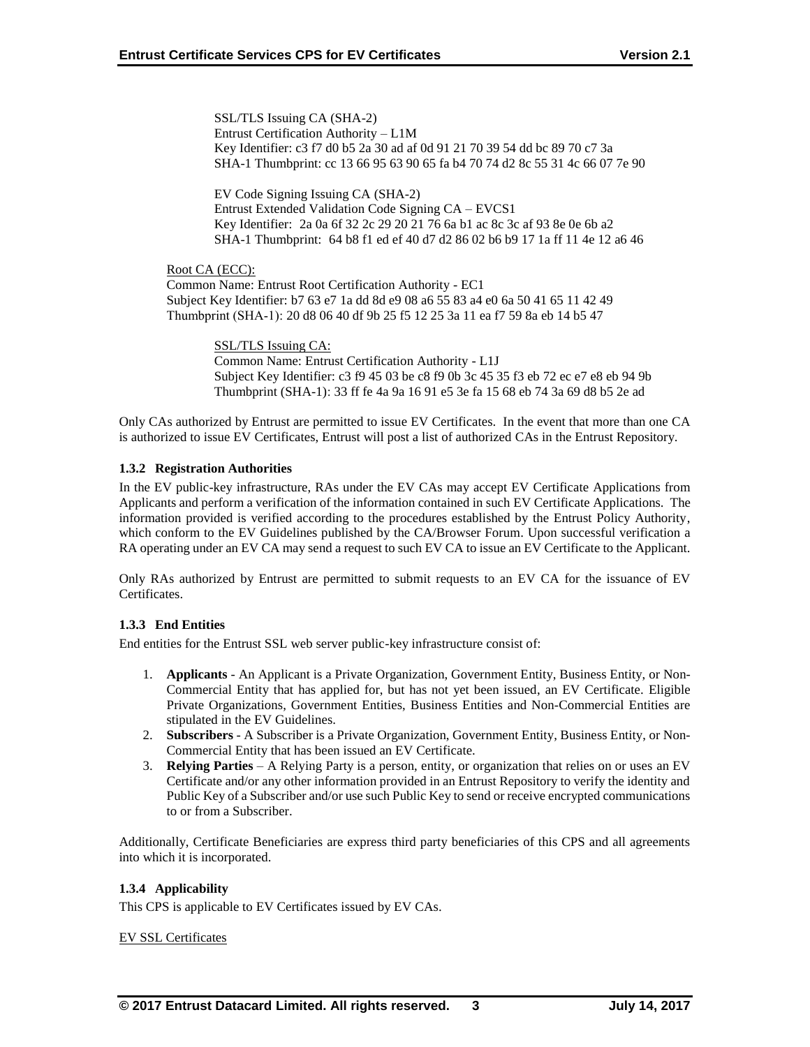SSL/TLS Issuing CA (SHA-2)
Entrust Certification Authority – L1M
Key Identifier: c3 f7 d0 b5 2a 30 ad af 0d 91 21 70 39 54 dd bc 89 70 c7 3a
SHA-1 Thumbprint: cc 13 66 95 63 90 65 fa b4 70 74 d2 8c 55 31 4c 66 07 7e 90

EV Code Signing Issuing CA (SHA-2)
Entrust Extended Validation Code Signing CA – EVCS1
Key Identifier: 2a 0a 6f 32 2c 29 20 21 76 6a b1 ac 8c 3c af 93 8e 0e 6b a2
SHA-1 Thumbprint: 64 b8 f1 ed ef 40 d7 d2 86 02 b6 b9 17 1a ff 11 4e 12 a6 46

Root CA (ECC):
Common Name: Entrust Root Certification Authority - EC1
Subject Key Identifier: b7 63 e7 1a dd 8d e9 08 a6 55 83 a4 e0 6a 50 41 65 11 42 49
Thumbprint (SHA-1): 20 d8 06 40 df 9b 25 f5 12 25 3a 11 ea f7 59 8a eb 14 b5 47

SSL/TLS Issuing CA:
Common Name: Entrust Certification Authority - L1J
Subject Key Identifier: c3 f9 45 03 be c8 f9 0b 3c 45 35 f3 eb 72 ec e7 e8 eb 94 9b
Thumbprint (SHA-1): 33 ff fe 4a 9a 16 91 e5 3e fa 15 68 eb 74 3a 69 d8 b5 2e ad

Only CAs authorized by Entrust are permitted to issue EV Certificates. In the event that more than one CA is authorized to issue EV Certificates, Entrust will post a list of authorized CAs in the Entrust Repository.

### 1.3.2 Registration Authorities

In the EV public-key infrastructure, RAs under the EV CAs may accept EV Certificate Applications from Applicants and perform a verification of the information contained in such EV Certificate Applications. The information provided is verified according to the procedures established by the Entrust Policy Authority, which conform to the EV Guidelines published by the CA/Browser Forum. Upon successful verification a RA operating under an EV CA may send a request to such EV CA to issue an EV Certificate to the Applicant.

Only RAs authorized by Entrust are permitted to submit requests to an EV CA for the issuance of EV Certificates.

### 1.3.3 End Entities

End entities for the Entrust SSL web server public-key infrastructure consist of:

1. **Applicants** - An Applicant is a Private Organization, Government Entity, Business Entity, or Non-Commercial Entity that has applied for, but has not yet been issued, an EV Certificate. Eligible Private Organizations, Government Entities, Business Entities and Non-Commercial Entities are stipulated in the EV Guidelines.
2. **Subscribers** - A Subscriber is a Private Organization, Government Entity, Business Entity, or Non-Commercial Entity that has been issued an EV Certificate.
3. **Relying Parties** – A Relying Party is a person, entity, or organization that relies on or uses an EV Certificate and/or any other information provided in an Entrust Repository to verify the identity and Public Key of a Subscriber and/or use such Public Key to send or receive encrypted communications to or from a Subscriber.

Additionally, Certificate Beneficiaries are express third party beneficiaries of this CPS and all agreements into which it is incorporated.

### 1.3.4 Applicability

This CPS is applicable to EV Certificates issued by EV CAs.

EV SSL Certificates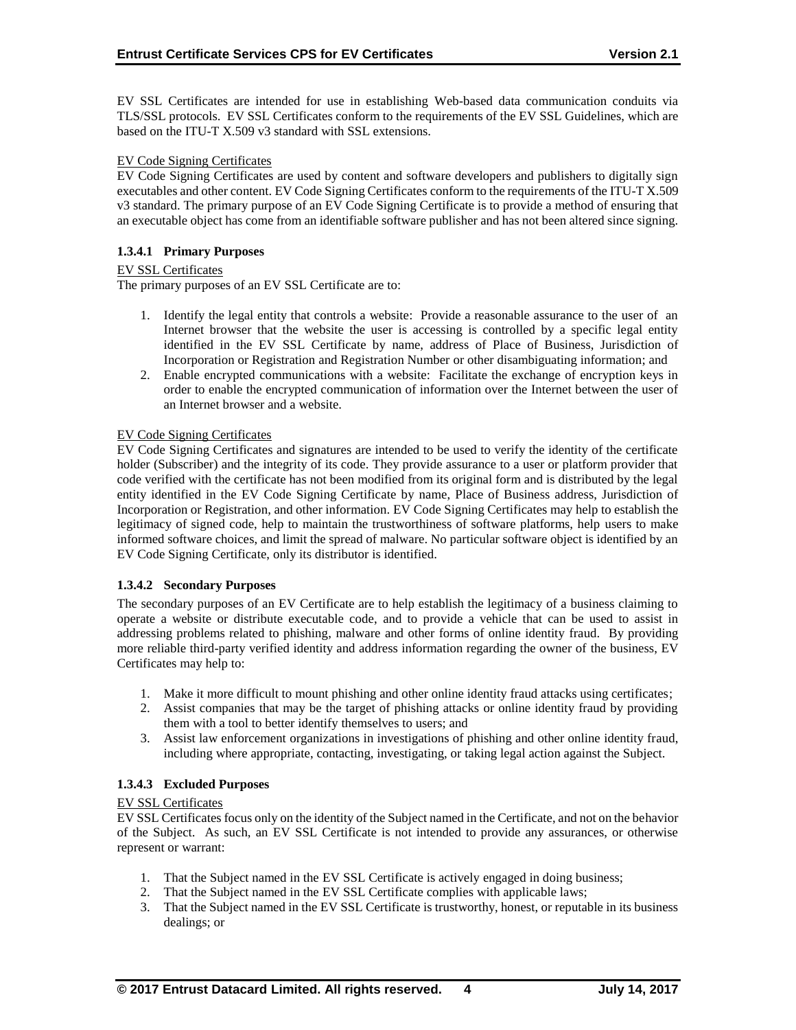EV SSL Certificates are intended for use in establishing Web-based data communication conduits via TLS/SSL protocols. EV SSL Certificates conform to the requirements of the EV SSL Guidelines, which are based on the ITU-T X.509 v3 standard with SSL extensions.

EV Code Signing Certificates

EV Code Signing Certificates are used by content and software developers and publishers to digitally sign executables and other content. EV Code Signing Certificates conform to the requirements of the ITU-T X.509 v3 standard. The primary purpose of an EV Code Signing Certificate is to provide a method of ensuring that an executable object has come from an identifiable software publisher and has not been altered since signing.

#### 1.3.4.1 Primary Purposes

EV SSL Certificates

The primary purposes of an EV SSL Certificate are to:

1. Identify the legal entity that controls a website: Provide a reasonable assurance to the user of an Internet browser that the website the user is accessing is controlled by a specific legal entity identified in the EV SSL Certificate by name, address of Place of Business, Jurisdiction of Incorporation or Registration and Registration Number or other disambiguating information; and
2. Enable encrypted communications with a website: Facilitate the exchange of encryption keys in order to enable the encrypted communication of information over the Internet between the user of an Internet browser and a website.

EV Code Signing Certificates

EV Code Signing Certificates and signatures are intended to be used to verify the identity of the certificate holder (Subscriber) and the integrity of its code. They provide assurance to a user or platform provider that code verified with the certificate has not been modified from its original form and is distributed by the legal entity identified in the EV Code Signing Certificate by name, Place of Business address, Jurisdiction of Incorporation or Registration, and other information. EV Code Signing Certificates may help to establish the legitimacy of signed code, help to maintain the trustworthiness of software platforms, help users to make informed software choices, and limit the spread of malware. No particular software object is identified by an EV Code Signing Certificate, only its distributor is identified.

#### 1.3.4.2 Secondary Purposes

The secondary purposes of an EV Certificate are to help establish the legitimacy of a business claiming to operate a website or distribute executable code, and to provide a vehicle that can be used to assist in addressing problems related to phishing, malware and other forms of online identity fraud. By providing more reliable third-party verified identity and address information regarding the owner of the business, EV Certificates may help to:

1. Make it more difficult to mount phishing and other online identity fraud attacks using certificates;
2. Assist companies that may be the target of phishing attacks or online identity fraud by providing them with a tool to better identify themselves to users; and
3. Assist law enforcement organizations in investigations of phishing and other online identity fraud, including where appropriate, contacting, investigating, or taking legal action against the Subject.

#### 1.3.4.3 Excluded Purposes

EV SSL Certificates

EV SSL Certificates focus only on the identity of the Subject named in the Certificate, and not on the behavior of the Subject. As such, an EV SSL Certificate is not intended to provide any assurances, or otherwise represent or warrant:

1. That the Subject named in the EV SSL Certificate is actively engaged in doing business;
2. That the Subject named in the EV SSL Certificate complies with applicable laws;
3. That the Subject named in the EV SSL Certificate is trustworthy, honest, or reputable in its business dealings; or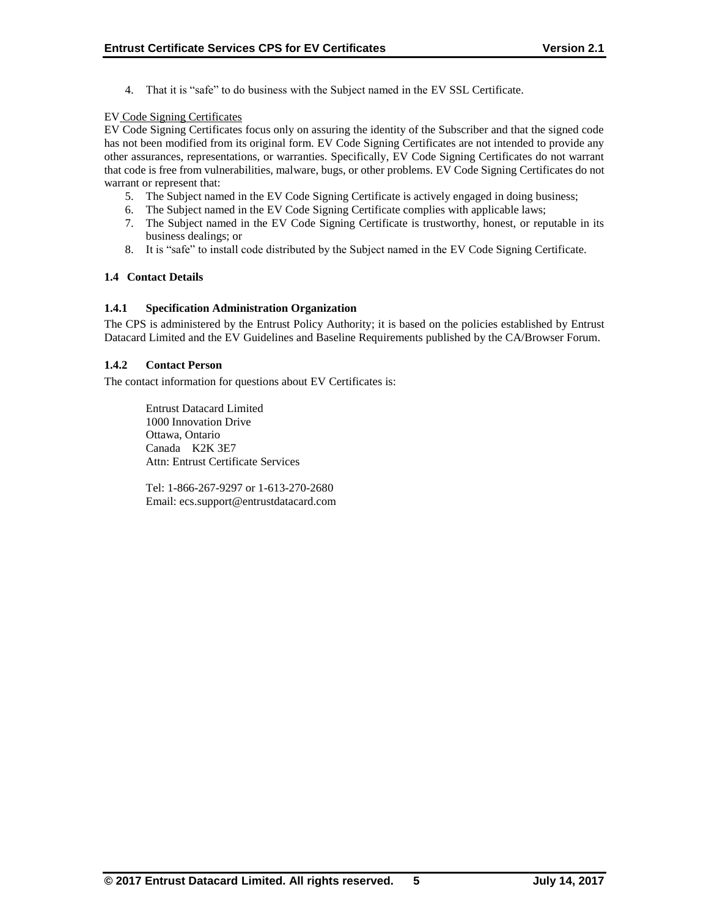4. That it is "safe" to do business with the Subject named in the EV SSL Certificate.

EV Code Signing Certificates

EV Code Signing Certificates focus only on assuring the identity of the Subscriber and that the signed code has not been modified from its original form. EV Code Signing Certificates are not intended to provide any other assurances, representations, or warranties. Specifically, EV Code Signing Certificates do not warrant that code is free from vulnerabilities, malware, bugs, or other problems. EV Code Signing Certificates do not warrant or represent that:

5. The Subject named in the EV Code Signing Certificate is actively engaged in doing business;
6. The Subject named in the EV Code Signing Certificate complies with applicable laws;
7. The Subject named in the EV Code Signing Certificate is trustworthy, honest, or reputable in its business dealings; or
8. It is "safe" to install code distributed by the Subject named in the EV Code Signing Certificate.

## 1.4 Contact Details

### 1.4.1 Specification Administration Organization

The CPS is administered by the Entrust Policy Authority; it is based on the policies established by Entrust Datacard Limited and the EV Guidelines and Baseline Requirements published by the CA/Browser Forum.

### 1.4.2 Contact Person

The contact information for questions about EV Certificates is:

Entrust Datacard Limited
1000 Innovation Drive
Ottawa, Ontario
Canada K2K 3E7
Attn: Entrust Certificate Services

Tel: 1-866-267-9297 or 1-613-270-2680
Email: ecs.support@entrustdatacard.com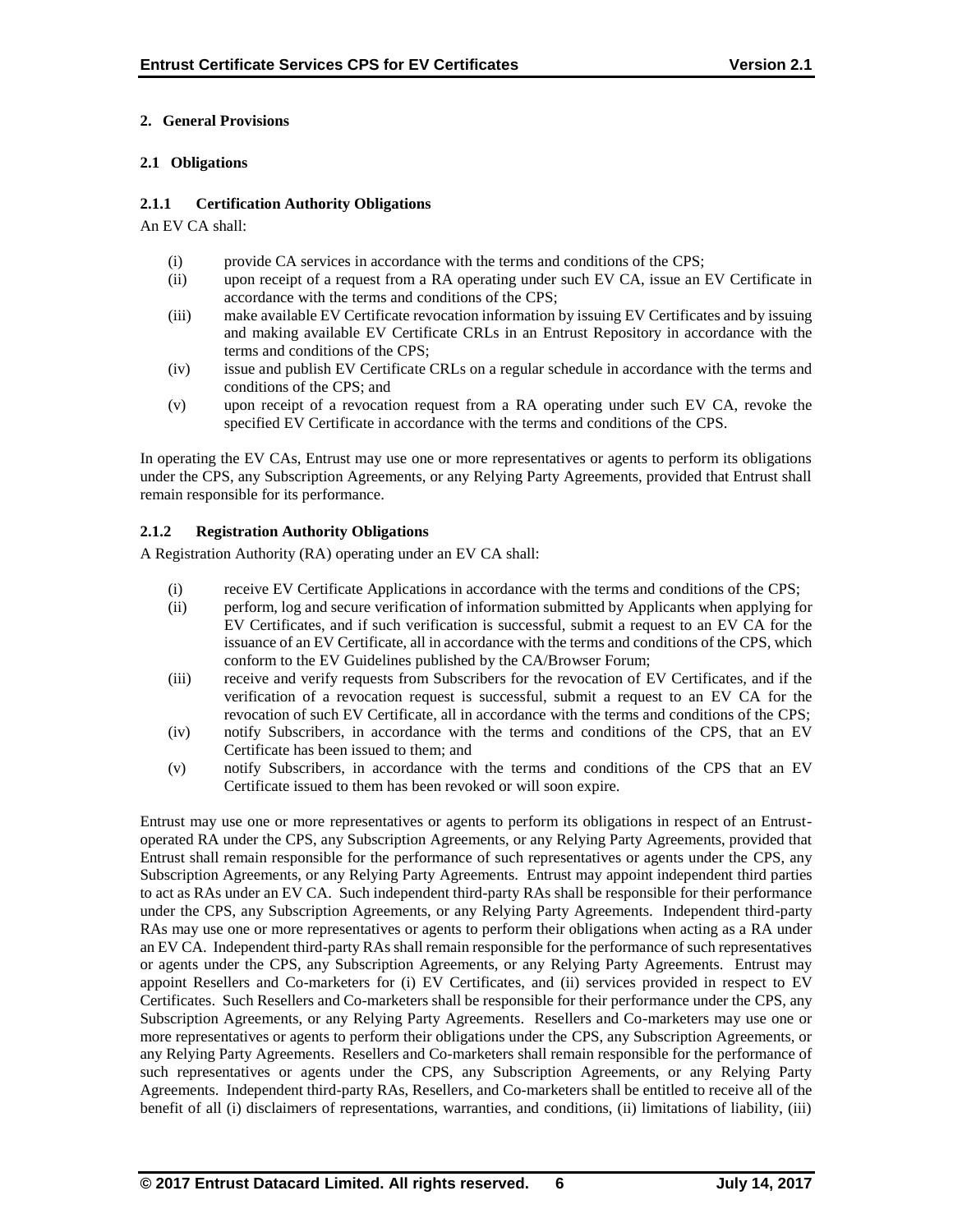## 2. General Provisions

### 2.1 Obligations

#### 2.1.1 Certification Authority Obligations

An EV CA shall:

(i) provide CA services in accordance with the terms and conditions of the CPS;

(ii) upon receipt of a request from a RA operating under such EV CA, issue an EV Certificate in accordance with the terms and conditions of the CPS;

(iii) make available EV Certificate revocation information by issuing EV Certificates and by issuing and making available EV Certificate CRLs in an Entrust Repository in accordance with the terms and conditions of the CPS;

(iv) issue and publish EV Certificate CRLs on a regular schedule in accordance with the terms and conditions of the CPS; and

(v) upon receipt of a revocation request from a RA operating under such EV CA, revoke the specified EV Certificate in accordance with the terms and conditions of the CPS.

In operating the EV CAs, Entrust may use one or more representatives or agents to perform its obligations under the CPS, any Subscription Agreements, or any Relying Party Agreements, provided that Entrust shall remain responsible for its performance.

#### 2.1.2 Registration Authority Obligations

A Registration Authority (RA) operating under an EV CA shall:

(i) receive EV Certificate Applications in accordance with the terms and conditions of the CPS;

(ii) perform, log and secure verification of information submitted by Applicants when applying for EV Certificates, and if such verification is successful, submit a request to an EV CA for the issuance of an EV Certificate, all in accordance with the terms and conditions of the CPS, which conform to the EV Guidelines published by the CA/Browser Forum;

(iii) receive and verify requests from Subscribers for the revocation of EV Certificates, and if the verification of a revocation request is successful, submit a request to an EV CA for the revocation of such EV Certificate, all in accordance with the terms and conditions of the CPS;

(iv) notify Subscribers, in accordance with the terms and conditions of the CPS, that an EV Certificate has been issued to them; and

(v) notify Subscribers, in accordance with the terms and conditions of the CPS that an EV Certificate issued to them has been revoked or will soon expire.

Entrust may use one or more representatives or agents to perform its obligations in respect of an Entrust-operated RA under the CPS, any Subscription Agreements, or any Relying Party Agreements, provided that Entrust shall remain responsible for the performance of such representatives or agents under the CPS, any Subscription Agreements, or any Relying Party Agreements. Entrust may appoint independent third parties to act as RAs under an EV CA. Such independent third-party RAs shall be responsible for their performance under the CPS, any Subscription Agreements, or any Relying Party Agreements. Independent third-party RAs may use one or more representatives or agents to perform their obligations when acting as a RA under an EV CA. Independent third-party RAs shall remain responsible for the performance of such representatives or agents under the CPS, any Subscription Agreements, or any Relying Party Agreements. Entrust may appoint Resellers and Co-marketers for (i) EV Certificates, and (ii) services provided in respect to EV Certificates. Such Resellers and Co-marketers shall be responsible for their performance under the CPS, any Subscription Agreements, or any Relying Party Agreements. Resellers and Co-marketers may use one or more representatives or agents to perform their obligations under the CPS, any Subscription Agreements, or any Relying Party Agreements. Resellers and Co-marketers shall remain responsible for the performance of such representatives or agents under the CPS, any Subscription Agreements, or any Relying Party Agreements. Independent third-party RAs, Resellers, and Co-marketers shall be entitled to receive all of the benefit of all (i) disclaimers of representations, warranties, and conditions, (ii) limitations of liability, (iii)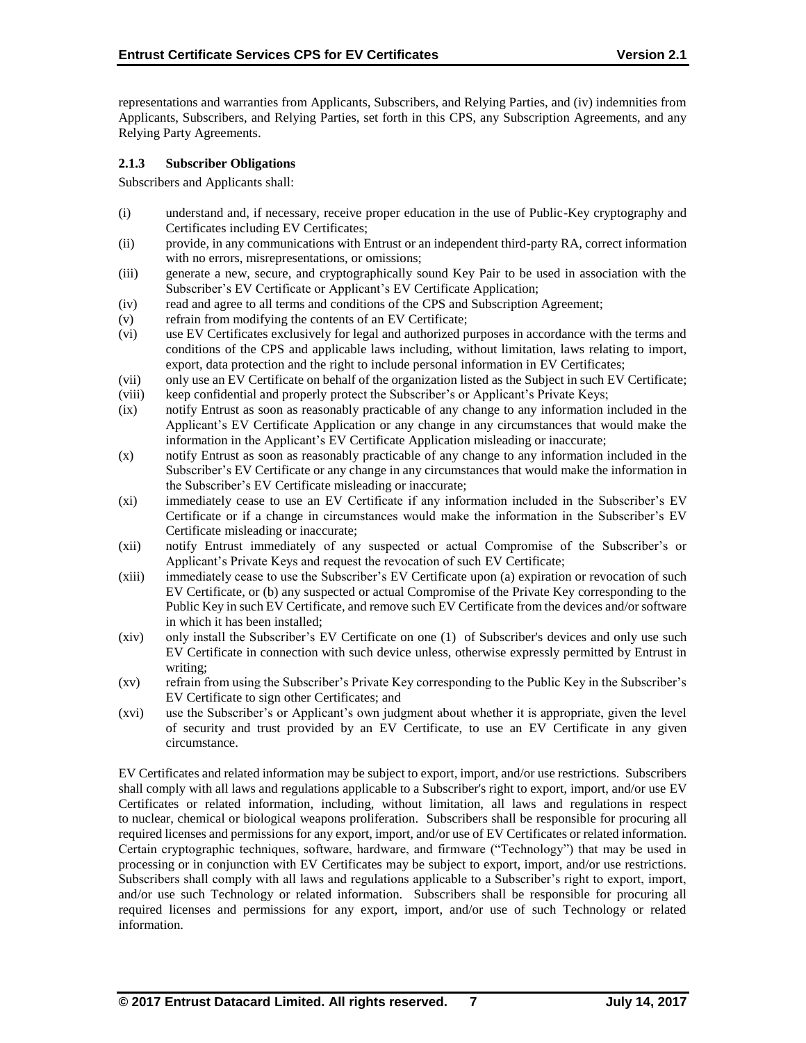representations and warranties from Applicants, Subscribers, and Relying Parties, and (iv) indemnities from Applicants, Subscribers, and Relying Parties, set forth in this CPS, any Subscription Agreements, and any Relying Party Agreements.

### 2.1.3 Subscriber Obligations

Subscribers and Applicants shall:

- (i) understand and, if necessary, receive proper education in the use of Public-Key cryptography and Certificates including EV Certificates;
- (ii) provide, in any communications with Entrust or an independent third-party RA, correct information with no errors, misrepresentations, or omissions;
- (iii) generate a new, secure, and cryptographically sound Key Pair to be used in association with the Subscriber's EV Certificate or Applicant's EV Certificate Application;
- (iv) read and agree to all terms and conditions of the CPS and Subscription Agreement;
- (v) refrain from modifying the contents of an EV Certificate;
- (vi) use EV Certificates exclusively for legal and authorized purposes in accordance with the terms and conditions of the CPS and applicable laws including, without limitation, laws relating to import, export, data protection and the right to include personal information in EV Certificates;
- (vii) only use an EV Certificate on behalf of the organization listed as the Subject in such EV Certificate;
- (viii) keep confidential and properly protect the Subscriber's or Applicant's Private Keys;
- (ix) notify Entrust as soon as reasonably practicable of any change to any information included in the Applicant's EV Certificate Application or any change in any circumstances that would make the information in the Applicant's EV Certificate Application misleading or inaccurate;
- (x) notify Entrust as soon as reasonably practicable of any change to any information included in the Subscriber's EV Certificate or any change in any circumstances that would make the information in the Subscriber's EV Certificate misleading or inaccurate;
- (xi) immediately cease to use an EV Certificate if any information included in the Subscriber's EV Certificate or if a change in circumstances would make the information in the Subscriber's EV Certificate misleading or inaccurate;
- (xii) notify Entrust immediately of any suspected or actual Compromise of the Subscriber's or Applicant's Private Keys and request the revocation of such EV Certificate;
- (xiii) immediately cease to use the Subscriber's EV Certificate upon (a) expiration or revocation of such EV Certificate, or (b) any suspected or actual Compromise of the Private Key corresponding to the Public Key in such EV Certificate, and remove such EV Certificate from the devices and/or software in which it has been installed;
- (xiv) only install the Subscriber's EV Certificate on one (1) of Subscriber's devices and only use such EV Certificate in connection with such device unless, otherwise expressly permitted by Entrust in writing;
- (xv) refrain from using the Subscriber's Private Key corresponding to the Public Key in the Subscriber's EV Certificate to sign other Certificates; and
- (xvi) use the Subscriber's or Applicant's own judgment about whether it is appropriate, given the level of security and trust provided by an EV Certificate, to use an EV Certificate in any given circumstance.

EV Certificates and related information may be subject to export, import, and/or use restrictions. Subscribers shall comply with all laws and regulations applicable to a Subscriber's right to export, import, and/or use EV Certificates or related information, including, without limitation, all laws and regulations in respect to nuclear, chemical or biological weapons proliferation. Subscribers shall be responsible for procuring all required licenses and permissions for any export, import, and/or use of EV Certificates or related information. Certain cryptographic techniques, software, hardware, and firmware ("Technology") that may be used in processing or in conjunction with EV Certificates may be subject to export, import, and/or use restrictions. Subscribers shall comply with all laws and regulations applicable to a Subscriber's right to export, import, and/or use such Technology or related information. Subscribers shall be responsible for procuring all required licenses and permissions for any export, import, and/or use of such Technology or related information.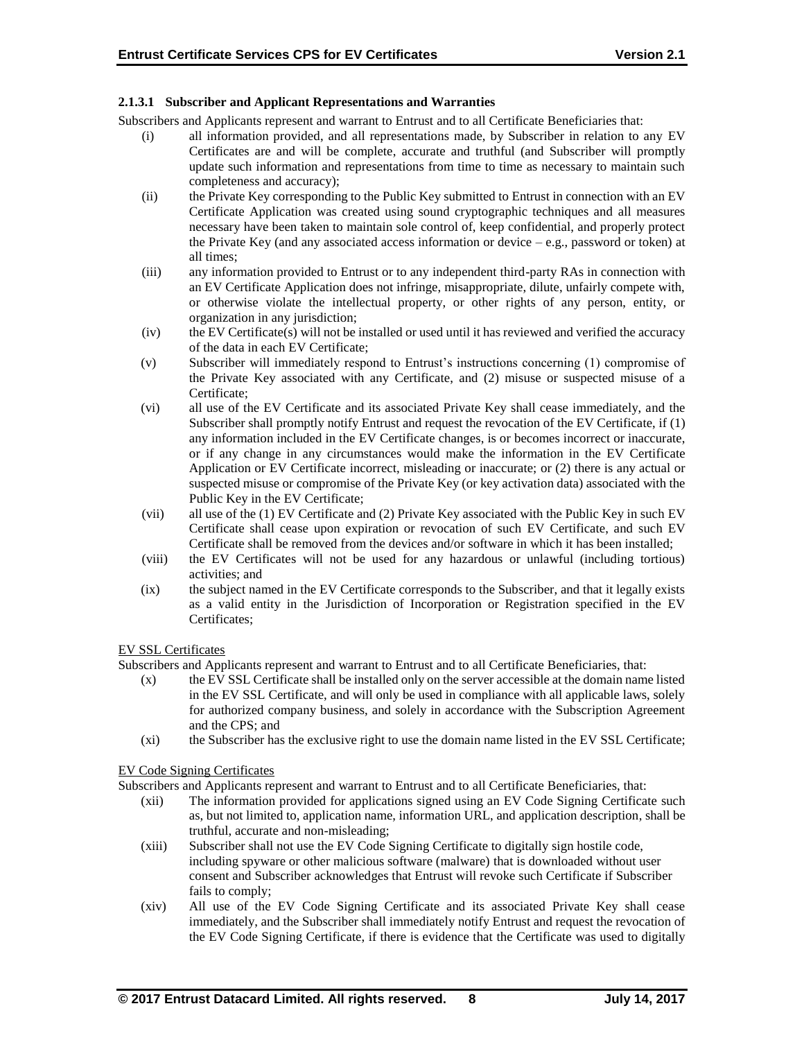#### 2.1.3.1 Subscriber and Applicant Representations and Warranties

Subscribers and Applicants represent and warrant to Entrust and to all Certificate Beneficiaries that:

(i) all information provided, and all representations made, by Subscriber in relation to any EV Certificates are and will be complete, accurate and truthful (and Subscriber will promptly update such information and representations from time to time as necessary to maintain such completeness and accuracy);

(ii) the Private Key corresponding to the Public Key submitted to Entrust in connection with an EV Certificate Application was created using sound cryptographic techniques and all measures necessary have been taken to maintain sole control of, keep confidential, and properly protect the Private Key (and any associated access information or device – e.g., password or token) at all times;

(iii) any information provided to Entrust or to any independent third-party RAs in connection with an EV Certificate Application does not infringe, misappropriate, dilute, unfairly compete with, or otherwise violate the intellectual property, or other rights of any person, entity, or organization in any jurisdiction;

(iv) the EV Certificate(s) will not be installed or used until it has reviewed and verified the accuracy of the data in each EV Certificate;

(v) Subscriber will immediately respond to Entrust's instructions concerning (1) compromise of the Private Key associated with any Certificate, and (2) misuse or suspected misuse of a Certificate;

(vi) all use of the EV Certificate and its associated Private Key shall cease immediately, and the Subscriber shall promptly notify Entrust and request the revocation of the EV Certificate, if (1) any information included in the EV Certificate changes, is or becomes incorrect or inaccurate, or if any change in any circumstances would make the information in the EV Certificate Application or EV Certificate incorrect, misleading or inaccurate; or (2) there is any actual or suspected misuse or compromise of the Private Key (or key activation data) associated with the Public Key in the EV Certificate;

(vii) all use of the (1) EV Certificate and (2) Private Key associated with the Public Key in such EV Certificate shall cease upon expiration or revocation of such EV Certificate, and such EV Certificate shall be removed from the devices and/or software in which it has been installed;

(viii) the EV Certificates will not be used for any hazardous or unlawful (including tortious) activities; and

(ix) the subject named in the EV Certificate corresponds to the Subscriber, and that it legally exists as a valid entity in the Jurisdiction of Incorporation or Registration specified in the EV Certificates;

EV SSL Certificates

Subscribers and Applicants represent and warrant to Entrust and to all Certificate Beneficiaries, that:

(x) the EV SSL Certificate shall be installed only on the server accessible at the domain name listed in the EV SSL Certificate, and will only be used in compliance with all applicable laws, solely for authorized company business, and solely in accordance with the Subscription Agreement and the CPS; and

(xi) the Subscriber has the exclusive right to use the domain name listed in the EV SSL Certificate;

EV Code Signing Certificates

Subscribers and Applicants represent and warrant to Entrust and to all Certificate Beneficiaries, that:

(xii) The information provided for applications signed using an EV Code Signing Certificate such as, but not limited to, application name, information URL, and application description, shall be truthful, accurate and non-misleading;

(xiii) Subscriber shall not use the EV Code Signing Certificate to digitally sign hostile code, including spyware or other malicious software (malware) that is downloaded without user consent and Subscriber acknowledges that Entrust will revoke such Certificate if Subscriber fails to comply;

(xiv) All use of the EV Code Signing Certificate and its associated Private Key shall cease immediately, and the Subscriber shall immediately notify Entrust and request the revocation of the EV Code Signing Certificate, if there is evidence that the Certificate was used to digitally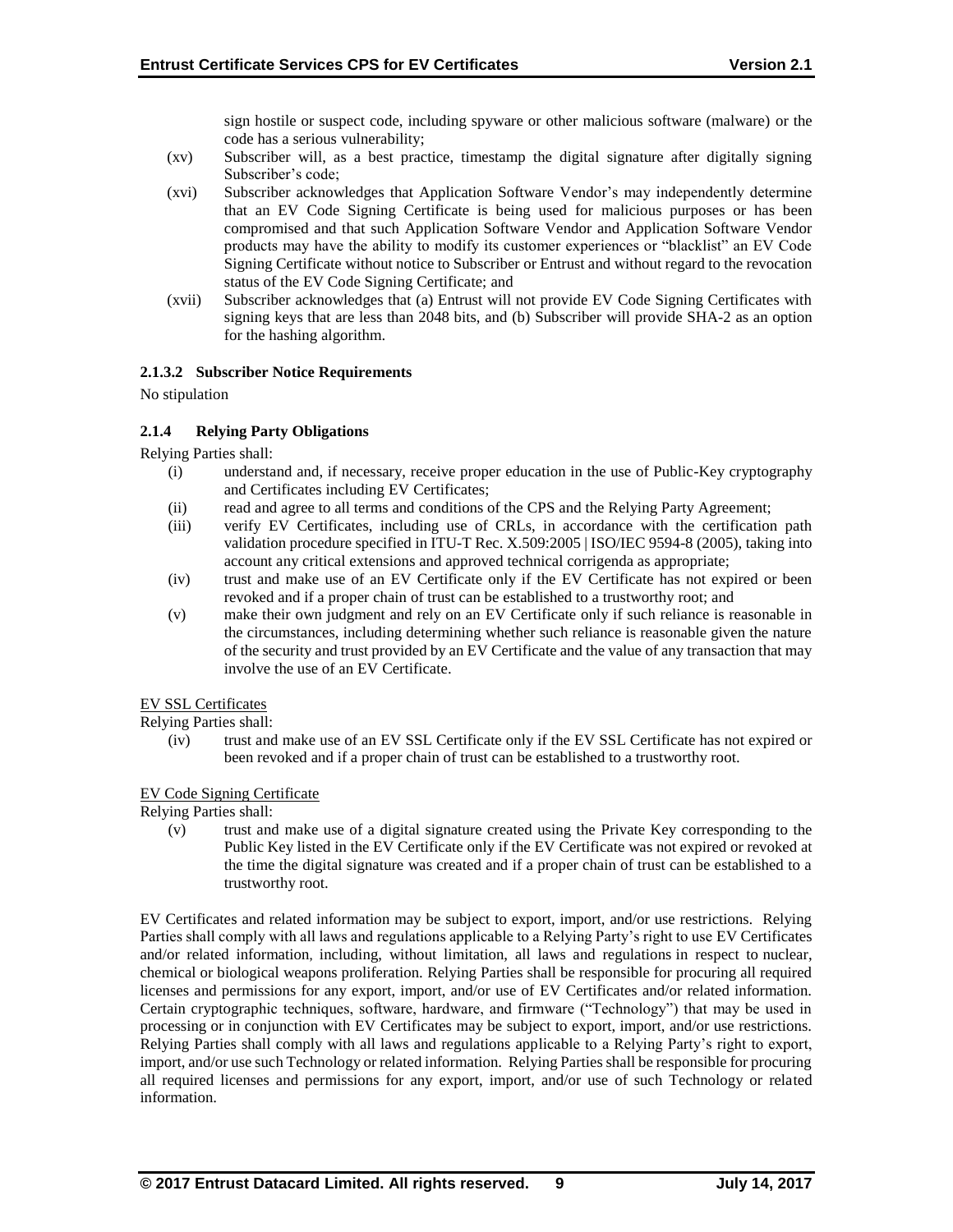sign hostile or suspect code, including spyware or other malicious software (malware) or the code has a serious vulnerability;

(xv) Subscriber will, as a best practice, timestamp the digital signature after digitally signing Subscriber's code;

(xvi) Subscriber acknowledges that Application Software Vendor's may independently determine that an EV Code Signing Certificate is being used for malicious purposes or has been compromised and that such Application Software Vendor and Application Software Vendor products may have the ability to modify its customer experiences or "blacklist" an EV Code Signing Certificate without notice to Subscriber or Entrust and without regard to the revocation status of the EV Code Signing Certificate; and

(xvii) Subscriber acknowledges that (a) Entrust will not provide EV Code Signing Certificates with signing keys that are less than 2048 bits, and (b) Subscriber will provide SHA-2 as an option for the hashing algorithm.

#### 2.1.3.2 Subscriber Notice Requirements

No stipulation

### 2.1.4 Relying Party Obligations

Relying Parties shall:

(i) understand and, if necessary, receive proper education in the use of Public-Key cryptography and Certificates including EV Certificates;

(ii) read and agree to all terms and conditions of the CPS and the Relying Party Agreement;

(iii) verify EV Certificates, including use of CRLs, in accordance with the certification path validation procedure specified in ITU-T Rec. X.509:2005 | ISO/IEC 9594-8 (2005), taking into account any critical extensions and approved technical corrigenda as appropriate;

(iv) trust and make use of an EV Certificate only if the EV Certificate has not expired or been revoked and if a proper chain of trust can be established to a trustworthy root; and

(v) make their own judgment and rely on an EV Certificate only if such reliance is reasonable in the circumstances, including determining whether such reliance is reasonable given the nature of the security and trust provided by an EV Certificate and the value of any transaction that may involve the use of an EV Certificate.

EV SSL Certificates

Relying Parties shall:

(iv) trust and make use of an EV SSL Certificate only if the EV SSL Certificate has not expired or been revoked and if a proper chain of trust can be established to a trustworthy root.

EV Code Signing Certificate

Relying Parties shall:

(v) trust and make use of a digital signature created using the Private Key corresponding to the Public Key listed in the EV Certificate only if the EV Certificate was not expired or revoked at the time the digital signature was created and if a proper chain of trust can be established to a trustworthy root.

EV Certificates and related information may be subject to export, import, and/or use restrictions. Relying Parties shall comply with all laws and regulations applicable to a Relying Party's right to use EV Certificates and/or related information, including, without limitation, all laws and regulations in respect to nuclear, chemical or biological weapons proliferation. Relying Parties shall be responsible for procuring all required licenses and permissions for any export, import, and/or use of EV Certificates and/or related information. Certain cryptographic techniques, software, hardware, and firmware ("Technology") that may be used in processing or in conjunction with EV Certificates may be subject to export, import, and/or use restrictions. Relying Parties shall comply with all laws and regulations applicable to a Relying Party's right to export, import, and/or use such Technology or related information. Relying Parties shall be responsible for procuring all required licenses and permissions for any export, import, and/or use of such Technology or related information.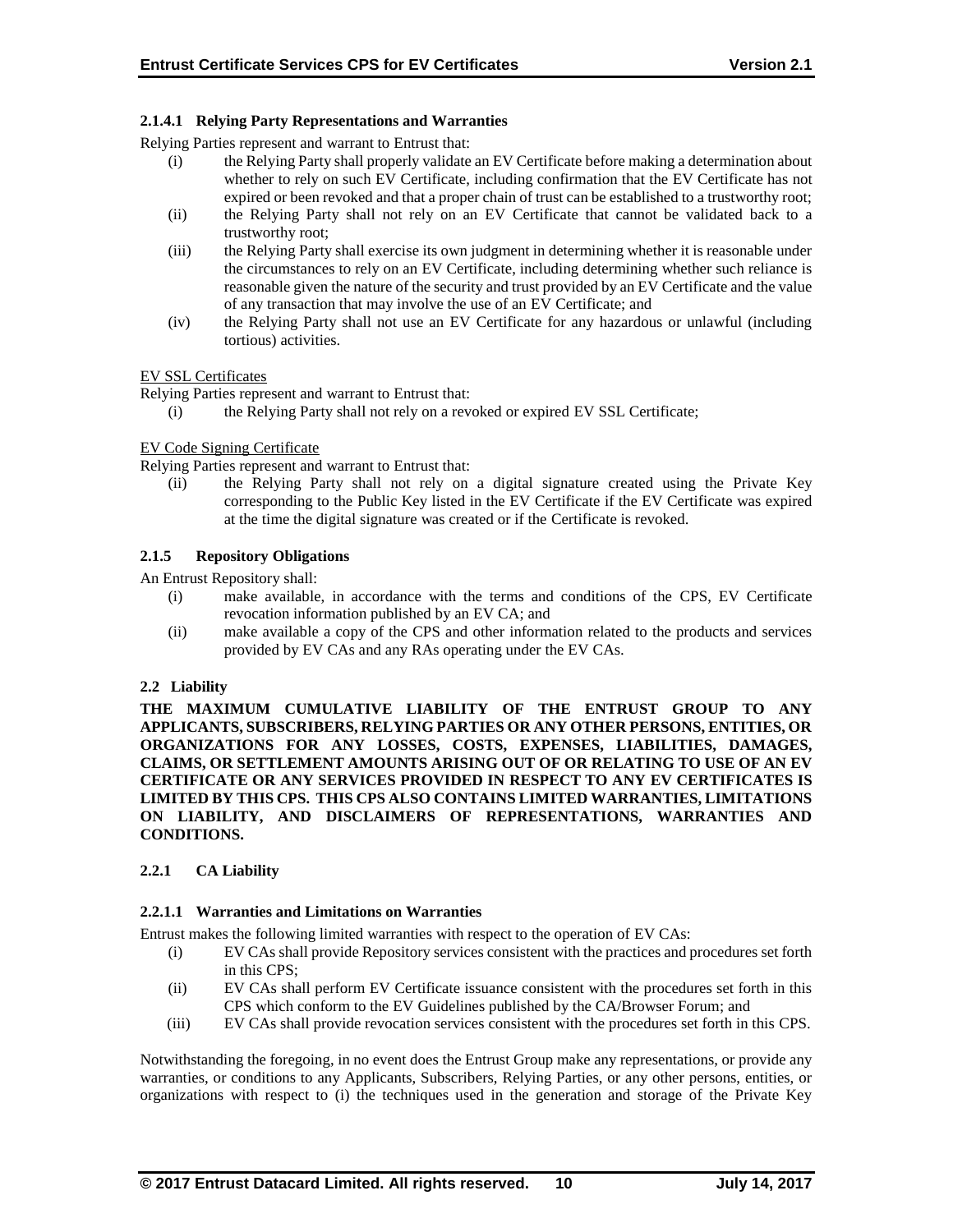#### 2.1.4.1 Relying Party Representations and Warranties

Relying Parties represent and warrant to Entrust that:

- (i) the Relying Party shall properly validate an EV Certificate before making a determination about whether to rely on such EV Certificate, including confirmation that the EV Certificate has not expired or been revoked and that a proper chain of trust can be established to a trustworthy root;
- (ii) the Relying Party shall not rely on an EV Certificate that cannot be validated back to a trustworthy root;
- (iii) the Relying Party shall exercise its own judgment in determining whether it is reasonable under the circumstances to rely on an EV Certificate, including determining whether such reliance is reasonable given the nature of the security and trust provided by an EV Certificate and the value of any transaction that may involve the use of an EV Certificate; and
- (iv) the Relying Party shall not use an EV Certificate for any hazardous or unlawful (including tortious) activities.

EV SSL Certificates

Relying Parties represent and warrant to Entrust that:

- (i) the Relying Party shall not rely on a revoked or expired EV SSL Certificate;

EV Code Signing Certificate

Relying Parties represent and warrant to Entrust that:

- (ii) the Relying Party shall not rely on a digital signature created using the Private Key corresponding to the Public Key listed in the EV Certificate if the EV Certificate was expired at the time the digital signature was created or if the Certificate is revoked.

### 2.1.5 Repository Obligations

An Entrust Repository shall:

- (i) make available, in accordance with the terms and conditions of the CPS, EV Certificate revocation information published by an EV CA; and
- (ii) make available a copy of the CPS and other information related to the products and services provided by EV CAs and any RAs operating under the EV CAs.

## 2.2 Liability

**THE MAXIMUM CUMULATIVE LIABILITY OF THE ENTRUST GROUP TO ANY APPLICANTS, SUBSCRIBERS, RELYING PARTIES OR ANY OTHER PERSONS, ENTITIES, OR ORGANIZATIONS FOR ANY LOSSES, COSTS, EXPENSES, LIABILITIES, DAMAGES, CLAIMS, OR SETTLEMENT AMOUNTS ARISING OUT OF OR RELATING TO USE OF AN EV CERTIFICATE OR ANY SERVICES PROVIDED IN RESPECT TO ANY EV CERTIFICATES IS LIMITED BY THIS CPS. THIS CPS ALSO CONTAINS LIMITED WARRANTIES, LIMITATIONS ON LIABILITY, AND DISCLAIMERS OF REPRESENTATIONS, WARRANTIES AND CONDITIONS.**

### 2.2.1 CA Liability

#### 2.2.1.1 Warranties and Limitations on Warranties

Entrust makes the following limited warranties with respect to the operation of EV CAs:

- (i) EV CAs shall provide Repository services consistent with the practices and procedures set forth in this CPS;
- (ii) EV CAs shall perform EV Certificate issuance consistent with the procedures set forth in this CPS which conform to the EV Guidelines published by the CA/Browser Forum; and
- (iii) EV CAs shall provide revocation services consistent with the procedures set forth in this CPS.

Notwithstanding the foregoing, in no event does the Entrust Group make any representations, or provide any warranties, or conditions to any Applicants, Subscribers, Relying Parties, or any other persons, entities, or organizations with respect to (i) the techniques used in the generation and storage of the Private Key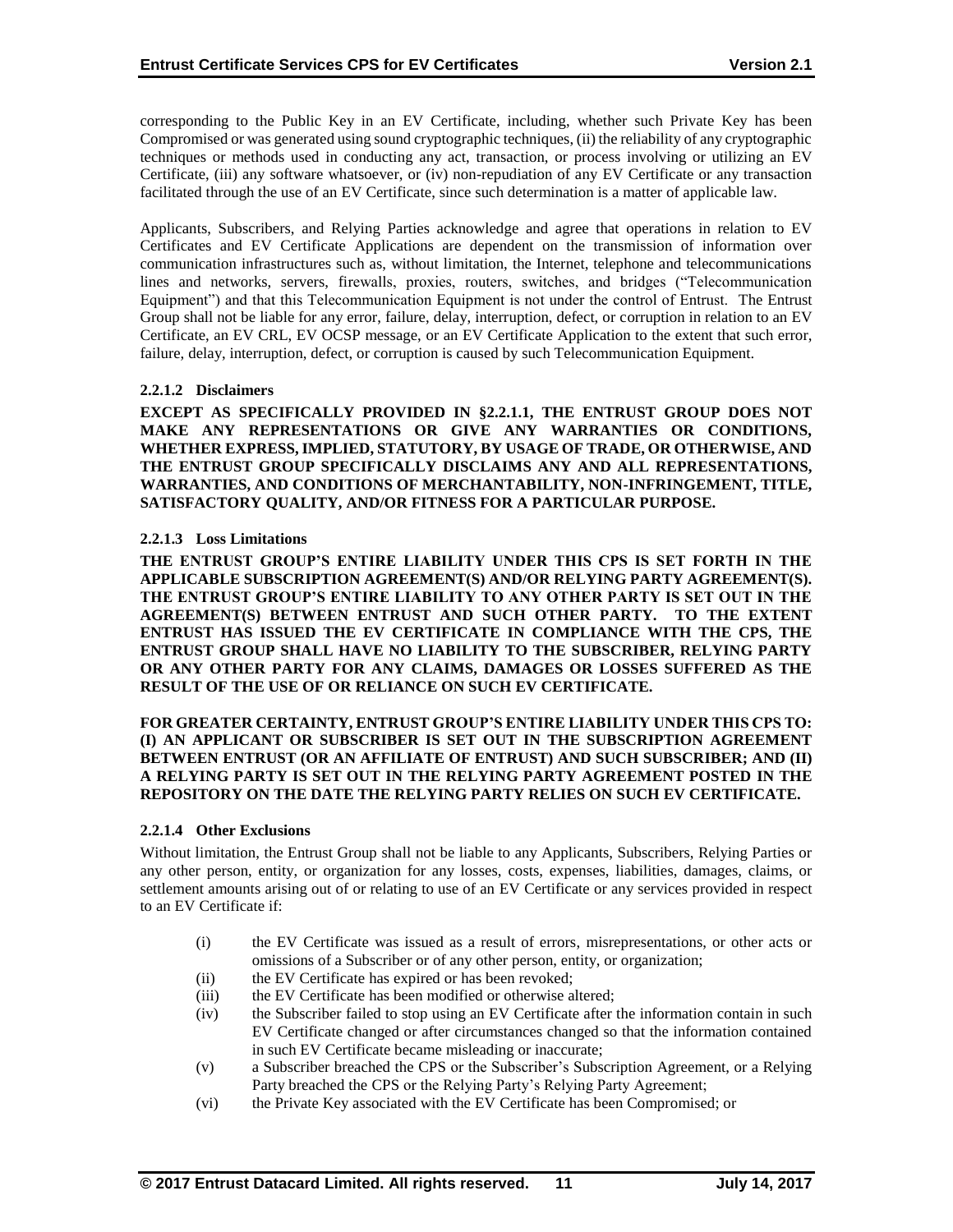corresponding to the Public Key in an EV Certificate, including, whether such Private Key has been Compromised or was generated using sound cryptographic techniques, (ii) the reliability of any cryptographic techniques or methods used in conducting any act, transaction, or process involving or utilizing an EV Certificate, (iii) any software whatsoever, or (iv) non-repudiation of any EV Certificate or any transaction facilitated through the use of an EV Certificate, since such determination is a matter of applicable law.

Applicants, Subscribers, and Relying Parties acknowledge and agree that operations in relation to EV Certificates and EV Certificate Applications are dependent on the transmission of information over communication infrastructures such as, without limitation, the Internet, telephone and telecommunications lines and networks, servers, firewalls, proxies, routers, switches, and bridges ("Telecommunication Equipment") and that this Telecommunication Equipment is not under the control of Entrust. The Entrust Group shall not be liable for any error, failure, delay, interruption, defect, or corruption in relation to an EV Certificate, an EV CRL, EV OCSP message, or an EV Certificate Application to the extent that such error, failure, delay, interruption, defect, or corruption is caused by such Telecommunication Equipment.

#### 2.2.1.2 Disclaimers

**EXCEPT AS SPECIFICALLY PROVIDED IN §2.2.1.1, THE ENTRUST GROUP DOES NOT MAKE ANY REPRESENTATIONS OR GIVE ANY WARRANTIES OR CONDITIONS, WHETHER EXPRESS, IMPLIED, STATUTORY, BY USAGE OF TRADE, OR OTHERWISE, AND THE ENTRUST GROUP SPECIFICALLY DISCLAIMS ANY AND ALL REPRESENTATIONS, WARRANTIES, AND CONDITIONS OF MERCHANTABILITY, NON-INFRINGEMENT, TITLE, SATISFACTORY QUALITY, AND/OR FITNESS FOR A PARTICULAR PURPOSE.**

#### 2.2.1.3 Loss Limitations

**THE ENTRUST GROUP'S ENTIRE LIABILITY UNDER THIS CPS IS SET FORTH IN THE APPLICABLE SUBSCRIPTION AGREEMENT(S) AND/OR RELYING PARTY AGREEMENT(S). THE ENTRUST GROUP'S ENTIRE LIABILITY TO ANY OTHER PARTY IS SET OUT IN THE AGREEMENT(S) BETWEEN ENTRUST AND SUCH OTHER PARTY. TO THE EXTENT ENTRUST HAS ISSUED THE EV CERTIFICATE IN COMPLIANCE WITH THE CPS, THE ENTRUST GROUP SHALL HAVE NO LIABILITY TO THE SUBSCRIBER, RELYING PARTY OR ANY OTHER PARTY FOR ANY CLAIMS, DAMAGES OR LOSSES SUFFERED AS THE RESULT OF THE USE OF OR RELIANCE ON SUCH EV CERTIFICATE.**

**FOR GREATER CERTAINTY, ENTRUST GROUP'S ENTIRE LIABILITY UNDER THIS CPS TO: (I) AN APPLICANT OR SUBSCRIBER IS SET OUT IN THE SUBSCRIPTION AGREEMENT BETWEEN ENTRUST (OR AN AFFILIATE OF ENTRUST) AND SUCH SUBSCRIBER; AND (II) A RELYING PARTY IS SET OUT IN THE RELYING PARTY AGREEMENT POSTED IN THE REPOSITORY ON THE DATE THE RELYING PARTY RELIES ON SUCH EV CERTIFICATE.**

#### 2.2.1.4 Other Exclusions

Without limitation, the Entrust Group shall not be liable to any Applicants, Subscribers, Relying Parties or any other person, entity, or organization for any losses, costs, expenses, liabilities, damages, claims, or settlement amounts arising out of or relating to use of an EV Certificate or any services provided in respect to an EV Certificate if:

- (i) the EV Certificate was issued as a result of errors, misrepresentations, or other acts or omissions of a Subscriber or of any other person, entity, or organization;
- (ii) the EV Certificate has expired or has been revoked;
- (iii) the EV Certificate has been modified or otherwise altered;
- (iv) the Subscriber failed to stop using an EV Certificate after the information contain in such EV Certificate changed or after circumstances changed so that the information contained in such EV Certificate became misleading or inaccurate;
- (v) a Subscriber breached the CPS or the Subscriber's Subscription Agreement, or a Relying Party breached the CPS or the Relying Party's Relying Party Agreement;
- (vi) the Private Key associated with the EV Certificate has been Compromised; or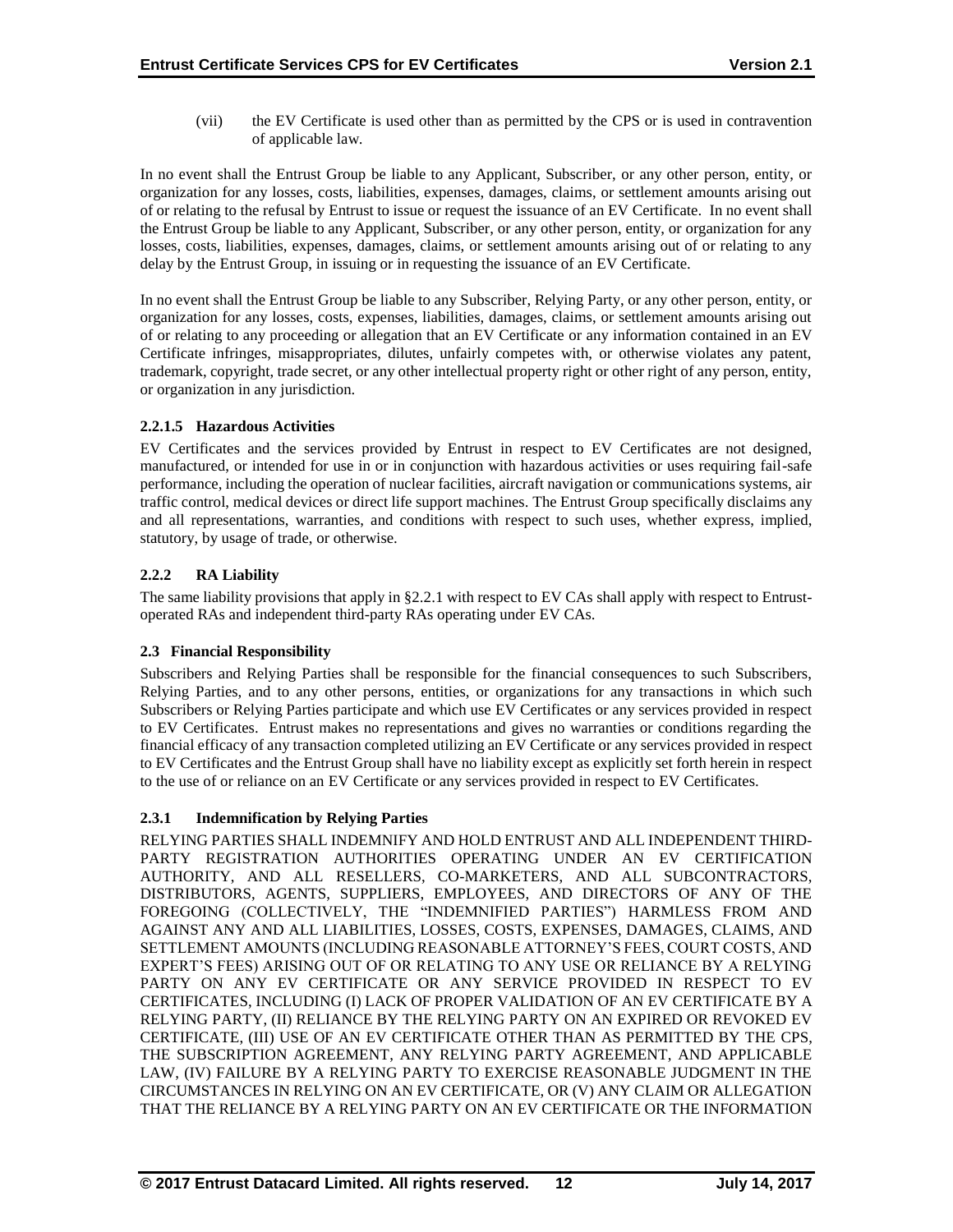(vii) the EV Certificate is used other than as permitted by the CPS or is used in contravention of applicable law.

In no event shall the Entrust Group be liable to any Applicant, Subscriber, or any other person, entity, or organization for any losses, costs, liabilities, expenses, damages, claims, or settlement amounts arising out of or relating to the refusal by Entrust to issue or request the issuance of an EV Certificate. In no event shall the Entrust Group be liable to any Applicant, Subscriber, or any other person, entity, or organization for any losses, costs, liabilities, expenses, damages, claims, or settlement amounts arising out of or relating to any delay by the Entrust Group, in issuing or in requesting the issuance of an EV Certificate.

In no event shall the Entrust Group be liable to any Subscriber, Relying Party, or any other person, entity, or organization for any losses, costs, expenses, liabilities, damages, claims, or settlement amounts arising out of or relating to any proceeding or allegation that an EV Certificate or any information contained in an EV Certificate infringes, misappropriates, dilutes, unfairly competes with, or otherwise violates any patent, trademark, copyright, trade secret, or any other intellectual property right or other right of any person, entity, or organization in any jurisdiction.

#### 2.2.1.5 Hazardous Activities

EV Certificates and the services provided by Entrust in respect to EV Certificates are not designed, manufactured, or intended for use in or in conjunction with hazardous activities or uses requiring fail-safe performance, including the operation of nuclear facilities, aircraft navigation or communications systems, air traffic control, medical devices or direct life support machines. The Entrust Group specifically disclaims any and all representations, warranties, and conditions with respect to such uses, whether express, implied, statutory, by usage of trade, or otherwise.

### 2.2.2 RA Liability

The same liability provisions that apply in §2.2.1 with respect to EV CAs shall apply with respect to Entrust-operated RAs and independent third-party RAs operating under EV CAs.

## 2.3 Financial Responsibility

Subscribers and Relying Parties shall be responsible for the financial consequences to such Subscribers, Relying Parties, and to any other persons, entities, or organizations for any transactions in which such Subscribers or Relying Parties participate and which use EV Certificates or any services provided in respect to EV Certificates. Entrust makes no representations and gives no warranties or conditions regarding the financial efficacy of any transaction completed utilizing an EV Certificate or any services provided in respect to EV Certificates and the Entrust Group shall have no liability except as explicitly set forth herein in respect to the use of or reliance on an EV Certificate or any services provided in respect to EV Certificates.

### 2.3.1 Indemnification by Relying Parties

RELYING PARTIES SHALL INDEMNIFY AND HOLD ENTRUST AND ALL INDEPENDENT THIRD-PARTY REGISTRATION AUTHORITIES OPERATING UNDER AN EV CERTIFICATION AUTHORITY, AND ALL RESELLERS, CO-MARKETERS, AND ALL SUBCONTRACTORS, DISTRIBUTORS, AGENTS, SUPPLIERS, EMPLOYEES, AND DIRECTORS OF ANY OF THE FOREGOING (COLLECTIVELY, THE "INDEMNIFIED PARTIES") HARMLESS FROM AND AGAINST ANY AND ALL LIABILITIES, LOSSES, COSTS, EXPENSES, DAMAGES, CLAIMS, AND SETTLEMENT AMOUNTS (INCLUDING REASONABLE ATTORNEY'S FEES, COURT COSTS, AND EXPERT'S FEES) ARISING OUT OF OR RELATING TO ANY USE OR RELIANCE BY A RELYING PARTY ON ANY EV CERTIFICATE OR ANY SERVICE PROVIDED IN RESPECT TO EV CERTIFICATES, INCLUDING (I) LACK OF PROPER VALIDATION OF AN EV CERTIFICATE BY A RELYING PARTY, (II) RELIANCE BY THE RELYING PARTY ON AN EXPIRED OR REVOKED EV CERTIFICATE, (III) USE OF AN EV CERTIFICATE OTHER THAN AS PERMITTED BY THE CPS, THE SUBSCRIPTION AGREEMENT, ANY RELYING PARTY AGREEMENT, AND APPLICABLE LAW, (IV) FAILURE BY A RELYING PARTY TO EXERCISE REASONABLE JUDGMENT IN THE CIRCUMSTANCES IN RELYING ON AN EV CERTIFICATE, OR (V) ANY CLAIM OR ALLEGATION THAT THE RELIANCE BY A RELYING PARTY ON AN EV CERTIFICATE OR THE INFORMATION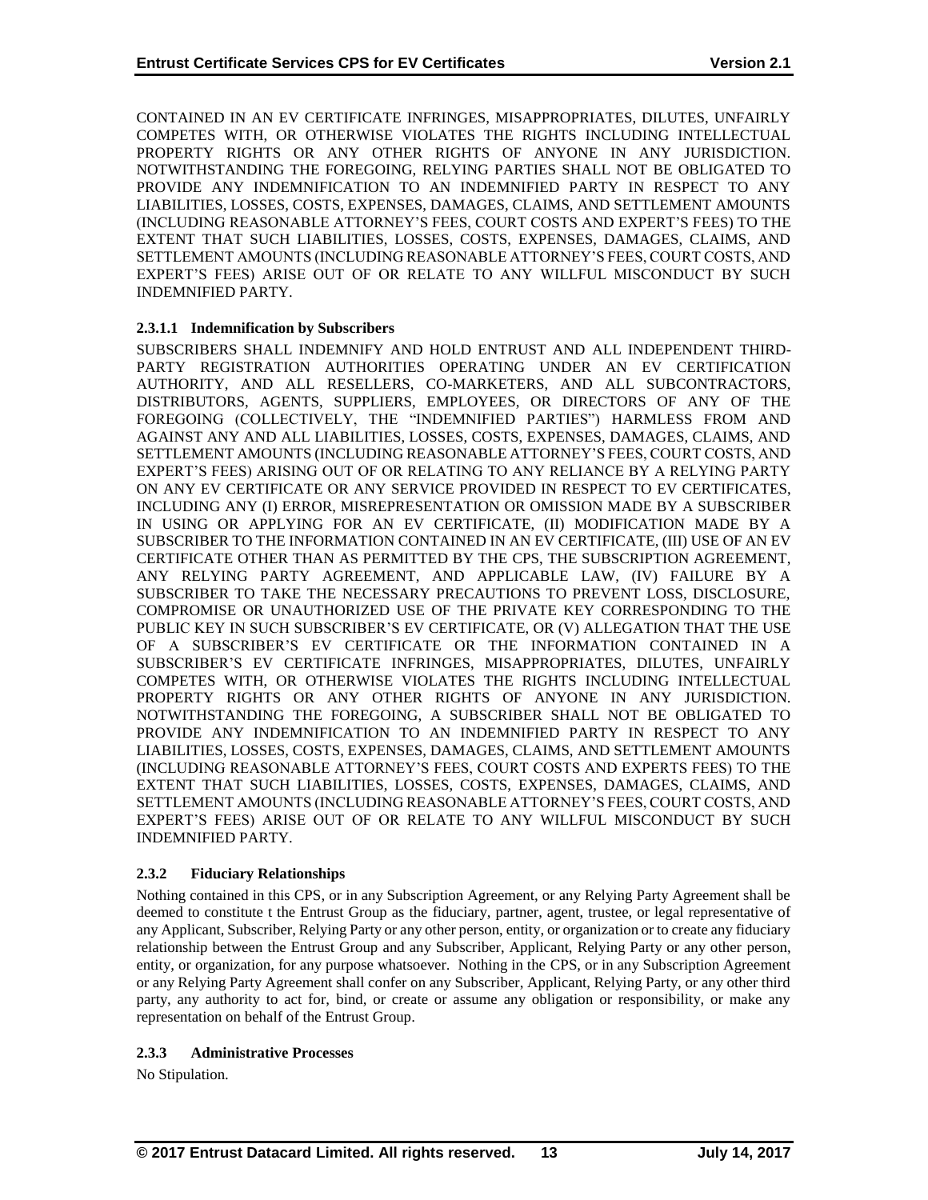CONTAINED IN AN EV CERTIFICATE INFRINGES, MISAPPROPRIATES, DILUTES, UNFAIRLY COMPETES WITH, OR OTHERWISE VIOLATES THE RIGHTS INCLUDING INTELLECTUAL PROPERTY RIGHTS OR ANY OTHER RIGHTS OF ANYONE IN ANY JURISDICTION. NOTWITHSTANDING THE FOREGOING, RELYING PARTIES SHALL NOT BE OBLIGATED TO PROVIDE ANY INDEMNIFICATION TO AN INDEMNIFIED PARTY IN RESPECT TO ANY LIABILITIES, LOSSES, COSTS, EXPENSES, DAMAGES, CLAIMS, AND SETTLEMENT AMOUNTS (INCLUDING REASONABLE ATTORNEY'S FEES, COURT COSTS AND EXPERT'S FEES) TO THE EXTENT THAT SUCH LIABILITIES, LOSSES, COSTS, EXPENSES, DAMAGES, CLAIMS, AND SETTLEMENT AMOUNTS (INCLUDING REASONABLE ATTORNEY'S FEES, COURT COSTS, AND EXPERT'S FEES) ARISE OUT OF OR RELATE TO ANY WILLFUL MISCONDUCT BY SUCH INDEMNIFIED PARTY.

#### 2.3.1.1 Indemnification by Subscribers

SUBSCRIBERS SHALL INDEMNIFY AND HOLD ENTRUST AND ALL INDEPENDENT THIRD-PARTY REGISTRATION AUTHORITIES OPERATING UNDER AN EV CERTIFICATION AUTHORITY, AND ALL RESELLERS, CO-MARKETERS, AND ALL SUBCONTRACTORS, DISTRIBUTORS, AGENTS, SUPPLIERS, EMPLOYEES, OR DIRECTORS OF ANY OF THE FOREGOING (COLLECTIVELY, THE "INDEMNIFIED PARTIES") HARMLESS FROM AND AGAINST ANY AND ALL LIABILITIES, LOSSES, COSTS, EXPENSES, DAMAGES, CLAIMS, AND SETTLEMENT AMOUNTS (INCLUDING REASONABLE ATTORNEY'S FEES, COURT COSTS, AND EXPERT'S FEES) ARISING OUT OF OR RELATING TO ANY RELIANCE BY A RELYING PARTY ON ANY EV CERTIFICATE OR ANY SERVICE PROVIDED IN RESPECT TO EV CERTIFICATES, INCLUDING ANY (I) ERROR, MISREPRESENTATION OR OMISSION MADE BY A SUBSCRIBER IN USING OR APPLYING FOR AN EV CERTIFICATE, (II) MODIFICATION MADE BY A SUBSCRIBER TO THE INFORMATION CONTAINED IN AN EV CERTIFICATE, (III) USE OF AN EV CERTIFICATE OTHER THAN AS PERMITTED BY THE CPS, THE SUBSCRIPTION AGREEMENT, ANY RELYING PARTY AGREEMENT, AND APPLICABLE LAW, (IV) FAILURE BY A SUBSCRIBER TO TAKE THE NECESSARY PRECAUTIONS TO PREVENT LOSS, DISCLOSURE, COMPROMISE OR UNAUTHORIZED USE OF THE PRIVATE KEY CORRESPONDING TO THE PUBLIC KEY IN SUCH SUBSCRIBER'S EV CERTIFICATE, OR (V) ALLEGATION THAT THE USE OF A SUBSCRIBER'S EV CERTIFICATE OR THE INFORMATION CONTAINED IN A SUBSCRIBER'S EV CERTIFICATE INFRINGES, MISAPPROPRIATES, DILUTES, UNFAIRLY COMPETES WITH, OR OTHERWISE VIOLATES THE RIGHTS INCLUDING INTELLECTUAL PROPERTY RIGHTS OR ANY OTHER RIGHTS OF ANYONE IN ANY JURISDICTION. NOTWITHSTANDING THE FOREGOING, A SUBSCRIBER SHALL NOT BE OBLIGATED TO PROVIDE ANY INDEMNIFICATION TO AN INDEMNIFIED PARTY IN RESPECT TO ANY LIABILITIES, LOSSES, COSTS, EXPENSES, DAMAGES, CLAIMS, AND SETTLEMENT AMOUNTS (INCLUDING REASONABLE ATTORNEY'S FEES, COURT COSTS AND EXPERTS FEES) TO THE EXTENT THAT SUCH LIABILITIES, LOSSES, COSTS, EXPENSES, DAMAGES, CLAIMS, AND SETTLEMENT AMOUNTS (INCLUDING REASONABLE ATTORNEY'S FEES, COURT COSTS, AND EXPERT'S FEES) ARISE OUT OF OR RELATE TO ANY WILLFUL MISCONDUCT BY SUCH INDEMNIFIED PARTY.

### 2.3.2 Fiduciary Relationships

Nothing contained in this CPS, or in any Subscription Agreement, or any Relying Party Agreement shall be deemed to constitute t the Entrust Group as the fiduciary, partner, agent, trustee, or legal representative of any Applicant, Subscriber, Relying Party or any other person, entity, or organization or to create any fiduciary relationship between the Entrust Group and any Subscriber, Applicant, Relying Party or any other person, entity, or organization, for any purpose whatsoever. Nothing in the CPS, or in any Subscription Agreement or any Relying Party Agreement shall confer on any Subscriber, Applicant, Relying Party, or any other third party, any authority to act for, bind, or create or assume any obligation or responsibility, or make any representation on behalf of the Entrust Group.

### 2.3.3 Administrative Processes

No Stipulation.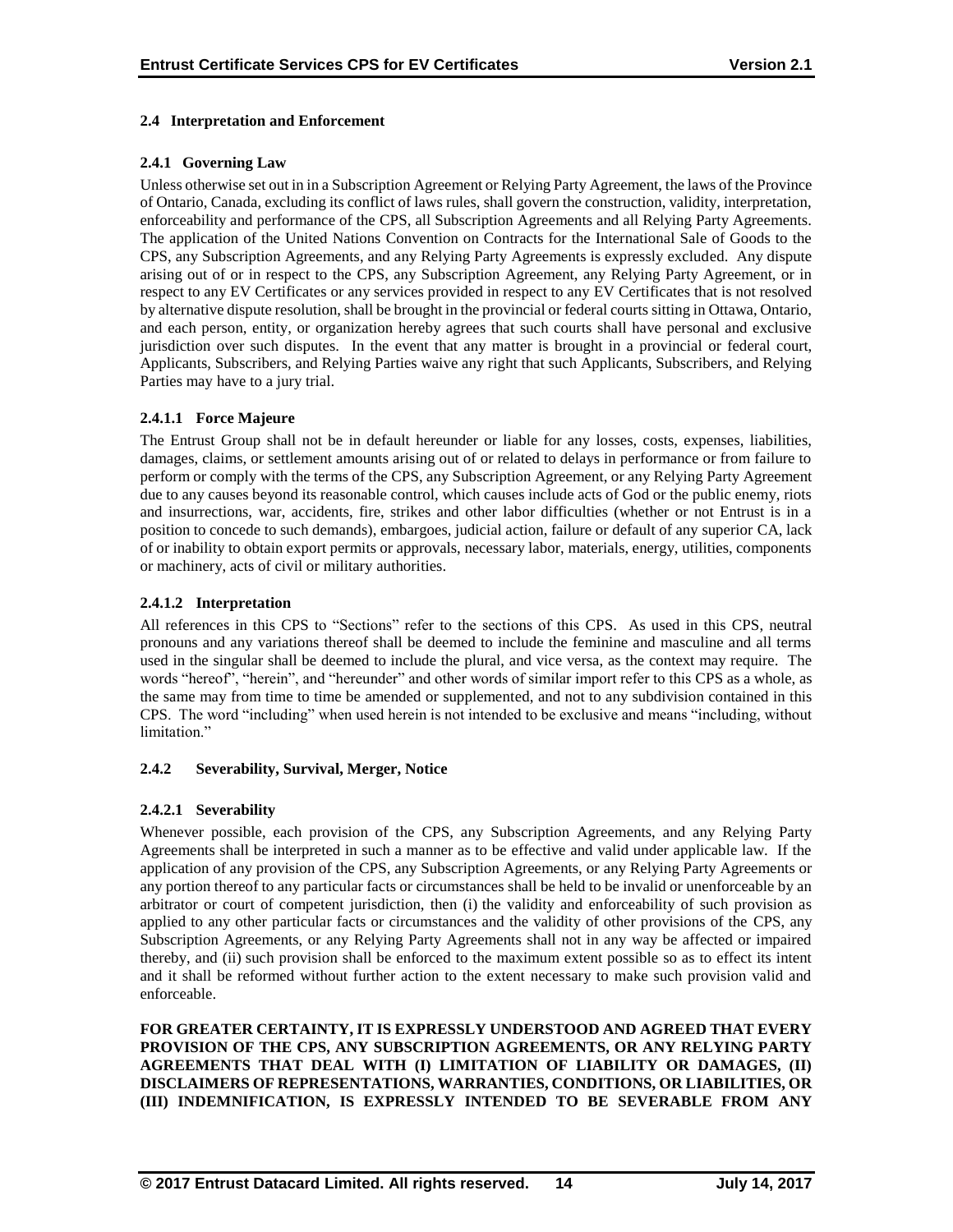### 2.4 Interpretation and Enforcement

#### 2.4.1 Governing Law

Unless otherwise set out in in a Subscription Agreement or Relying Party Agreement, the laws of the Province of Ontario, Canada, excluding its conflict of laws rules, shall govern the construction, validity, interpretation, enforceability and performance of the CPS, all Subscription Agreements and all Relying Party Agreements. The application of the United Nations Convention on Contracts for the International Sale of Goods to the CPS, any Subscription Agreements, and any Relying Party Agreements is expressly excluded. Any dispute arising out of or in respect to the CPS, any Subscription Agreement, any Relying Party Agreement, or in respect to any EV Certificates or any services provided in respect to any EV Certificates that is not resolved by alternative dispute resolution, shall be brought in the provincial or federal courts sitting in Ottawa, Ontario, and each person, entity, or organization hereby agrees that such courts shall have personal and exclusive jurisdiction over such disputes. In the event that any matter is brought in a provincial or federal court, Applicants, Subscribers, and Relying Parties waive any right that such Applicants, Subscribers, and Relying Parties may have to a jury trial.

##### 2.4.1.1 Force Majeure

The Entrust Group shall not be in default hereunder or liable for any losses, costs, expenses, liabilities, damages, claims, or settlement amounts arising out of or related to delays in performance or from failure to perform or comply with the terms of the CPS, any Subscription Agreement, or any Relying Party Agreement due to any causes beyond its reasonable control, which causes include acts of God or the public enemy, riots and insurrections, war, accidents, fire, strikes and other labor difficulties (whether or not Entrust is in a position to concede to such demands), embargoes, judicial action, failure or default of any superior CA, lack of or inability to obtain export permits or approvals, necessary labor, materials, energy, utilities, components or machinery, acts of civil or military authorities.

##### 2.4.1.2 Interpretation

All references in this CPS to "Sections" refer to the sections of this CPS. As used in this CPS, neutral pronouns and any variations thereof shall be deemed to include the feminine and masculine and all terms used in the singular shall be deemed to include the plural, and vice versa, as the context may require. The words "hereof", "herein", and "hereunder" and other words of similar import refer to this CPS as a whole, as the same may from time to time be amended or supplemented, and not to any subdivision contained in this CPS. The word "including" when used herein is not intended to be exclusive and means "including, without limitation."

#### 2.4.2 Severability, Survival, Merger, Notice

##### 2.4.2.1 Severability

Whenever possible, each provision of the CPS, any Subscription Agreements, and any Relying Party Agreements shall be interpreted in such a manner as to be effective and valid under applicable law. If the application of any provision of the CPS, any Subscription Agreements, or any Relying Party Agreements or any portion thereof to any particular facts or circumstances shall be held to be invalid or unenforceable by an arbitrator or court of competent jurisdiction, then (i) the validity and enforceability of such provision as applied to any other particular facts or circumstances and the validity of other provisions of the CPS, any Subscription Agreements, or any Relying Party Agreements shall not in any way be affected or impaired thereby, and (ii) such provision shall be enforced to the maximum extent possible so as to effect its intent and it shall be reformed without further action to the extent necessary to make such provision valid and enforceable.

**FOR GREATER CERTAINTY, IT IS EXPRESSLY UNDERSTOOD AND AGREED THAT EVERY PROVISION OF THE CPS, ANY SUBSCRIPTION AGREEMENTS, OR ANY RELYING PARTY AGREEMENTS THAT DEAL WITH (I) LIMITATION OF LIABILITY OR DAMAGES, (II) DISCLAIMERS OF REPRESENTATIONS, WARRANTIES, CONDITIONS, OR LIABILITIES, OR (III) INDEMNIFICATION, IS EXPRESSLY INTENDED TO BE SEVERABLE FROM ANY**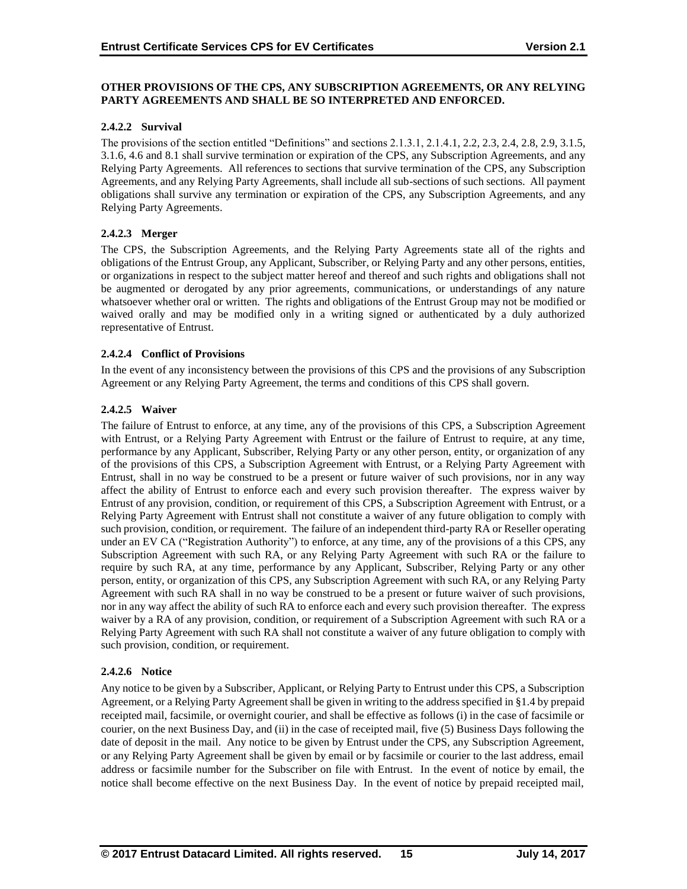**OTHER PROVISIONS OF THE CPS, ANY SUBSCRIPTION AGREEMENTS, OR ANY RELYING PARTY AGREEMENTS AND SHALL BE SO INTERPRETED AND ENFORCED.**

#### 2.4.2.2 Survival

The provisions of the section entitled "Definitions" and sections 2.1.3.1, 2.1.4.1, 2.2, 2.3, 2.4, 2.8, 2.9, 3.1.5, 3.1.6, 4.6 and 8.1 shall survive termination or expiration of the CPS, any Subscription Agreements, and any Relying Party Agreements. All references to sections that survive termination of the CPS, any Subscription Agreements, and any Relying Party Agreements, shall include all sub-sections of such sections. All payment obligations shall survive any termination or expiration of the CPS, any Subscription Agreements, and any Relying Party Agreements.

#### 2.4.2.3 Merger

The CPS, the Subscription Agreements, and the Relying Party Agreements state all of the rights and obligations of the Entrust Group, any Applicant, Subscriber, or Relying Party and any other persons, entities, or organizations in respect to the subject matter hereof and thereof and such rights and obligations shall not be augmented or derogated by any prior agreements, communications, or understandings of any nature whatsoever whether oral or written. The rights and obligations of the Entrust Group may not be modified or waived orally and may be modified only in a writing signed or authenticated by a duly authorized representative of Entrust.

#### 2.4.2.4 Conflict of Provisions

In the event of any inconsistency between the provisions of this CPS and the provisions of any Subscription Agreement or any Relying Party Agreement, the terms and conditions of this CPS shall govern.

#### 2.4.2.5 Waiver

The failure of Entrust to enforce, at any time, any of the provisions of this CPS, a Subscription Agreement with Entrust, or a Relying Party Agreement with Entrust or the failure of Entrust to require, at any time, performance by any Applicant, Subscriber, Relying Party or any other person, entity, or organization of any of the provisions of this CPS, a Subscription Agreement with Entrust, or a Relying Party Agreement with Entrust, shall in no way be construed to be a present or future waiver of such provisions, nor in any way affect the ability of Entrust to enforce each and every such provision thereafter. The express waiver by Entrust of any provision, condition, or requirement of this CPS, a Subscription Agreement with Entrust, or a Relying Party Agreement with Entrust shall not constitute a waiver of any future obligation to comply with such provision, condition, or requirement. The failure of an independent third-party RA or Reseller operating under an EV CA ("Registration Authority") to enforce, at any time, any of the provisions of a this CPS, any Subscription Agreement with such RA, or any Relying Party Agreement with such RA or the failure to require by such RA, at any time, performance by any Applicant, Subscriber, Relying Party or any other person, entity, or organization of this CPS, any Subscription Agreement with such RA, or any Relying Party Agreement with such RA shall in no way be construed to be a present or future waiver of such provisions, nor in any way affect the ability of such RA to enforce each and every such provision thereafter. The express waiver by a RA of any provision, condition, or requirement of a Subscription Agreement with such RA or a Relying Party Agreement with such RA shall not constitute a waiver of any future obligation to comply with such provision, condition, or requirement.

#### 2.4.2.6 Notice

Any notice to be given by a Subscriber, Applicant, or Relying Party to Entrust under this CPS, a Subscription Agreement, or a Relying Party Agreement shall be given in writing to the address specified in §1.4 by prepaid receipted mail, facsimile, or overnight courier, and shall be effective as follows (i) in the case of facsimile or courier, on the next Business Day, and (ii) in the case of receipted mail, five (5) Business Days following the date of deposit in the mail. Any notice to be given by Entrust under the CPS, any Subscription Agreement, or any Relying Party Agreement shall be given by email or by facsimile or courier to the last address, email address or facsimile number for the Subscriber on file with Entrust. In the event of notice by email, the notice shall become effective on the next Business Day. In the event of notice by prepaid receipted mail,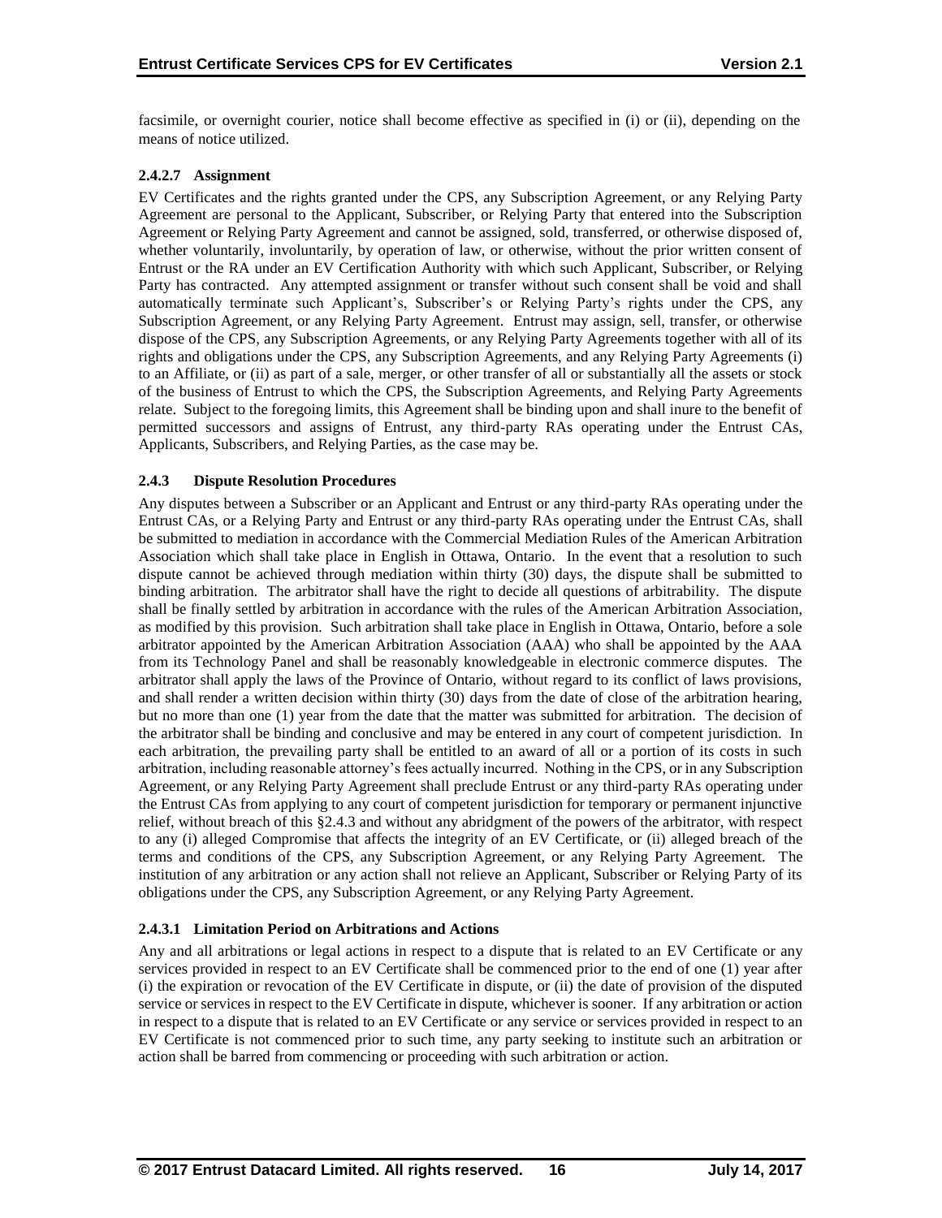facsimile, or overnight courier, notice shall become effective as specified in (i) or (ii), depending on the means of notice utilized.

#### 2.4.2.7 Assignment

EV Certificates and the rights granted under the CPS, any Subscription Agreement, or any Relying Party Agreement are personal to the Applicant, Subscriber, or Relying Party that entered into the Subscription Agreement or Relying Party Agreement and cannot be assigned, sold, transferred, or otherwise disposed of, whether voluntarily, involuntarily, by operation of law, or otherwise, without the prior written consent of Entrust or the RA under an EV Certification Authority with which such Applicant, Subscriber, or Relying Party has contracted. Any attempted assignment or transfer without such consent shall be void and shall automatically terminate such Applicant's, Subscriber's or Relying Party's rights under the CPS, any Subscription Agreement, or any Relying Party Agreement. Entrust may assign, sell, transfer, or otherwise dispose of the CPS, any Subscription Agreements, or any Relying Party Agreements together with all of its rights and obligations under the CPS, any Subscription Agreements, and any Relying Party Agreements (i) to an Affiliate, or (ii) as part of a sale, merger, or other transfer of all or substantially all the assets or stock of the business of Entrust to which the CPS, the Subscription Agreements, and Relying Party Agreements relate. Subject to the foregoing limits, this Agreement shall be binding upon and shall inure to the benefit of permitted successors and assigns of Entrust, any third-party RAs operating under the Entrust CAs, Applicants, Subscribers, and Relying Parties, as the case may be.

### 2.4.3 Dispute Resolution Procedures

Any disputes between a Subscriber or an Applicant and Entrust or any third-party RAs operating under the Entrust CAs, or a Relying Party and Entrust or any third-party RAs operating under the Entrust CAs, shall be submitted to mediation in accordance with the Commercial Mediation Rules of the American Arbitration Association which shall take place in English in Ottawa, Ontario. In the event that a resolution to such dispute cannot be achieved through mediation within thirty (30) days, the dispute shall be submitted to binding arbitration. The arbitrator shall have the right to decide all questions of arbitrability. The dispute shall be finally settled by arbitration in accordance with the rules of the American Arbitration Association, as modified by this provision. Such arbitration shall take place in English in Ottawa, Ontario, before a sole arbitrator appointed by the American Arbitration Association (AAA) who shall be appointed by the AAA from its Technology Panel and shall be reasonably knowledgeable in electronic commerce disputes. The arbitrator shall apply the laws of the Province of Ontario, without regard to its conflict of laws provisions, and shall render a written decision within thirty (30) days from the date of close of the arbitration hearing, but no more than one (1) year from the date that the matter was submitted for arbitration. The decision of the arbitrator shall be binding and conclusive and may be entered in any court of competent jurisdiction. In each arbitration, the prevailing party shall be entitled to an award of all or a portion of its costs in such arbitration, including reasonable attorney's fees actually incurred. Nothing in the CPS, or in any Subscription Agreement, or any Relying Party Agreement shall preclude Entrust or any third-party RAs operating under the Entrust CAs from applying to any court of competent jurisdiction for temporary or permanent injunctive relief, without breach of this §2.4.3 and without any abridgment of the powers of the arbitrator, with respect to any (i) alleged Compromise that affects the integrity of an EV Certificate, or (ii) alleged breach of the terms and conditions of the CPS, any Subscription Agreement, or any Relying Party Agreement. The institution of any arbitration or any action shall not relieve an Applicant, Subscriber or Relying Party of its obligations under the CPS, any Subscription Agreement, or any Relying Party Agreement.

#### 2.4.3.1 Limitation Period on Arbitrations and Actions

Any and all arbitrations or legal actions in respect to a dispute that is related to an EV Certificate or any services provided in respect to an EV Certificate shall be commenced prior to the end of one (1) year after (i) the expiration or revocation of the EV Certificate in dispute, or (ii) the date of provision of the disputed service or services in respect to the EV Certificate in dispute, whichever is sooner. If any arbitration or action in respect to a dispute that is related to an EV Certificate or any service or services provided in respect to an EV Certificate is not commenced prior to such time, any party seeking to institute such an arbitration or action shall be barred from commencing or proceeding with such arbitration or action.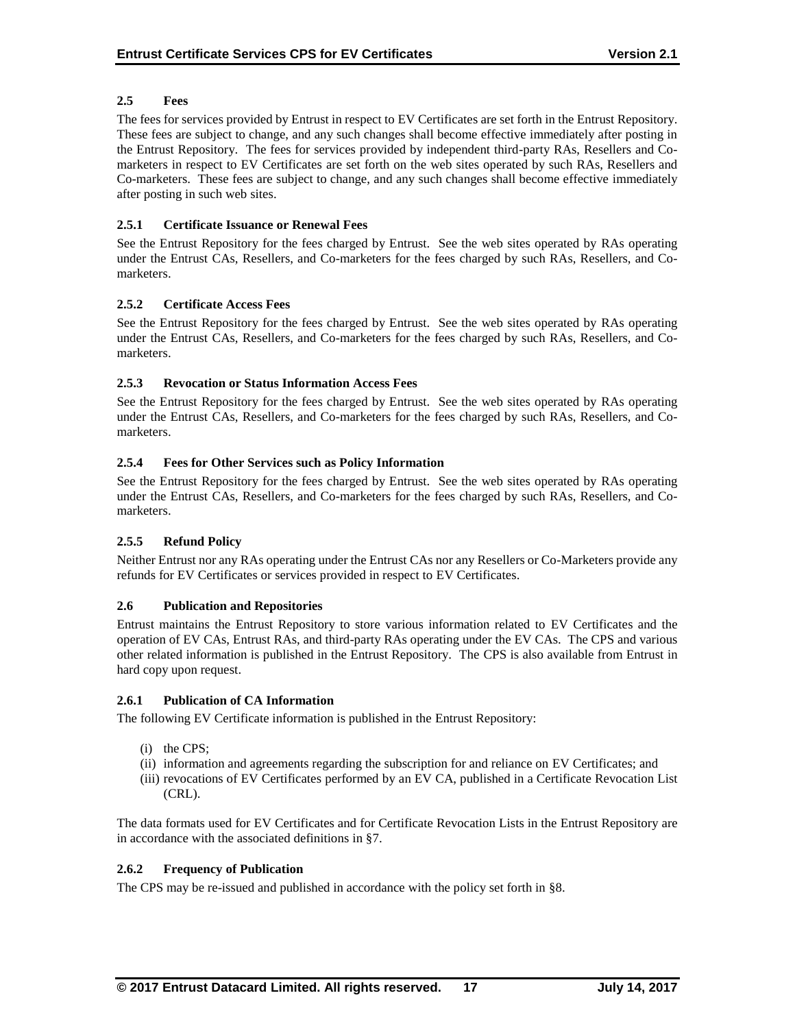### 2.5 Fees

The fees for services provided by Entrust in respect to EV Certificates are set forth in the Entrust Repository. These fees are subject to change, and any such changes shall become effective immediately after posting in the Entrust Repository. The fees for services provided by independent third-party RAs, Resellers and Co-marketers in respect to EV Certificates are set forth on the web sites operated by such RAs, Resellers and Co-marketers. These fees are subject to change, and any such changes shall become effective immediately after posting in such web sites.

#### 2.5.1 Certificate Issuance or Renewal Fees

See the Entrust Repository for the fees charged by Entrust. See the web sites operated by RAs operating under the Entrust CAs, Resellers, and Co-marketers for the fees charged by such RAs, Resellers, and Co-marketers.

#### 2.5.2 Certificate Access Fees

See the Entrust Repository for the fees charged by Entrust. See the web sites operated by RAs operating under the Entrust CAs, Resellers, and Co-marketers for the fees charged by such RAs, Resellers, and Co-marketers.

#### 2.5.3 Revocation or Status Information Access Fees

See the Entrust Repository for the fees charged by Entrust. See the web sites operated by RAs operating under the Entrust CAs, Resellers, and Co-marketers for the fees charged by such RAs, Resellers, and Co-marketers.

#### 2.5.4 Fees for Other Services such as Policy Information

See the Entrust Repository for the fees charged by Entrust. See the web sites operated by RAs operating under the Entrust CAs, Resellers, and Co-marketers for the fees charged by such RAs, Resellers, and Co-marketers.

#### 2.5.5 Refund Policy

Neither Entrust nor any RAs operating under the Entrust CAs nor any Resellers or Co-Marketers provide any refunds for EV Certificates or services provided in respect to EV Certificates.

### 2.6 Publication and Repositories

Entrust maintains the Entrust Repository to store various information related to EV Certificates and the operation of EV CAs, Entrust RAs, and third-party RAs operating under the EV CAs. The CPS and various other related information is published in the Entrust Repository. The CPS is also available from Entrust in hard copy upon request.

#### 2.6.1 Publication of CA Information

The following EV Certificate information is published in the Entrust Repository:

(i) the CPS;
(ii) information and agreements regarding the subscription for and reliance on EV Certificates; and
(iii) revocations of EV Certificates performed by an EV CA, published in a Certificate Revocation List (CRL).

The data formats used for EV Certificates and for Certificate Revocation Lists in the Entrust Repository are in accordance with the associated definitions in §7.

#### 2.6.2 Frequency of Publication

The CPS may be re-issued and published in accordance with the policy set forth in §8.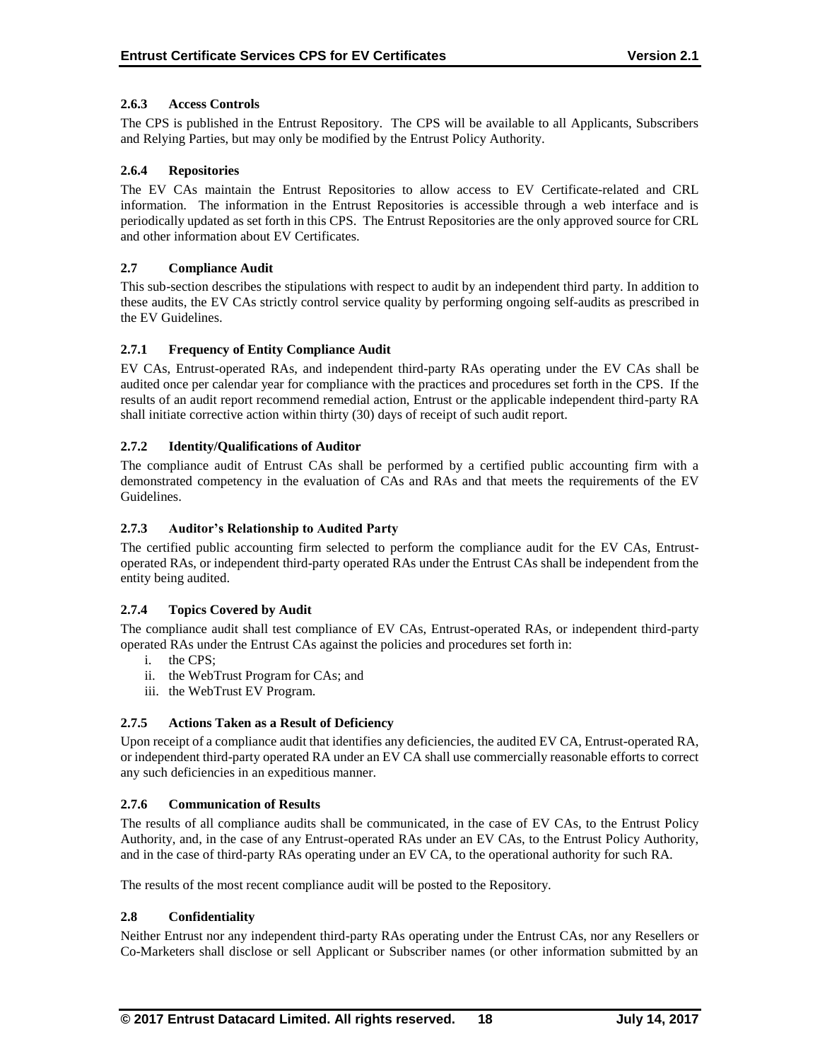### 2.6.3 Access Controls

The CPS is published in the Entrust Repository. The CPS will be available to all Applicants, Subscribers and Relying Parties, but may only be modified by the Entrust Policy Authority.

### 2.6.4 Repositories

The EV CAs maintain the Entrust Repositories to allow access to EV Certificate-related and CRL information. The information in the Entrust Repositories is accessible through a web interface and is periodically updated as set forth in this CPS. The Entrust Repositories are the only approved source for CRL and other information about EV Certificates.

## 2.7 Compliance Audit

This sub-section describes the stipulations with respect to audit by an independent third party. In addition to these audits, the EV CAs strictly control service quality by performing ongoing self-audits as prescribed in the EV Guidelines.

### 2.7.1 Frequency of Entity Compliance Audit

EV CAs, Entrust-operated RAs, and independent third-party RAs operating under the EV CAs shall be audited once per calendar year for compliance with the practices and procedures set forth in the CPS. If the results of an audit report recommend remedial action, Entrust or the applicable independent third-party RA shall initiate corrective action within thirty (30) days of receipt of such audit report.

### 2.7.2 Identity/Qualifications of Auditor

The compliance audit of Entrust CAs shall be performed by a certified public accounting firm with a demonstrated competency in the evaluation of CAs and RAs and that meets the requirements of the EV Guidelines.

### 2.7.3 Auditor's Relationship to Audited Party

The certified public accounting firm selected to perform the compliance audit for the EV CAs, Entrust-operated RAs, or independent third-party operated RAs under the Entrust CAs shall be independent from the entity being audited.

### 2.7.4 Topics Covered by Audit

The compliance audit shall test compliance of EV CAs, Entrust-operated RAs, or independent third-party operated RAs under the Entrust CAs against the policies and procedures set forth in:

i. the CPS;
ii. the WebTrust Program for CAs; and
iii. the WebTrust EV Program.

### 2.7.5 Actions Taken as a Result of Deficiency

Upon receipt of a compliance audit that identifies any deficiencies, the audited EV CA, Entrust-operated RA, or independent third-party operated RA under an EV CA shall use commercially reasonable efforts to correct any such deficiencies in an expeditious manner.

### 2.7.6 Communication of Results

The results of all compliance audits shall be communicated, in the case of EV CAs, to the Entrust Policy Authority, and, in the case of any Entrust-operated RAs under an EV CAs, to the Entrust Policy Authority, and in the case of third-party RAs operating under an EV CA, to the operational authority for such RA.

The results of the most recent compliance audit will be posted to the Repository.

## 2.8 Confidentiality

Neither Entrust nor any independent third-party RAs operating under the Entrust CAs, nor any Resellers or Co-Marketers shall disclose or sell Applicant or Subscriber names (or other information submitted by an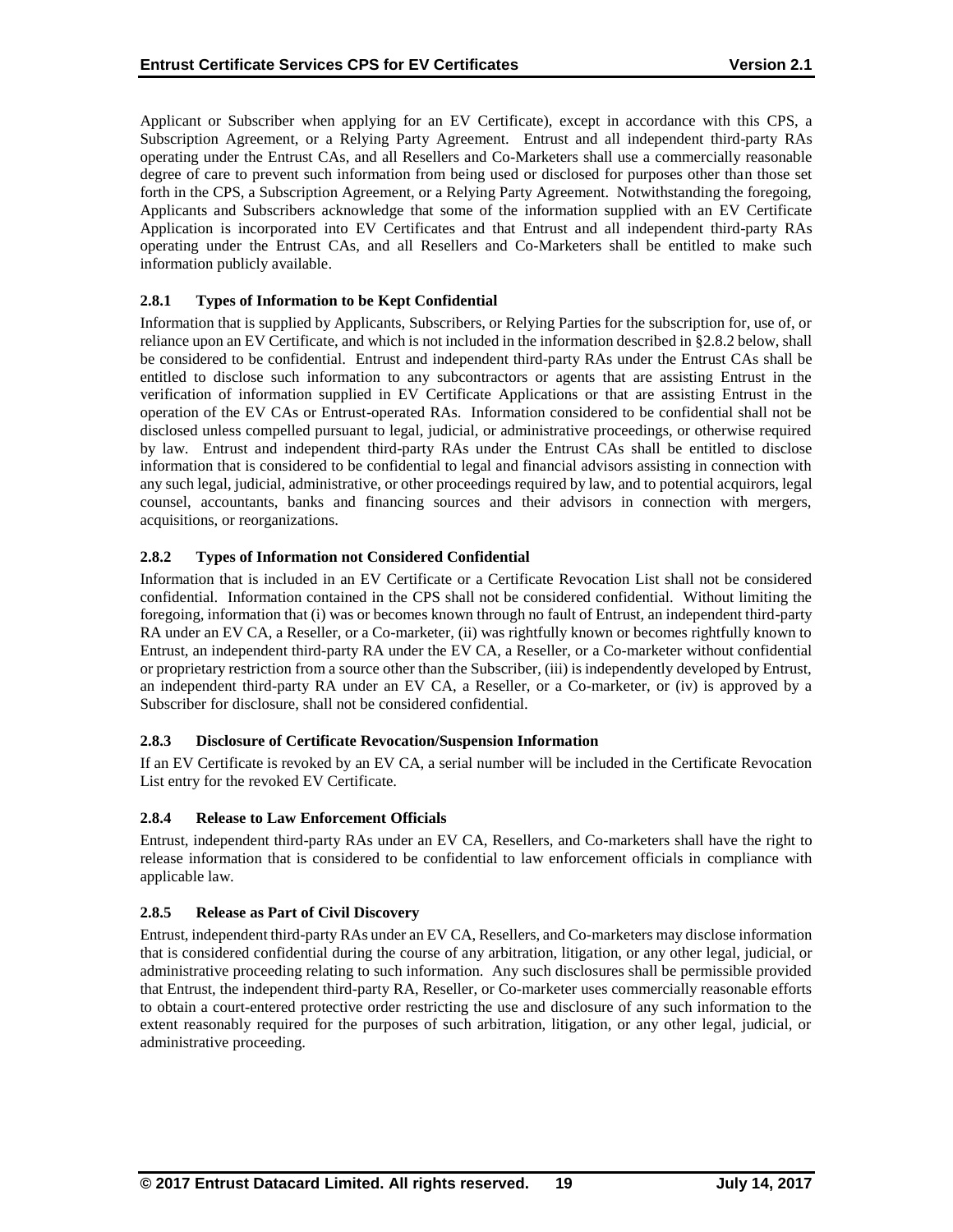Applicant or Subscriber when applying for an EV Certificate), except in accordance with this CPS, a Subscription Agreement, or a Relying Party Agreement. Entrust and all independent third-party RAs operating under the Entrust CAs, and all Resellers and Co-Marketers shall use a commercially reasonable degree of care to prevent such information from being used or disclosed for purposes other than those set forth in the CPS, a Subscription Agreement, or a Relying Party Agreement. Notwithstanding the foregoing, Applicants and Subscribers acknowledge that some of the information supplied with an EV Certificate Application is incorporated into EV Certificates and that Entrust and all independent third-party RAs operating under the Entrust CAs, and all Resellers and Co-Marketers shall be entitled to make such information publicly available.

### 2.8.1 Types of Information to be Kept Confidential

Information that is supplied by Applicants, Subscribers, or Relying Parties for the subscription for, use of, or reliance upon an EV Certificate, and which is not included in the information described in §2.8.2 below, shall be considered to be confidential. Entrust and independent third-party RAs under the Entrust CAs shall be entitled to disclose such information to any subcontractors or agents that are assisting Entrust in the verification of information supplied in EV Certificate Applications or that are assisting Entrust in the operation of the EV CAs or Entrust-operated RAs. Information considered to be confidential shall not be disclosed unless compelled pursuant to legal, judicial, or administrative proceedings, or otherwise required by law. Entrust and independent third-party RAs under the Entrust CAs shall be entitled to disclose information that is considered to be confidential to legal and financial advisors assisting in connection with any such legal, judicial, administrative, or other proceedings required by law, and to potential acquirors, legal counsel, accountants, banks and financing sources and their advisors in connection with mergers, acquisitions, or reorganizations.

### 2.8.2 Types of Information not Considered Confidential

Information that is included in an EV Certificate or a Certificate Revocation List shall not be considered confidential. Information contained in the CPS shall not be considered confidential. Without limiting the foregoing, information that (i) was or becomes known through no fault of Entrust, an independent third-party RA under an EV CA, a Reseller, or a Co-marketer, (ii) was rightfully known or becomes rightfully known to Entrust, an independent third-party RA under the EV CA, a Reseller, or a Co-marketer without confidential or proprietary restriction from a source other than the Subscriber, (iii) is independently developed by Entrust, an independent third-party RA under an EV CA, a Reseller, or a Co-marketer, or (iv) is approved by a Subscriber for disclosure, shall not be considered confidential.

### 2.8.3 Disclosure of Certificate Revocation/Suspension Information

If an EV Certificate is revoked by an EV CA, a serial number will be included in the Certificate Revocation List entry for the revoked EV Certificate.

### 2.8.4 Release to Law Enforcement Officials

Entrust, independent third-party RAs under an EV CA, Resellers, and Co-marketers shall have the right to release information that is considered to be confidential to law enforcement officials in compliance with applicable law.

### 2.8.5 Release as Part of Civil Discovery

Entrust, independent third-party RAs under an EV CA, Resellers, and Co-marketers may disclose information that is considered confidential during the course of any arbitration, litigation, or any other legal, judicial, or administrative proceeding relating to such information. Any such disclosures shall be permissible provided that Entrust, the independent third-party RA, Reseller, or Co-marketer uses commercially reasonable efforts to obtain a court-entered protective order restricting the use and disclosure of any such information to the extent reasonably required for the purposes of such arbitration, litigation, or any other legal, judicial, or administrative proceeding.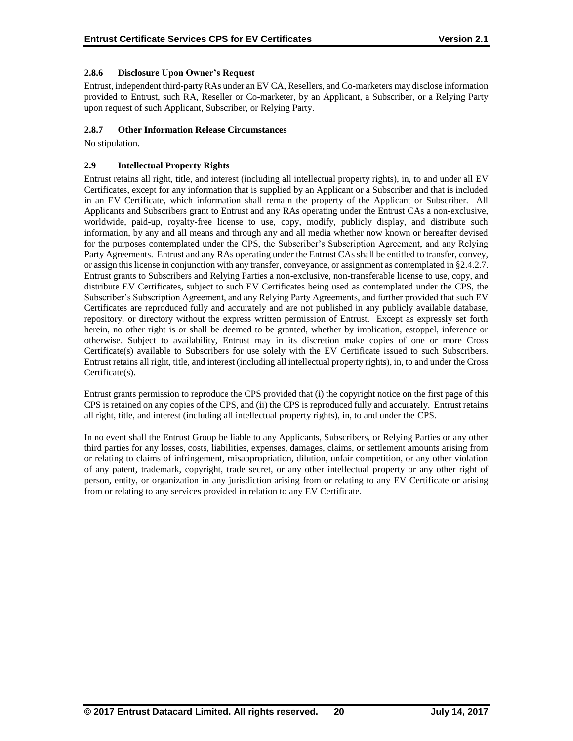### 2.8.6 Disclosure Upon Owner's Request

Entrust, independent third-party RAs under an EV CA, Resellers, and Co-marketers may disclose information provided to Entrust, such RA, Reseller or Co-marketer, by an Applicant, a Subscriber, or a Relying Party upon request of such Applicant, Subscriber, or Relying Party.

### 2.8.7 Other Information Release Circumstances

No stipulation.

## 2.9 Intellectual Property Rights

Entrust retains all right, title, and interest (including all intellectual property rights), in, to and under all EV Certificates, except for any information that is supplied by an Applicant or a Subscriber and that is included in an EV Certificate, which information shall remain the property of the Applicant or Subscriber. All Applicants and Subscribers grant to Entrust and any RAs operating under the Entrust CAs a non-exclusive, worldwide, paid-up, royalty-free license to use, copy, modify, publicly display, and distribute such information, by any and all means and through any and all media whether now known or hereafter devised for the purposes contemplated under the CPS, the Subscriber's Subscription Agreement, and any Relying Party Agreements. Entrust and any RAs operating under the Entrust CAs shall be entitled to transfer, convey, or assign this license in conjunction with any transfer, conveyance, or assignment as contemplated in §2.4.2.7. Entrust grants to Subscribers and Relying Parties a non-exclusive, non-transferable license to use, copy, and distribute EV Certificates, subject to such EV Certificates being used as contemplated under the CPS, the Subscriber's Subscription Agreement, and any Relying Party Agreements, and further provided that such EV Certificates are reproduced fully and accurately and are not published in any publicly available database, repository, or directory without the express written permission of Entrust. Except as expressly set forth herein, no other right is or shall be deemed to be granted, whether by implication, estoppel, inference or otherwise. Subject to availability, Entrust may in its discretion make copies of one or more Cross Certificate(s) available to Subscribers for use solely with the EV Certificate issued to such Subscribers. Entrust retains all right, title, and interest (including all intellectual property rights), in, to and under the Cross Certificate(s).

Entrust grants permission to reproduce the CPS provided that (i) the copyright notice on the first page of this CPS is retained on any copies of the CPS, and (ii) the CPS is reproduced fully and accurately. Entrust retains all right, title, and interest (including all intellectual property rights), in, to and under the CPS.

In no event shall the Entrust Group be liable to any Applicants, Subscribers, or Relying Parties or any other third parties for any losses, costs, liabilities, expenses, damages, claims, or settlement amounts arising from or relating to claims of infringement, misappropriation, dilution, unfair competition, or any other violation of any patent, trademark, copyright, trade secret, or any other intellectual property or any other right of person, entity, or organization in any jurisdiction arising from or relating to any EV Certificate or arising from or relating to any services provided in relation to any EV Certificate.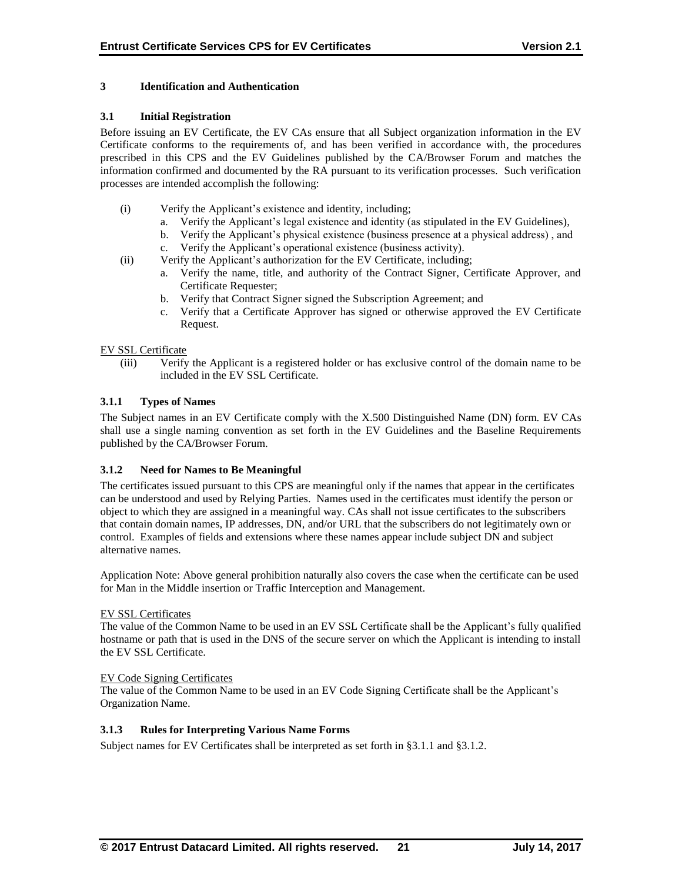# 3 Identification and Authentication

## 3.1 Initial Registration

Before issuing an EV Certificate, the EV CAs ensure that all Subject organization information in the EV Certificate conforms to the requirements of, and has been verified in accordance with, the procedures prescribed in this CPS and the EV Guidelines published by the CA/Browser Forum and matches the information confirmed and documented by the RA pursuant to its verification processes. Such verification processes are intended accomplish the following:

(i) Verify the Applicant's existence and identity, including;
   a. Verify the Applicant's legal existence and identity (as stipulated in the EV Guidelines),
   b. Verify the Applicant's physical existence (business presence at a physical address) , and
   c. Verify the Applicant's operational existence (business activity).

(ii) Verify the Applicant's authorization for the EV Certificate, including;
   a. Verify the name, title, and authority of the Contract Signer, Certificate Approver, and Certificate Requester;
   b. Verify that Contract Signer signed the Subscription Agreement; and
   c. Verify that a Certificate Approver has signed or otherwise approved the EV Certificate Request.

<u>EV SSL Certificate</u>

(iii) Verify the Applicant is a registered holder or has exclusive control of the domain name to be included in the EV SSL Certificate.

### 3.1.1 Types of Names

The Subject names in an EV Certificate comply with the X.500 Distinguished Name (DN) form. EV CAs shall use a single naming convention as set forth in the EV Guidelines and the Baseline Requirements published by the CA/Browser Forum.

### 3.1.2 Need for Names to Be Meaningful

The certificates issued pursuant to this CPS are meaningful only if the names that appear in the certificates can be understood and used by Relying Parties. Names used in the certificates must identify the person or object to which they are assigned in a meaningful way. CAs shall not issue certificates to the subscribers that contain domain names, IP addresses, DN, and/or URL that the subscribers do not legitimately own or control. Examples of fields and extensions where these names appear include subject DN and subject alternative names.

Application Note: Above general prohibition naturally also covers the case when the certificate can be used for Man in the Middle insertion or Traffic Interception and Management.

<u>EV SSL Certificates</u>

The value of the Common Name to be used in an EV SSL Certificate shall be the Applicant's fully qualified hostname or path that is used in the DNS of the secure server on which the Applicant is intending to install the EV SSL Certificate.

<u>EV Code Signing Certificates</u>

The value of the Common Name to be used in an EV Code Signing Certificate shall be the Applicant's Organization Name.

### 3.1.3 Rules for Interpreting Various Name Forms

Subject names for EV Certificates shall be interpreted as set forth in §3.1.1 and §3.1.2.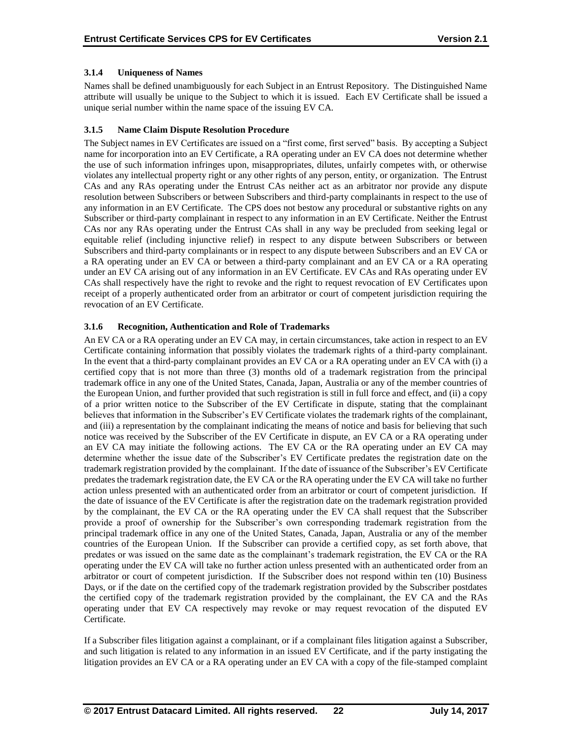### 3.1.4 Uniqueness of Names

Names shall be defined unambiguously for each Subject in an Entrust Repository. The Distinguished Name attribute will usually be unique to the Subject to which it is issued. Each EV Certificate shall be issued a unique serial number within the name space of the issuing EV CA.

### 3.1.5 Name Claim Dispute Resolution Procedure

The Subject names in EV Certificates are issued on a "first come, first served" basis. By accepting a Subject name for incorporation into an EV Certificate, a RA operating under an EV CA does not determine whether the use of such information infringes upon, misappropriates, dilutes, unfairly competes with, or otherwise violates any intellectual property right or any other rights of any person, entity, or organization. The Entrust CAs and any RAs operating under the Entrust CAs neither act as an arbitrator nor provide any dispute resolution between Subscribers or between Subscribers and third-party complainants in respect to the use of any information in an EV Certificate. The CPS does not bestow any procedural or substantive rights on any Subscriber or third-party complainant in respect to any information in an EV Certificate. Neither the Entrust CAs nor any RAs operating under the Entrust CAs shall in any way be precluded from seeking legal or equitable relief (including injunctive relief) in respect to any dispute between Subscribers or between Subscribers and third-party complainants or in respect to any dispute between Subscribers and an EV CA or a RA operating under an EV CA or between a third-party complainant and an EV CA or a RA operating under an EV CA arising out of any information in an EV Certificate. EV CAs and RAs operating under EV CAs shall respectively have the right to revoke and the right to request revocation of EV Certificates upon receipt of a properly authenticated order from an arbitrator or court of competent jurisdiction requiring the revocation of an EV Certificate.

### 3.1.6 Recognition, Authentication and Role of Trademarks

An EV CA or a RA operating under an EV CA may, in certain circumstances, take action in respect to an EV Certificate containing information that possibly violates the trademark rights of a third-party complainant. In the event that a third-party complainant provides an EV CA or a RA operating under an EV CA with (i) a certified copy that is not more than three (3) months old of a trademark registration from the principal trademark office in any one of the United States, Canada, Japan, Australia or any of the member countries of the European Union, and further provided that such registration is still in full force and effect, and (ii) a copy of a prior written notice to the Subscriber of the EV Certificate in dispute, stating that the complainant believes that information in the Subscriber's EV Certificate violates the trademark rights of the complainant, and (iii) a representation by the complainant indicating the means of notice and basis for believing that such notice was received by the Subscriber of the EV Certificate in dispute, an EV CA or a RA operating under an EV CA may initiate the following actions. The EV CA or the RA operating under an EV CA may determine whether the issue date of the Subscriber's EV Certificate predates the registration date on the trademark registration provided by the complainant. If the date of issuance of the Subscriber's EV Certificate predates the trademark registration date, the EV CA or the RA operating under the EV CA will take no further action unless presented with an authenticated order from an arbitrator or court of competent jurisdiction. If the date of issuance of the EV Certificate is after the registration date on the trademark registration provided by the complainant, the EV CA or the RA operating under the EV CA shall request that the Subscriber provide a proof of ownership for the Subscriber's own corresponding trademark registration from the principal trademark office in any one of the United States, Canada, Japan, Australia or any of the member countries of the European Union. If the Subscriber can provide a certified copy, as set forth above, that predates or was issued on the same date as the complainant's trademark registration, the EV CA or the RA operating under the EV CA will take no further action unless presented with an authenticated order from an arbitrator or court of competent jurisdiction. If the Subscriber does not respond within ten (10) Business Days, or if the date on the certified copy of the trademark registration provided by the Subscriber postdates the certified copy of the trademark registration provided by the complainant, the EV CA and the RAs operating under that EV CA respectively may revoke or may request revocation of the disputed EV Certificate.

If a Subscriber files litigation against a complainant, or if a complainant files litigation against a Subscriber, and such litigation is related to any information in an issued EV Certificate, and if the party instigating the litigation provides an EV CA or a RA operating under an EV CA with a copy of the file-stamped complaint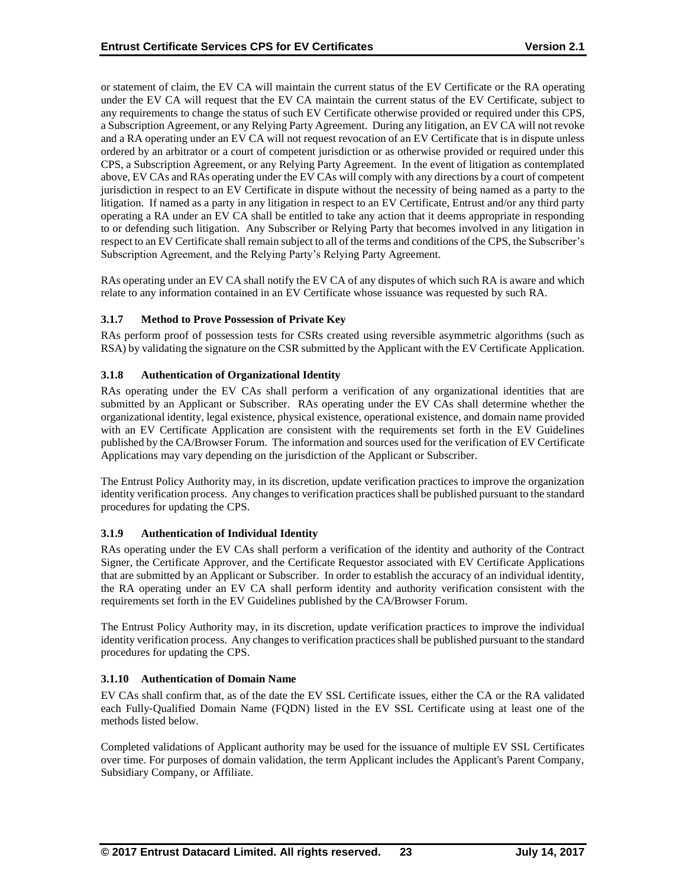or statement of claim, the EV CA will maintain the current status of the EV Certificate or the RA operating under the EV CA will request that the EV CA maintain the current status of the EV Certificate, subject to any requirements to change the status of such EV Certificate otherwise provided or required under this CPS, a Subscription Agreement, or any Relying Party Agreement. During any litigation, an EV CA will not revoke and a RA operating under an EV CA will not request revocation of an EV Certificate that is in dispute unless ordered by an arbitrator or a court of competent jurisdiction or as otherwise provided or required under this CPS, a Subscription Agreement, or any Relying Party Agreement. In the event of litigation as contemplated above, EV CAs and RAs operating under the EV CAs will comply with any directions by a court of competent jurisdiction in respect to an EV Certificate in dispute without the necessity of being named as a party to the litigation. If named as a party in any litigation in respect to an EV Certificate, Entrust and/or any third party operating a RA under an EV CA shall be entitled to take any action that it deems appropriate in responding to or defending such litigation. Any Subscriber or Relying Party that becomes involved in any litigation in respect to an EV Certificate shall remain subject to all of the terms and conditions of the CPS, the Subscriber's Subscription Agreement, and the Relying Party's Relying Party Agreement.

RAs operating under an EV CA shall notify the EV CA of any disputes of which such RA is aware and which relate to any information contained in an EV Certificate whose issuance was requested by such RA.

### 3.1.7 Method to Prove Possession of Private Key

RAs perform proof of possession tests for CSRs created using reversible asymmetric algorithms (such as RSA) by validating the signature on the CSR submitted by the Applicant with the EV Certificate Application.

### 3.1.8 Authentication of Organizational Identity

RAs operating under the EV CAs shall perform a verification of any organizational identities that are submitted by an Applicant or Subscriber. RAs operating under the EV CAs shall determine whether the organizational identity, legal existence, physical existence, operational existence, and domain name provided with an EV Certificate Application are consistent with the requirements set forth in the EV Guidelines published by the CA/Browser Forum. The information and sources used for the verification of EV Certificate Applications may vary depending on the jurisdiction of the Applicant or Subscriber.

The Entrust Policy Authority may, in its discretion, update verification practices to improve the organization identity verification process. Any changes to verification practices shall be published pursuant to the standard procedures for updating the CPS.

### 3.1.9 Authentication of Individual Identity

RAs operating under the EV CAs shall perform a verification of the identity and authority of the Contract Signer, the Certificate Approver, and the Certificate Requestor associated with EV Certificate Applications that are submitted by an Applicant or Subscriber. In order to establish the accuracy of an individual identity, the RA operating under an EV CA shall perform identity and authority verification consistent with the requirements set forth in the EV Guidelines published by the CA/Browser Forum.

The Entrust Policy Authority may, in its discretion, update verification practices to improve the individual identity verification process. Any changes to verification practices shall be published pursuant to the standard procedures for updating the CPS.

### 3.1.10 Authentication of Domain Name

EV CAs shall confirm that, as of the date the EV SSL Certificate issues, either the CA or the RA validated each Fully-Qualified Domain Name (FQDN) listed in the EV SSL Certificate using at least one of the methods listed below.

Completed validations of Applicant authority may be used for the issuance of multiple EV SSL Certificates over time. For purposes of domain validation, the term Applicant includes the Applicant's Parent Company, Subsidiary Company, or Affiliate.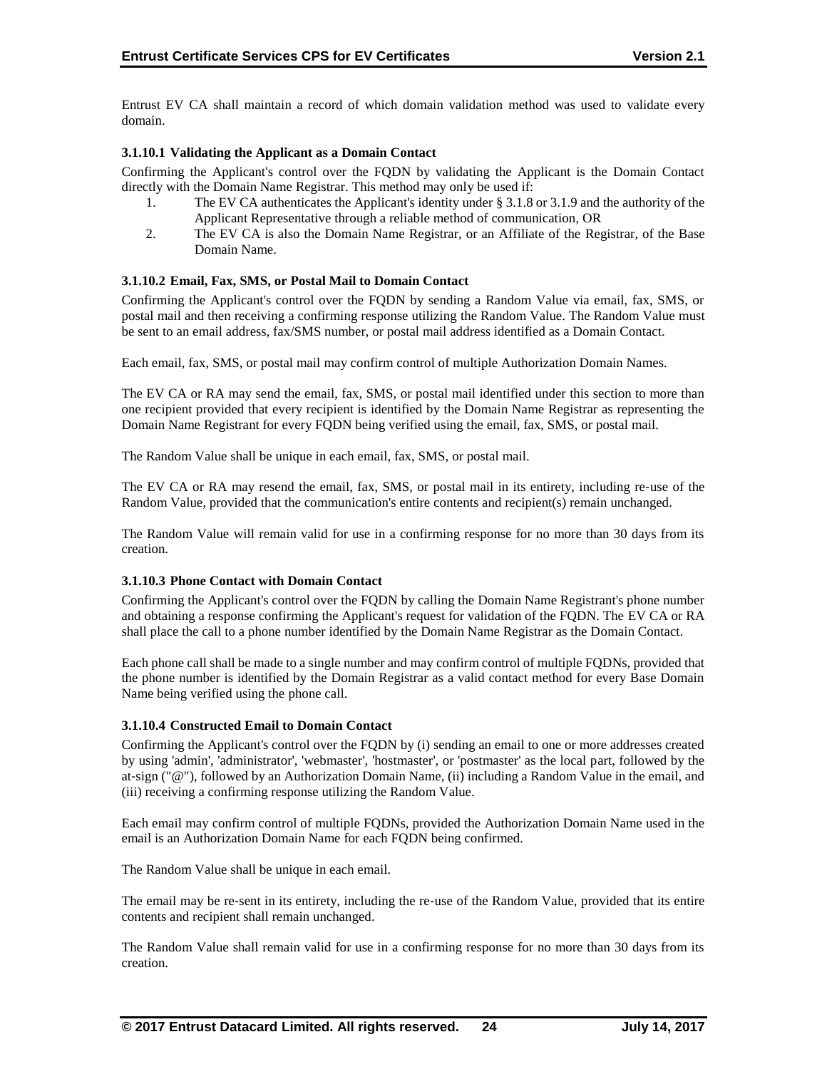Entrust EV CA shall maintain a record of which domain validation method was used to validate every domain.

#### 3.1.10.1 Validating the Applicant as a Domain Contact

Confirming the Applicant's control over the FQDN by validating the Applicant is the Domain Contact directly with the Domain Name Registrar. This method may only be used if:

1. The EV CA authenticates the Applicant's identity under § 3.1.8 or 3.1.9 and the authority of the Applicant Representative through a reliable method of communication, OR
2. The EV CA is also the Domain Name Registrar, or an Affiliate of the Registrar, of the Base Domain Name.

#### 3.1.10.2 Email, Fax, SMS, or Postal Mail to Domain Contact

Confirming the Applicant's control over the FQDN by sending a Random Value via email, fax, SMS, or postal mail and then receiving a confirming response utilizing the Random Value. The Random Value must be sent to an email address, fax/SMS number, or postal mail address identified as a Domain Contact.

Each email, fax, SMS, or postal mail may confirm control of multiple Authorization Domain Names.

The EV CA or RA may send the email, fax, SMS, or postal mail identified under this section to more than one recipient provided that every recipient is identified by the Domain Name Registrar as representing the Domain Name Registrant for every FQDN being verified using the email, fax, SMS, or postal mail.

The Random Value shall be unique in each email, fax, SMS, or postal mail.

The EV CA or RA may resend the email, fax, SMS, or postal mail in its entirety, including re-use of the Random Value, provided that the communication's entire contents and recipient(s) remain unchanged.

The Random Value will remain valid for use in a confirming response for no more than 30 days from its creation.

#### 3.1.10.3 Phone Contact with Domain Contact

Confirming the Applicant's control over the FQDN by calling the Domain Name Registrant's phone number and obtaining a response confirming the Applicant's request for validation of the FQDN. The EV CA or RA shall place the call to a phone number identified by the Domain Name Registrar as the Domain Contact.

Each phone call shall be made to a single number and may confirm control of multiple FQDNs, provided that the phone number is identified by the Domain Registrar as a valid contact method for every Base Domain Name being verified using the phone call.

#### 3.1.10.4 Constructed Email to Domain Contact

Confirming the Applicant's control over the FQDN by (i) sending an email to one or more addresses created by using 'admin', 'administrator', 'webmaster', 'hostmaster', or 'postmaster' as the local part, followed by the at-sign ("@"), followed by an Authorization Domain Name, (ii) including a Random Value in the email, and (iii) receiving a confirming response utilizing the Random Value.

Each email may confirm control of multiple FQDNs, provided the Authorization Domain Name used in the email is an Authorization Domain Name for each FQDN being confirmed.

The Random Value shall be unique in each email.

The email may be re-sent in its entirety, including the re-use of the Random Value, provided that its entire contents and recipient shall remain unchanged.

The Random Value shall remain valid for use in a confirming response for no more than 30 days from its creation.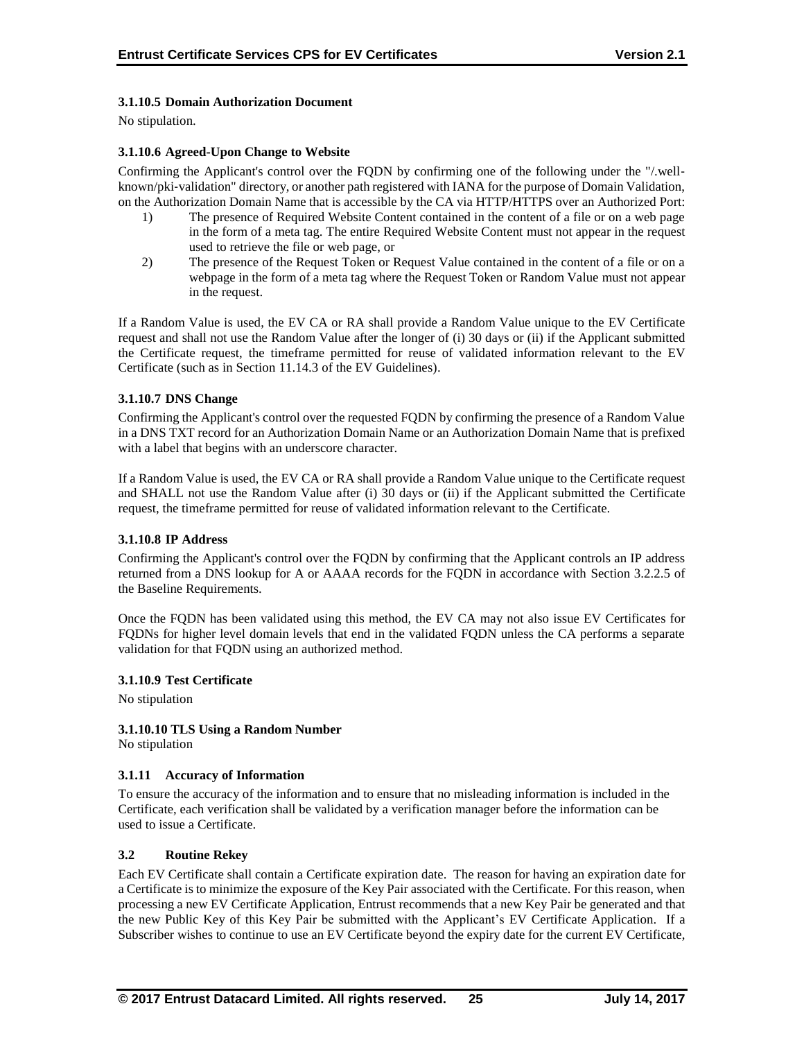#### 3.1.10.5 Domain Authorization Document

No stipulation.

#### 3.1.10.6 Agreed-Upon Change to Website

Confirming the Applicant's control over the FQDN by confirming one of the following under the "/.well-known/pki-validation" directory, or another path registered with IANA for the purpose of Domain Validation, on the Authorization Domain Name that is accessible by the CA via HTTP/HTTPS over an Authorized Port:

1) The presence of Required Website Content contained in the content of a file or on a web page in the form of a meta tag. The entire Required Website Content must not appear in the request used to retrieve the file or web page, or
2) The presence of the Request Token or Request Value contained in the content of a file or on a webpage in the form of a meta tag where the Request Token or Random Value must not appear in the request.

If a Random Value is used, the EV CA or RA shall provide a Random Value unique to the EV Certificate request and shall not use the Random Value after the longer of (i) 30 days or (ii) if the Applicant submitted the Certificate request, the timeframe permitted for reuse of validated information relevant to the EV Certificate (such as in Section 11.14.3 of the EV Guidelines).

#### 3.1.10.7 DNS Change

Confirming the Applicant's control over the requested FQDN by confirming the presence of a Random Value in a DNS TXT record for an Authorization Domain Name or an Authorization Domain Name that is prefixed with a label that begins with an underscore character.

If a Random Value is used, the EV CA or RA shall provide a Random Value unique to the Certificate request and SHALL not use the Random Value after (i) 30 days or (ii) if the Applicant submitted the Certificate request, the timeframe permitted for reuse of validated information relevant to the Certificate.

#### 3.1.10.8 IP Address

Confirming the Applicant's control over the FQDN by confirming that the Applicant controls an IP address returned from a DNS lookup for A or AAAA records for the FQDN in accordance with Section 3.2.2.5 of the Baseline Requirements.

Once the FQDN has been validated using this method, the EV CA may not also issue EV Certificates for FQDNs for higher level domain levels that end in the validated FQDN unless the CA performs a separate validation for that FQDN using an authorized method.

#### 3.1.10.9 Test Certificate

No stipulation

#### 3.1.10.10 TLS Using a Random Number

No stipulation

### 3.1.11 Accuracy of Information

To ensure the accuracy of the information and to ensure that no misleading information is included in the Certificate, each verification shall be validated by a verification manager before the information can be used to issue a Certificate.

## 3.2 Routine Rekey

Each EV Certificate shall contain a Certificate expiration date. The reason for having an expiration date for a Certificate is to minimize the exposure of the Key Pair associated with the Certificate. For this reason, when processing a new EV Certificate Application, Entrust recommends that a new Key Pair be generated and that the new Public Key of this Key Pair be submitted with the Applicant's EV Certificate Application. If a Subscriber wishes to continue to use an EV Certificate beyond the expiry date for the current EV Certificate,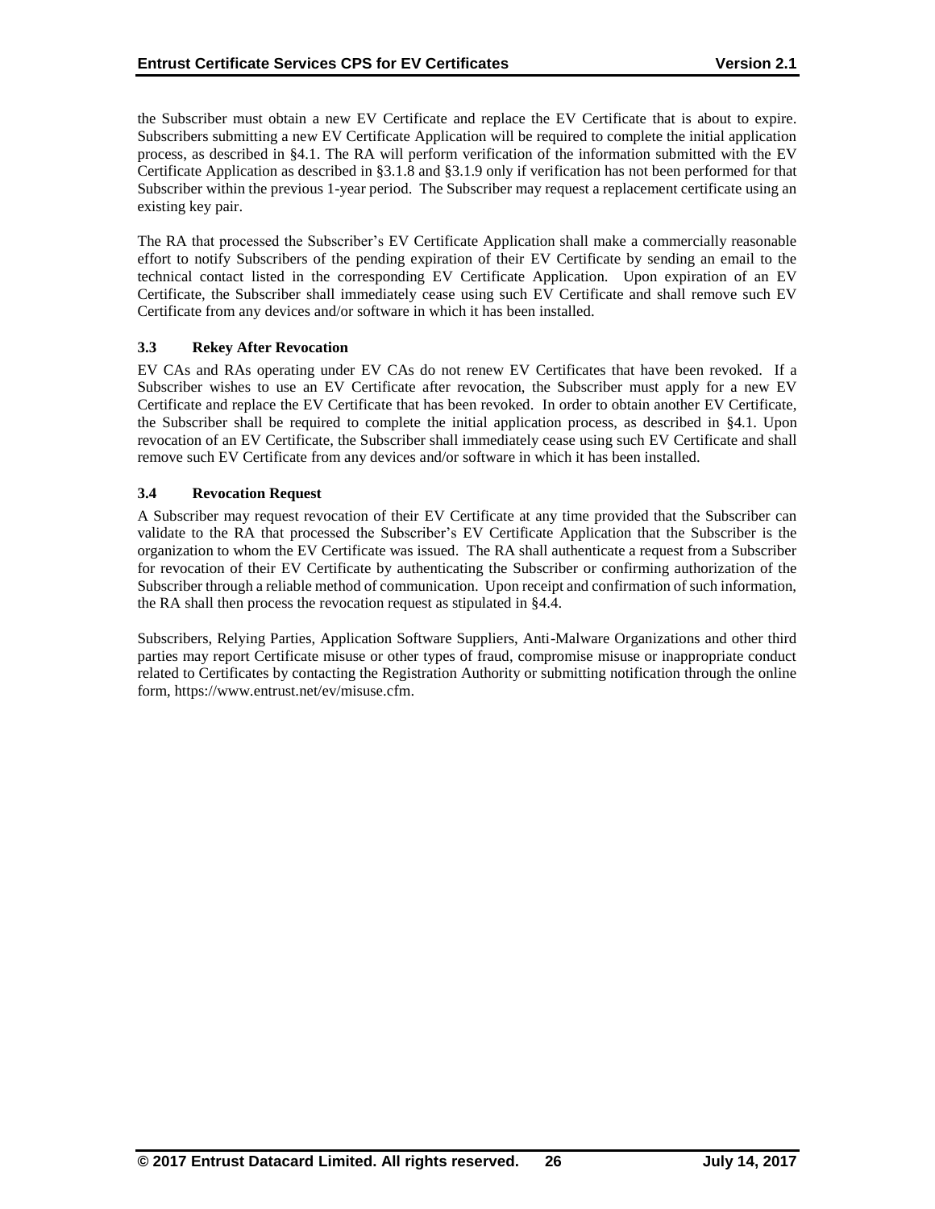the Subscriber must obtain a new EV Certificate and replace the EV Certificate that is about to expire. Subscribers submitting a new EV Certificate Application will be required to complete the initial application process, as described in §4.1. The RA will perform verification of the information submitted with the EV Certificate Application as described in §3.1.8 and §3.1.9 only if verification has not been performed for that Subscriber within the previous 1-year period. The Subscriber may request a replacement certificate using an existing key pair.

The RA that processed the Subscriber's EV Certificate Application shall make a commercially reasonable effort to notify Subscribers of the pending expiration of their EV Certificate by sending an email to the technical contact listed in the corresponding EV Certificate Application. Upon expiration of an EV Certificate, the Subscriber shall immediately cease using such EV Certificate and shall remove such EV Certificate from any devices and/or software in which it has been installed.

### 3.3 Rekey After Revocation

EV CAs and RAs operating under EV CAs do not renew EV Certificates that have been revoked. If a Subscriber wishes to use an EV Certificate after revocation, the Subscriber must apply for a new EV Certificate and replace the EV Certificate that has been revoked. In order to obtain another EV Certificate, the Subscriber shall be required to complete the initial application process, as described in §4.1. Upon revocation of an EV Certificate, the Subscriber shall immediately cease using such EV Certificate and shall remove such EV Certificate from any devices and/or software in which it has been installed.

### 3.4 Revocation Request

A Subscriber may request revocation of their EV Certificate at any time provided that the Subscriber can validate to the RA that processed the Subscriber's EV Certificate Application that the Subscriber is the organization to whom the EV Certificate was issued. The RA shall authenticate a request from a Subscriber for revocation of their EV Certificate by authenticating the Subscriber or confirming authorization of the Subscriber through a reliable method of communication. Upon receipt and confirmation of such information, the RA shall then process the revocation request as stipulated in §4.4.

Subscribers, Relying Parties, Application Software Suppliers, Anti-Malware Organizations and other third parties may report Certificate misuse or other types of fraud, compromise misuse or inappropriate conduct related to Certificates by contacting the Registration Authority or submitting notification through the online form, https://www.entrust.net/ev/misuse.cfm.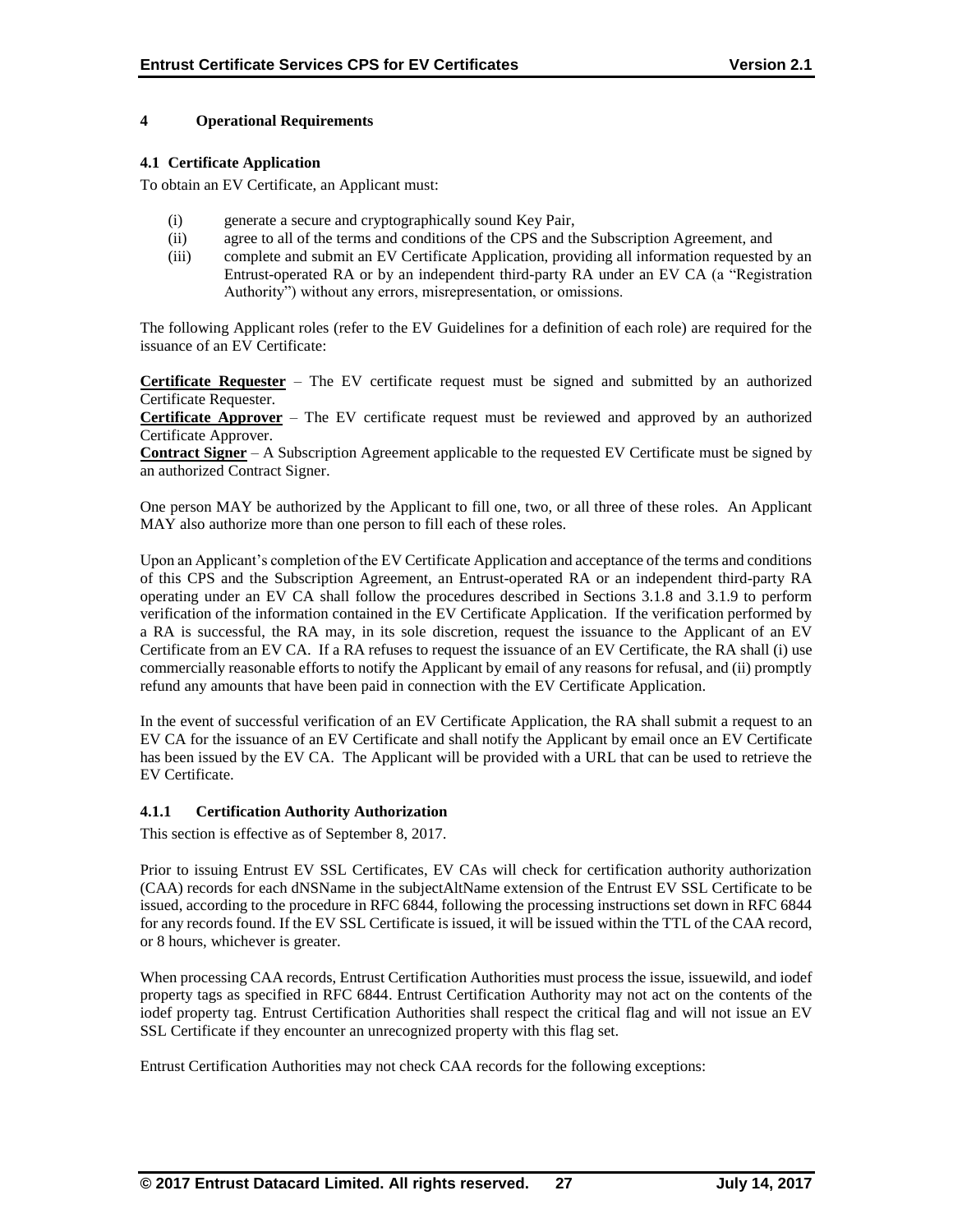# 4 Operational Requirements

## 4.1 Certificate Application

To obtain an EV Certificate, an Applicant must:

(i) generate a secure and cryptographically sound Key Pair,
(ii) agree to all of the terms and conditions of the CPS and the Subscription Agreement, and
(iii) complete and submit an EV Certificate Application, providing all information requested by an Entrust-operated RA or by an independent third-party RA under an EV CA (a "Registration Authority") without any errors, misrepresentation, or omissions.

The following Applicant roles (refer to the EV Guidelines for a definition of each role) are required for the issuance of an EV Certificate:

**Certificate Requester** – The EV certificate request must be signed and submitted by an authorized Certificate Requester.
**Certificate Approver** – The EV certificate request must be reviewed and approved by an authorized Certificate Approver.
**Contract Signer** – A Subscription Agreement applicable to the requested EV Certificate must be signed by an authorized Contract Signer.

One person MAY be authorized by the Applicant to fill one, two, or all three of these roles. An Applicant MAY also authorize more than one person to fill each of these roles.

Upon an Applicant's completion of the EV Certificate Application and acceptance of the terms and conditions of this CPS and the Subscription Agreement, an Entrust-operated RA or an independent third-party RA operating under an EV CA shall follow the procedures described in Sections 3.1.8 and 3.1.9 to perform verification of the information contained in the EV Certificate Application. If the verification performed by a RA is successful, the RA may, in its sole discretion, request the issuance to the Applicant of an EV Certificate from an EV CA. If a RA refuses to request the issuance of an EV Certificate, the RA shall (i) use commercially reasonable efforts to notify the Applicant by email of any reasons for refusal, and (ii) promptly refund any amounts that have been paid in connection with the EV Certificate Application.

In the event of successful verification of an EV Certificate Application, the RA shall submit a request to an EV CA for the issuance of an EV Certificate and shall notify the Applicant by email once an EV Certificate has been issued by the EV CA. The Applicant will be provided with a URL that can be used to retrieve the EV Certificate.

### 4.1.1 Certification Authority Authorization

This section is effective as of September 8, 2017.

Prior to issuing Entrust EV SSL Certificates, EV CAs will check for certification authority authorization (CAA) records for each dNSName in the subjectAltName extension of the Entrust EV SSL Certificate to be issued, according to the procedure in RFC 6844, following the processing instructions set down in RFC 6844 for any records found. If the EV SSL Certificate is issued, it will be issued within the TTL of the CAA record, or 8 hours, whichever is greater.

When processing CAA records, Entrust Certification Authorities must process the issue, issuewild, and iodef property tags as specified in RFC 6844. Entrust Certification Authority may not act on the contents of the iodef property tag. Entrust Certification Authorities shall respect the critical flag and will not issue an EV SSL Certificate if they encounter an unrecognized property with this flag set.

Entrust Certification Authorities may not check CAA records for the following exceptions: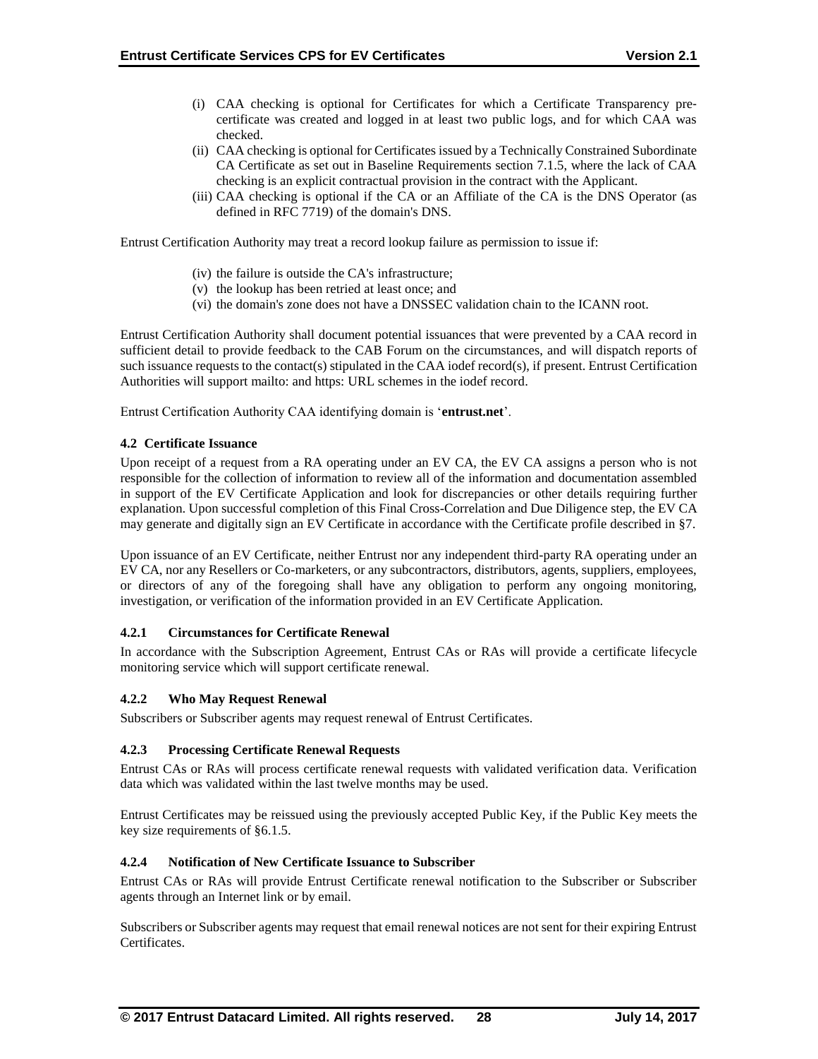(i) CAA checking is optional for Certificates for which a Certificate Transparency pre-certificate was created and logged in at least two public logs, and for which CAA was checked.
(ii) CAA checking is optional for Certificates issued by a Technically Constrained Subordinate CA Certificate as set out in Baseline Requirements section 7.1.5, where the lack of CAA checking is an explicit contractual provision in the contract with the Applicant.
(iii) CAA checking is optional if the CA or an Affiliate of the CA is the DNS Operator (as defined in RFC 7719) of the domain's DNS.

Entrust Certification Authority may treat a record lookup failure as permission to issue if:

(iv) the failure is outside the CA's infrastructure;
(v) the lookup has been retried at least once; and
(vi) the domain's zone does not have a DNSSEC validation chain to the ICANN root.

Entrust Certification Authority shall document potential issuances that were prevented by a CAA record in sufficient detail to provide feedback to the CAB Forum on the circumstances, and will dispatch reports of such issuance requests to the contact(s) stipulated in the CAA iodef record(s), if present. Entrust Certification Authorities will support mailto: and https: URL schemes in the iodef record.

Entrust Certification Authority CAA identifying domain is '**entrust.net**'.

### 4.2 Certificate Issuance

Upon receipt of a request from a RA operating under an EV CA, the EV CA assigns a person who is not responsible for the collection of information to review all of the information and documentation assembled in support of the EV Certificate Application and look for discrepancies or other details requiring further explanation. Upon successful completion of this Final Cross-Correlation and Due Diligence step, the EV CA may generate and digitally sign an EV Certificate in accordance with the Certificate profile described in §7.

Upon issuance of an EV Certificate, neither Entrust nor any independent third-party RA operating under an EV CA, nor any Resellers or Co-marketers, or any subcontractors, distributors, agents, suppliers, employees, or directors of any of the foregoing shall have any obligation to perform any ongoing monitoring, investigation, or verification of the information provided in an EV Certificate Application.

#### 4.2.1 Circumstances for Certificate Renewal

In accordance with the Subscription Agreement, Entrust CAs or RAs will provide a certificate lifecycle monitoring service which will support certificate renewal.

#### 4.2.2 Who May Request Renewal

Subscribers or Subscriber agents may request renewal of Entrust Certificates.

#### 4.2.3 Processing Certificate Renewal Requests

Entrust CAs or RAs will process certificate renewal requests with validated verification data. Verification data which was validated within the last twelve months may be used.

Entrust Certificates may be reissued using the previously accepted Public Key, if the Public Key meets the key size requirements of §6.1.5.

#### 4.2.4 Notification of New Certificate Issuance to Subscriber

Entrust CAs or RAs will provide Entrust Certificate renewal notification to the Subscriber or Subscriber agents through an Internet link or by email.

Subscribers or Subscriber agents may request that email renewal notices are not sent for their expiring Entrust Certificates.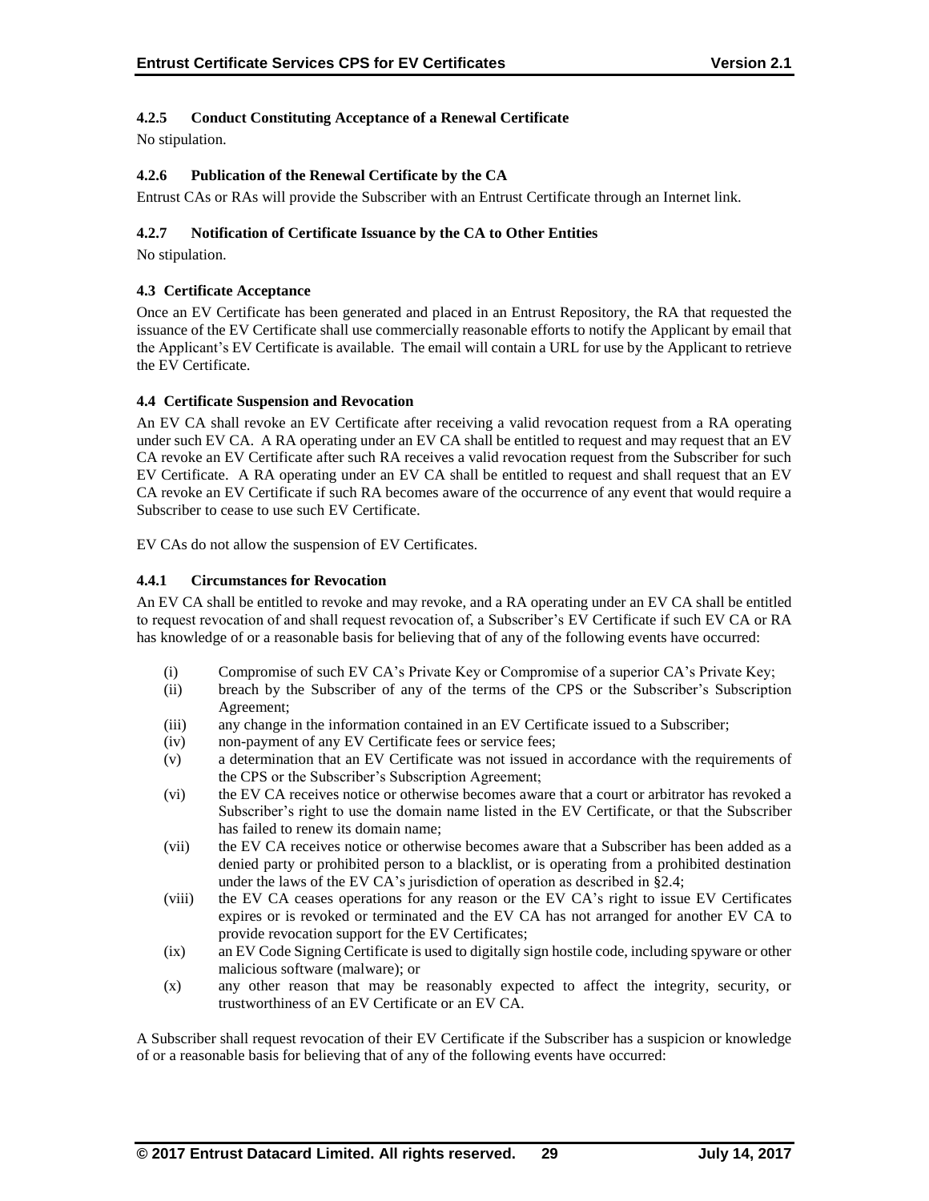#### 4.2.5 Conduct Constituting Acceptance of a Renewal Certificate

No stipulation.

#### 4.2.6 Publication of the Renewal Certificate by the CA

Entrust CAs or RAs will provide the Subscriber with an Entrust Certificate through an Internet link.

#### 4.2.7 Notification of Certificate Issuance by the CA to Other Entities

No stipulation.

### 4.3 Certificate Acceptance

Once an EV Certificate has been generated and placed in an Entrust Repository, the RA that requested the issuance of the EV Certificate shall use commercially reasonable efforts to notify the Applicant by email that the Applicant's EV Certificate is available. The email will contain a URL for use by the Applicant to retrieve the EV Certificate.

### 4.4 Certificate Suspension and Revocation

An EV CA shall revoke an EV Certificate after receiving a valid revocation request from a RA operating under such EV CA. A RA operating under an EV CA shall be entitled to request and may request that an EV CA revoke an EV Certificate after such RA receives a valid revocation request from the Subscriber for such EV Certificate. A RA operating under an EV CA shall be entitled to request and shall request that an EV CA revoke an EV Certificate if such RA becomes aware of the occurrence of any event that would require a Subscriber to cease to use such EV Certificate.

EV CAs do not allow the suspension of EV Certificates.

#### 4.4.1 Circumstances for Revocation

An EV CA shall be entitled to revoke and may revoke, and a RA operating under an EV CA shall be entitled to request revocation of and shall request revocation of, a Subscriber's EV Certificate if such EV CA or RA has knowledge of or a reasonable basis for believing that of any of the following events have occurred:

- (i) Compromise of such EV CA's Private Key or Compromise of a superior CA's Private Key;
- (ii) breach by the Subscriber of any of the terms of the CPS or the Subscriber's Subscription Agreement;
- (iii) any change in the information contained in an EV Certificate issued to a Subscriber;
- (iv) non-payment of any EV Certificate fees or service fees;
- (v) a determination that an EV Certificate was not issued in accordance with the requirements of the CPS or the Subscriber's Subscription Agreement;
- (vi) the EV CA receives notice or otherwise becomes aware that a court or arbitrator has revoked a Subscriber's right to use the domain name listed in the EV Certificate, or that the Subscriber has failed to renew its domain name;
- (vii) the EV CA receives notice or otherwise becomes aware that a Subscriber has been added as a denied party or prohibited person to a blacklist, or is operating from a prohibited destination under the laws of the EV CA's jurisdiction of operation as described in §2.4;
- (viii) the EV CA ceases operations for any reason or the EV CA's right to issue EV Certificates expires or is revoked or terminated and the EV CA has not arranged for another EV CA to provide revocation support for the EV Certificates;
- (ix) an EV Code Signing Certificate is used to digitally sign hostile code, including spyware or other malicious software (malware); or
- (x) any other reason that may be reasonably expected to affect the integrity, security, or trustworthiness of an EV Certificate or an EV CA.

A Subscriber shall request revocation of their EV Certificate if the Subscriber has a suspicion or knowledge of or a reasonable basis for believing that of any of the following events have occurred: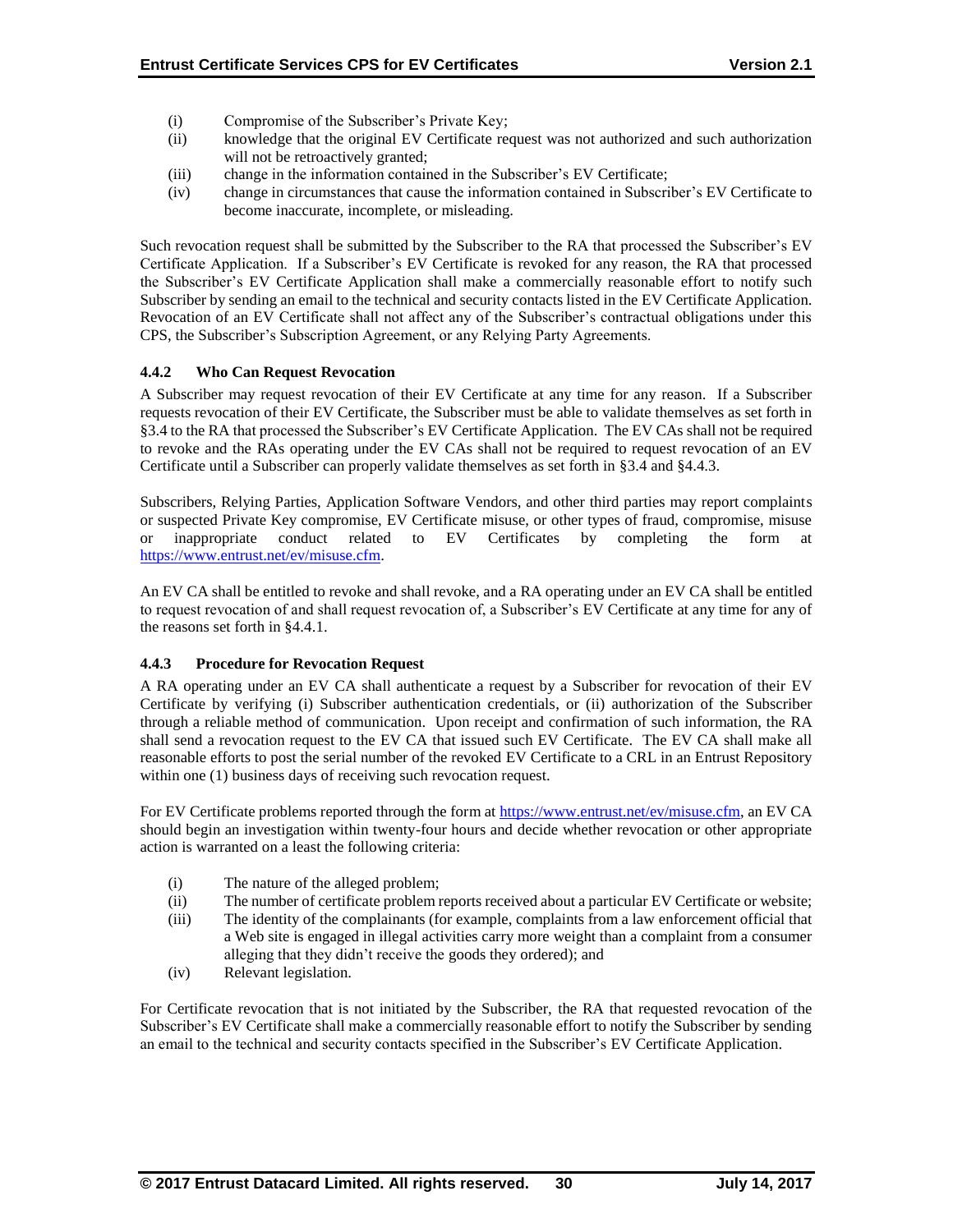(i) Compromise of the Subscriber's Private Key;
(ii) knowledge that the original EV Certificate request was not authorized and such authorization will not be retroactively granted;
(iii) change in the information contained in the Subscriber's EV Certificate;
(iv) change in circumstances that cause the information contained in Subscriber's EV Certificate to become inaccurate, incomplete, or misleading.

Such revocation request shall be submitted by the Subscriber to the RA that processed the Subscriber's EV Certificate Application. If a Subscriber's EV Certificate is revoked for any reason, the RA that processed the Subscriber's EV Certificate Application shall make a commercially reasonable effort to notify such Subscriber by sending an email to the technical and security contacts listed in the EV Certificate Application. Revocation of an EV Certificate shall not affect any of the Subscriber's contractual obligations under this CPS, the Subscriber's Subscription Agreement, or any Relying Party Agreements.

### 4.4.2 Who Can Request Revocation

A Subscriber may request revocation of their EV Certificate at any time for any reason. If a Subscriber requests revocation of their EV Certificate, the Subscriber must be able to validate themselves as set forth in §3.4 to the RA that processed the Subscriber's EV Certificate Application. The EV CAs shall not be required to revoke and the RAs operating under the EV CAs shall not be required to request revocation of an EV Certificate until a Subscriber can properly validate themselves as set forth in §3.4 and §4.4.3.

Subscribers, Relying Parties, Application Software Vendors, and other third parties may report complaints or suspected Private Key compromise, EV Certificate misuse, or other types of fraud, compromise, misuse or inappropriate conduct related to EV Certificates by completing the form at https://www.entrust.net/ev/misuse.cfm.

An EV CA shall be entitled to revoke and shall revoke, and a RA operating under an EV CA shall be entitled to request revocation of and shall request revocation of, a Subscriber's EV Certificate at any time for any of the reasons set forth in §4.4.1.

### 4.4.3 Procedure for Revocation Request

A RA operating under an EV CA shall authenticate a request by a Subscriber for revocation of their EV Certificate by verifying (i) Subscriber authentication credentials, or (ii) authorization of the Subscriber through a reliable method of communication. Upon receipt and confirmation of such information, the RA shall send a revocation request to the EV CA that issued such EV Certificate. The EV CA shall make all reasonable efforts to post the serial number of the revoked EV Certificate to a CRL in an Entrust Repository within one (1) business days of receiving such revocation request.

For EV Certificate problems reported through the form at https://www.entrust.net/ev/misuse.cfm, an EV CA should begin an investigation within twenty-four hours and decide whether revocation or other appropriate action is warranted on a least the following criteria:

(i) The nature of the alleged problem;
(ii) The number of certificate problem reports received about a particular EV Certificate or website;
(iii) The identity of the complainants (for example, complaints from a law enforcement official that a Web site is engaged in illegal activities carry more weight than a complaint from a consumer alleging that they didn't receive the goods they ordered); and
(iv) Relevant legislation.

For Certificate revocation that is not initiated by the Subscriber, the RA that requested revocation of the Subscriber's EV Certificate shall make a commercially reasonable effort to notify the Subscriber by sending an email to the technical and security contacts specified in the Subscriber's EV Certificate Application.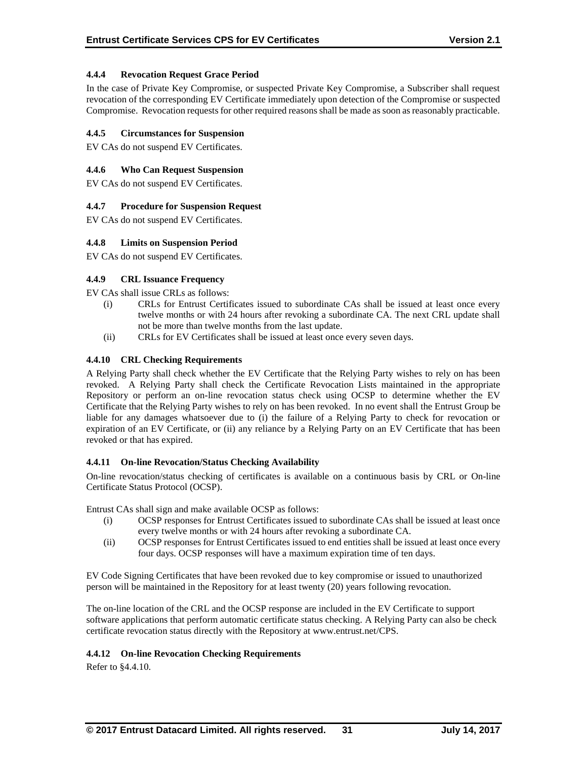#### 4.4.4 Revocation Request Grace Period

In the case of Private Key Compromise, or suspected Private Key Compromise, a Subscriber shall request revocation of the corresponding EV Certificate immediately upon detection of the Compromise or suspected Compromise. Revocation requests for other required reasons shall be made as soon as reasonably practicable.

#### 4.4.5 Circumstances for Suspension

EV CAs do not suspend EV Certificates.

#### 4.4.6 Who Can Request Suspension

EV CAs do not suspend EV Certificates.

#### 4.4.7 Procedure for Suspension Request

EV CAs do not suspend EV Certificates.

#### 4.4.8 Limits on Suspension Period

EV CAs do not suspend EV Certificates.

#### 4.4.9 CRL Issuance Frequency

EV CAs shall issue CRLs as follows:

(i) CRLs for Entrust Certificates issued to subordinate CAs shall be issued at least once every twelve months or with 24 hours after revoking a subordinate CA. The next CRL update shall not be more than twelve months from the last update.

(ii) CRLs for EV Certificates shall be issued at least once every seven days.

#### 4.4.10 CRL Checking Requirements

A Relying Party shall check whether the EV Certificate that the Relying Party wishes to rely on has been revoked. A Relying Party shall check the Certificate Revocation Lists maintained in the appropriate Repository or perform an on-line revocation status check using OCSP to determine whether the EV Certificate that the Relying Party wishes to rely on has been revoked. In no event shall the Entrust Group be liable for any damages whatsoever due to (i) the failure of a Relying Party to check for revocation or expiration of an EV Certificate, or (ii) any reliance by a Relying Party on an EV Certificate that has been revoked or that has expired.

#### 4.4.11 On-line Revocation/Status Checking Availability

On-line revocation/status checking of certificates is available on a continuous basis by CRL or On-line Certificate Status Protocol (OCSP).

Entrust CAs shall sign and make available OCSP as follows:

(i) OCSP responses for Entrust Certificates issued to subordinate CAs shall be issued at least once every twelve months or with 24 hours after revoking a subordinate CA.

(ii) OCSP responses for Entrust Certificates issued to end entities shall be issued at least once every four days. OCSP responses will have a maximum expiration time of ten days.

EV Code Signing Certificates that have been revoked due to key compromise or issued to unauthorized person will be maintained in the Repository for at least twenty (20) years following revocation.

The on-line location of the CRL and the OCSP response are included in the EV Certificate to support software applications that perform automatic certificate status checking. A Relying Party can also be check certificate revocation status directly with the Repository at www.entrust.net/CPS.

#### 4.4.12 On-line Revocation Checking Requirements

Refer to §4.4.10.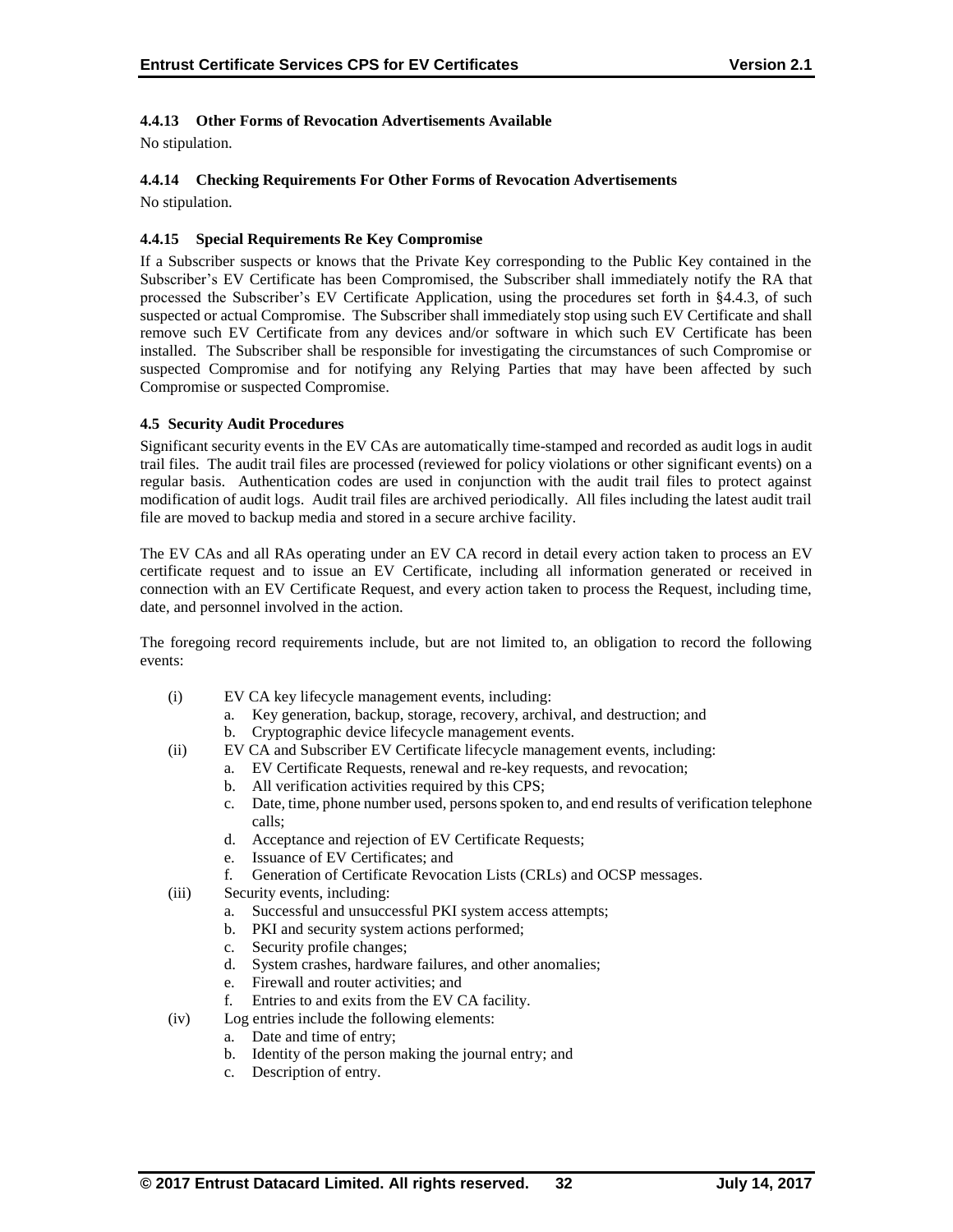#### 4.4.13 Other Forms of Revocation Advertisements Available

No stipulation.

#### 4.4.14 Checking Requirements For Other Forms of Revocation Advertisements

No stipulation.

#### 4.4.15 Special Requirements Re Key Compromise

If a Subscriber suspects or knows that the Private Key corresponding to the Public Key contained in the Subscriber's EV Certificate has been Compromised, the Subscriber shall immediately notify the RA that processed the Subscriber's EV Certificate Application, using the procedures set forth in §4.4.3, of such suspected or actual Compromise. The Subscriber shall immediately stop using such EV Certificate and shall remove such EV Certificate from any devices and/or software in which such EV Certificate has been installed. The Subscriber shall be responsible for investigating the circumstances of such Compromise or suspected Compromise and for notifying any Relying Parties that may have been affected by such Compromise or suspected Compromise.

### 4.5 Security Audit Procedures

Significant security events in the EV CAs are automatically time-stamped and recorded as audit logs in audit trail files. The audit trail files are processed (reviewed for policy violations or other significant events) on a regular basis. Authentication codes are used in conjunction with the audit trail files to protect against modification of audit logs. Audit trail files are archived periodically. All files including the latest audit trail file are moved to backup media and stored in a secure archive facility.

The EV CAs and all RAs operating under an EV CA record in detail every action taken to process an EV certificate request and to issue an EV Certificate, including all information generated or received in connection with an EV Certificate Request, and every action taken to process the Request, including time, date, and personnel involved in the action.

The foregoing record requirements include, but are not limited to, an obligation to record the following events:

(i) EV CA key lifecycle management events, including:
   a. Key generation, backup, storage, recovery, archival, and destruction; and
   b. Cryptographic device lifecycle management events.

(ii) EV CA and Subscriber EV Certificate lifecycle management events, including:
   a. EV Certificate Requests, renewal and re-key requests, and revocation;
   b. All verification activities required by this CPS;
   c. Date, time, phone number used, persons spoken to, and end results of verification telephone calls;
   d. Acceptance and rejection of EV Certificate Requests;
   e. Issuance of EV Certificates; and
   f. Generation of Certificate Revocation Lists (CRLs) and OCSP messages.

(iii) Security events, including:
   a. Successful and unsuccessful PKI system access attempts;
   b. PKI and security system actions performed;
   c. Security profile changes;
   d. System crashes, hardware failures, and other anomalies;
   e. Firewall and router activities; and
   f. Entries to and exits from the EV CA facility.

(iv) Log entries include the following elements:
   a. Date and time of entry;
   b. Identity of the person making the journal entry; and
   c. Description of entry.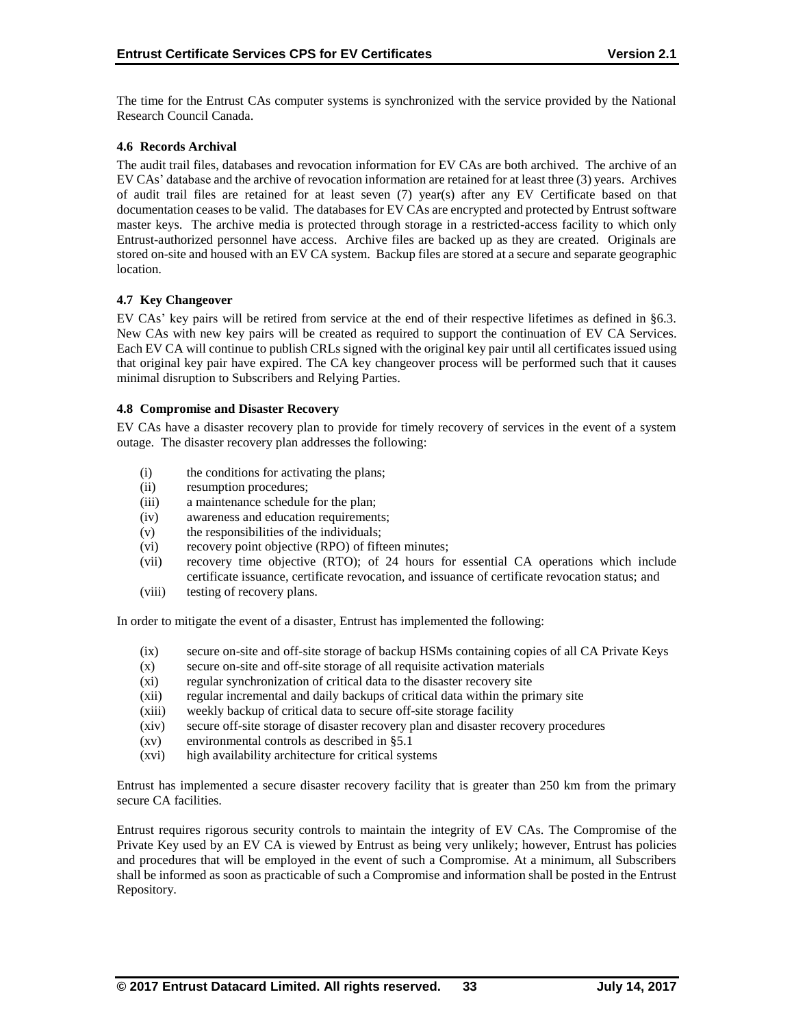The time for the Entrust CAs computer systems is synchronized with the service provided by the National Research Council Canada.

### 4.6 Records Archival

The audit trail files, databases and revocation information for EV CAs are both archived. The archive of an EV CAs' database and the archive of revocation information are retained for at least three (3) years. Archives of audit trail files are retained for at least seven (7) year(s) after any EV Certificate based on that documentation ceases to be valid. The databases for EV CAs are encrypted and protected by Entrust software master keys. The archive media is protected through storage in a restricted-access facility to which only Entrust-authorized personnel have access. Archive files are backed up as they are created. Originals are stored on-site and housed with an EV CA system. Backup files are stored at a secure and separate geographic location.

### 4.7 Key Changeover

EV CAs' key pairs will be retired from service at the end of their respective lifetimes as defined in §6.3. New CAs with new key pairs will be created as required to support the continuation of EV CA Services. Each EV CA will continue to publish CRLs signed with the original key pair until all certificates issued using that original key pair have expired. The CA key changeover process will be performed such that it causes minimal disruption to Subscribers and Relying Parties.

### 4.8 Compromise and Disaster Recovery

EV CAs have a disaster recovery plan to provide for timely recovery of services in the event of a system outage. The disaster recovery plan addresses the following:

(i) the conditions for activating the plans;
(ii) resumption procedures;
(iii) a maintenance schedule for the plan;
(iv) awareness and education requirements;
(v) the responsibilities of the individuals;
(vi) recovery point objective (RPO) of fifteen minutes;
(vii) recovery time objective (RTO); of 24 hours for essential CA operations which include certificate issuance, certificate revocation, and issuance of certificate revocation status; and
(viii) testing of recovery plans.

In order to mitigate the event of a disaster, Entrust has implemented the following:

(ix) secure on-site and off-site storage of backup HSMs containing copies of all CA Private Keys
(x) secure on-site and off-site storage of all requisite activation materials
(xi) regular synchronization of critical data to the disaster recovery site
(xii) regular incremental and daily backups of critical data within the primary site
(xiii) weekly backup of critical data to secure off-site storage facility
(xiv) secure off-site storage of disaster recovery plan and disaster recovery procedures
(xv) environmental controls as described in §5.1
(xvi) high availability architecture for critical systems

Entrust has implemented a secure disaster recovery facility that is greater than 250 km from the primary secure CA facilities.

Entrust requires rigorous security controls to maintain the integrity of EV CAs. The Compromise of the Private Key used by an EV CA is viewed by Entrust as being very unlikely; however, Entrust has policies and procedures that will be employed in the event of such a Compromise. At a minimum, all Subscribers shall be informed as soon as practicable of such a Compromise and information shall be posted in the Entrust Repository.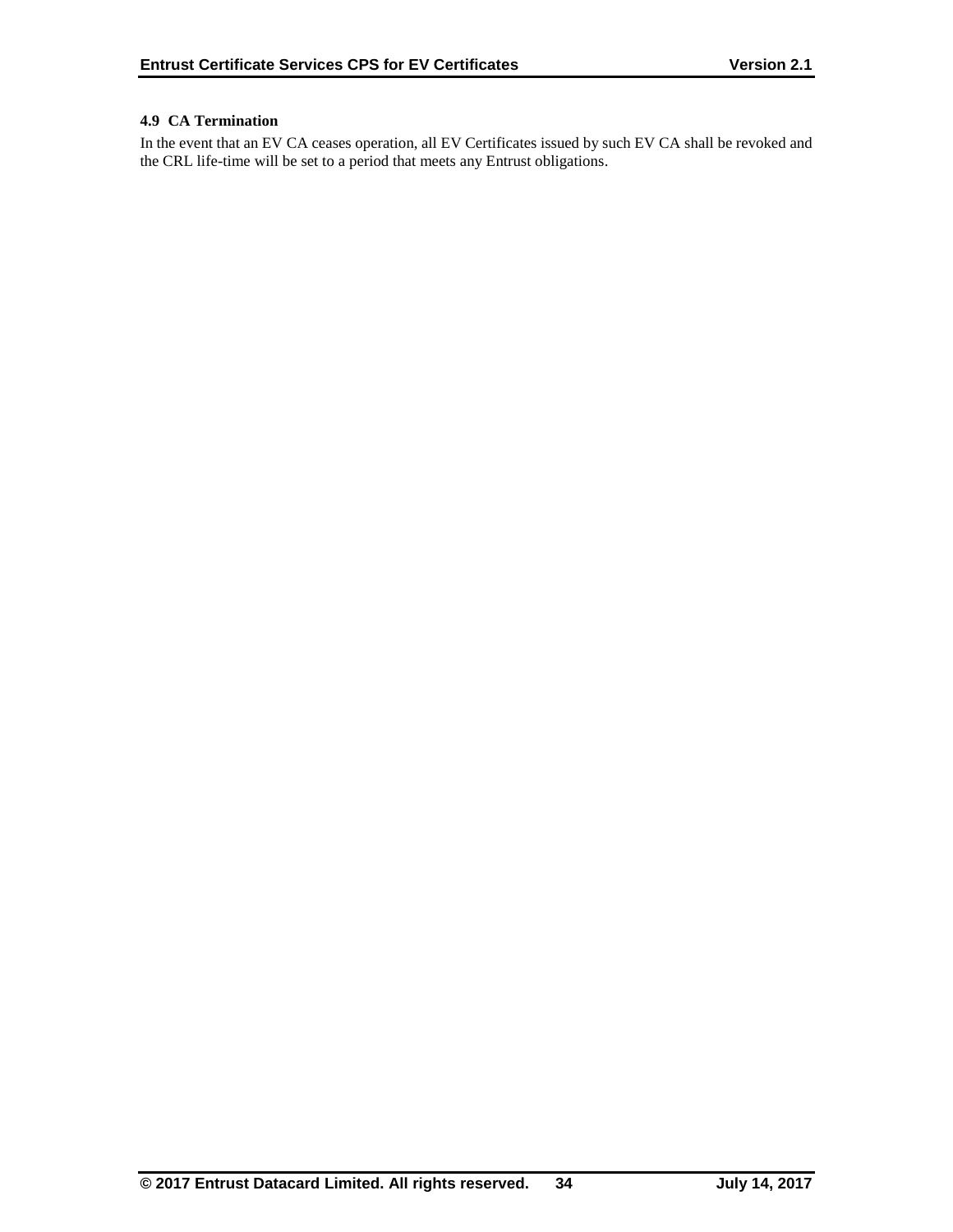### 4.9 CA Termination

In the event that an EV CA ceases operation, all EV Certificates issued by such EV CA shall be revoked and the CRL life-time will be set to a period that meets any Entrust obligations.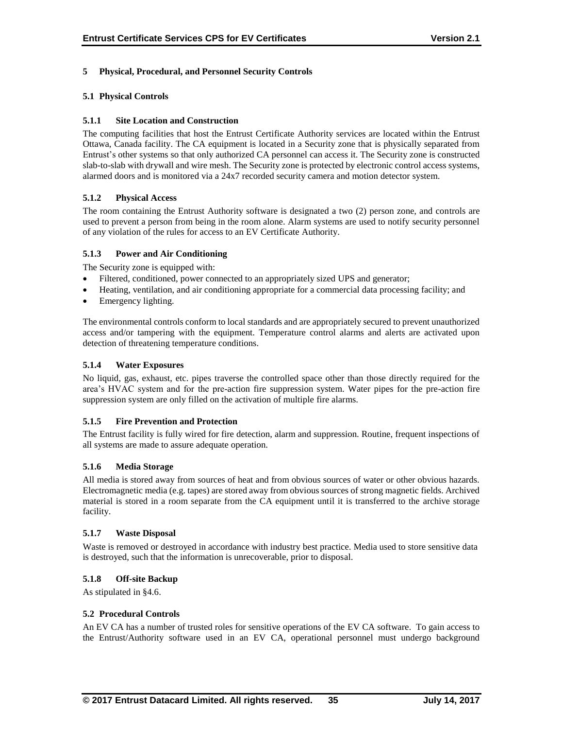# 5 Physical, Procedural, and Personnel Security Controls

## 5.1 Physical Controls

### 5.1.1 Site Location and Construction

The computing facilities that host the Entrust Certificate Authority services are located within the Entrust Ottawa, Canada facility. The CA equipment is located in a Security zone that is physically separated from Entrust's other systems so that only authorized CA personnel can access it. The Security zone is constructed slab-to-slab with drywall and wire mesh. The Security zone is protected by electronic control access systems, alarmed doors and is monitored via a 24x7 recorded security camera and motion detector system.

### 5.1.2 Physical Access

The room containing the Entrust Authority software is designated a two (2) person zone, and controls are used to prevent a person from being in the room alone. Alarm systems are used to notify security personnel of any violation of the rules for access to an EV Certificate Authority.

### 5.1.3 Power and Air Conditioning

The Security zone is equipped with:

- Filtered, conditioned, power connected to an appropriately sized UPS and generator;
- Heating, ventilation, and air conditioning appropriate for a commercial data processing facility; and
- Emergency lighting.

The environmental controls conform to local standards and are appropriately secured to prevent unauthorized access and/or tampering with the equipment. Temperature control alarms and alerts are activated upon detection of threatening temperature conditions.

### 5.1.4 Water Exposures

No liquid, gas, exhaust, etc. pipes traverse the controlled space other than those directly required for the area's HVAC system and for the pre-action fire suppression system. Water pipes for the pre-action fire suppression system are only filled on the activation of multiple fire alarms.

### 5.1.5 Fire Prevention and Protection

The Entrust facility is fully wired for fire detection, alarm and suppression. Routine, frequent inspections of all systems are made to assure adequate operation.

### 5.1.6 Media Storage

All media is stored away from sources of heat and from obvious sources of water or other obvious hazards. Electromagnetic media (e.g. tapes) are stored away from obvious sources of strong magnetic fields. Archived material is stored in a room separate from the CA equipment until it is transferred to the archive storage facility.

### 5.1.7 Waste Disposal

Waste is removed or destroyed in accordance with industry best practice. Media used to store sensitive data is destroyed, such that the information is unrecoverable, prior to disposal.

### 5.1.8 Off-site Backup

As stipulated in §4.6.

## 5.2 Procedural Controls

An EV CA has a number of trusted roles for sensitive operations of the EV CA software. To gain access to the Entrust/Authority software used in an EV CA, operational personnel must undergo background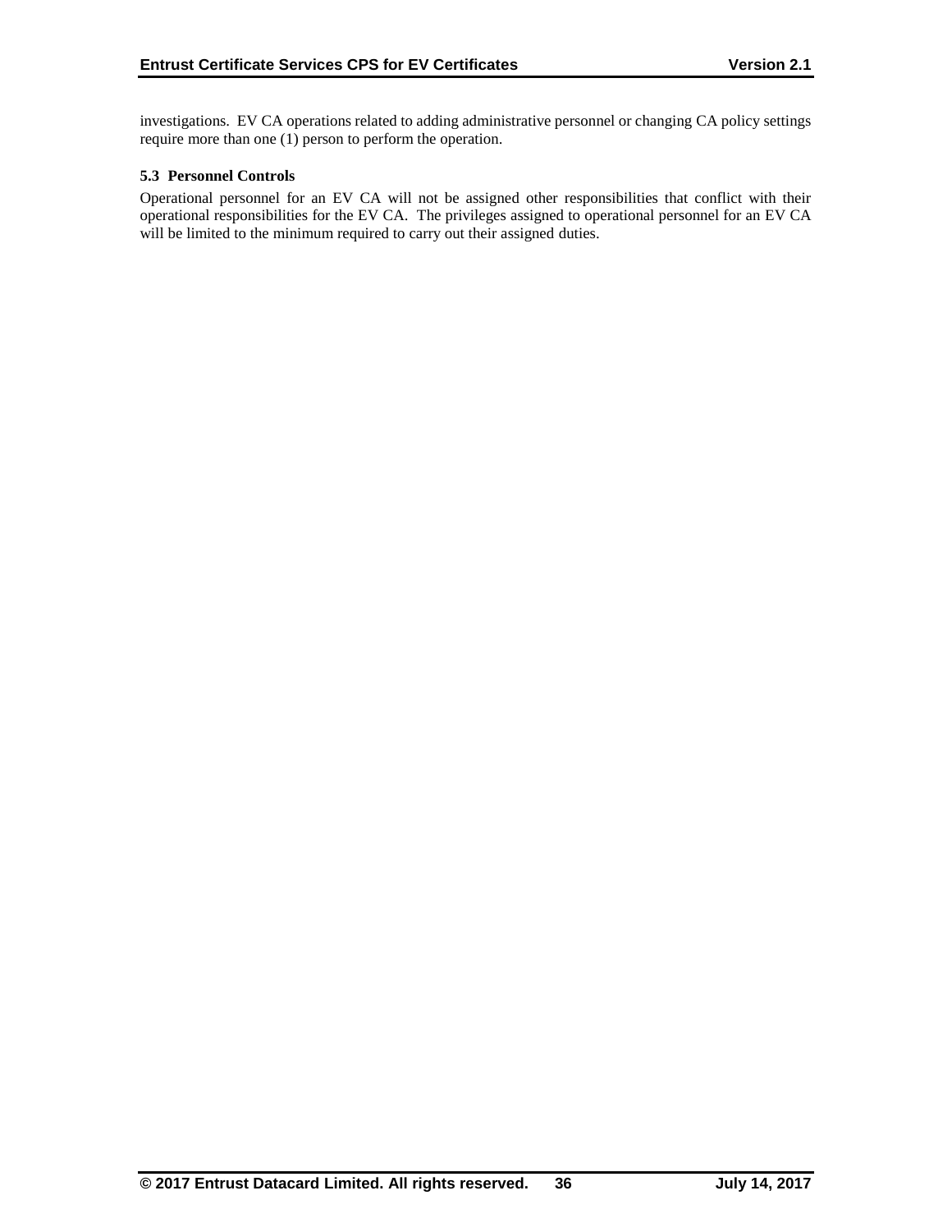investigations. EV CA operations related to adding administrative personnel or changing CA policy settings require more than one (1) person to perform the operation.

### 5.3 Personnel Controls

Operational personnel for an EV CA will not be assigned other responsibilities that conflict with their operational responsibilities for the EV CA. The privileges assigned to operational personnel for an EV CA will be limited to the minimum required to carry out their assigned duties.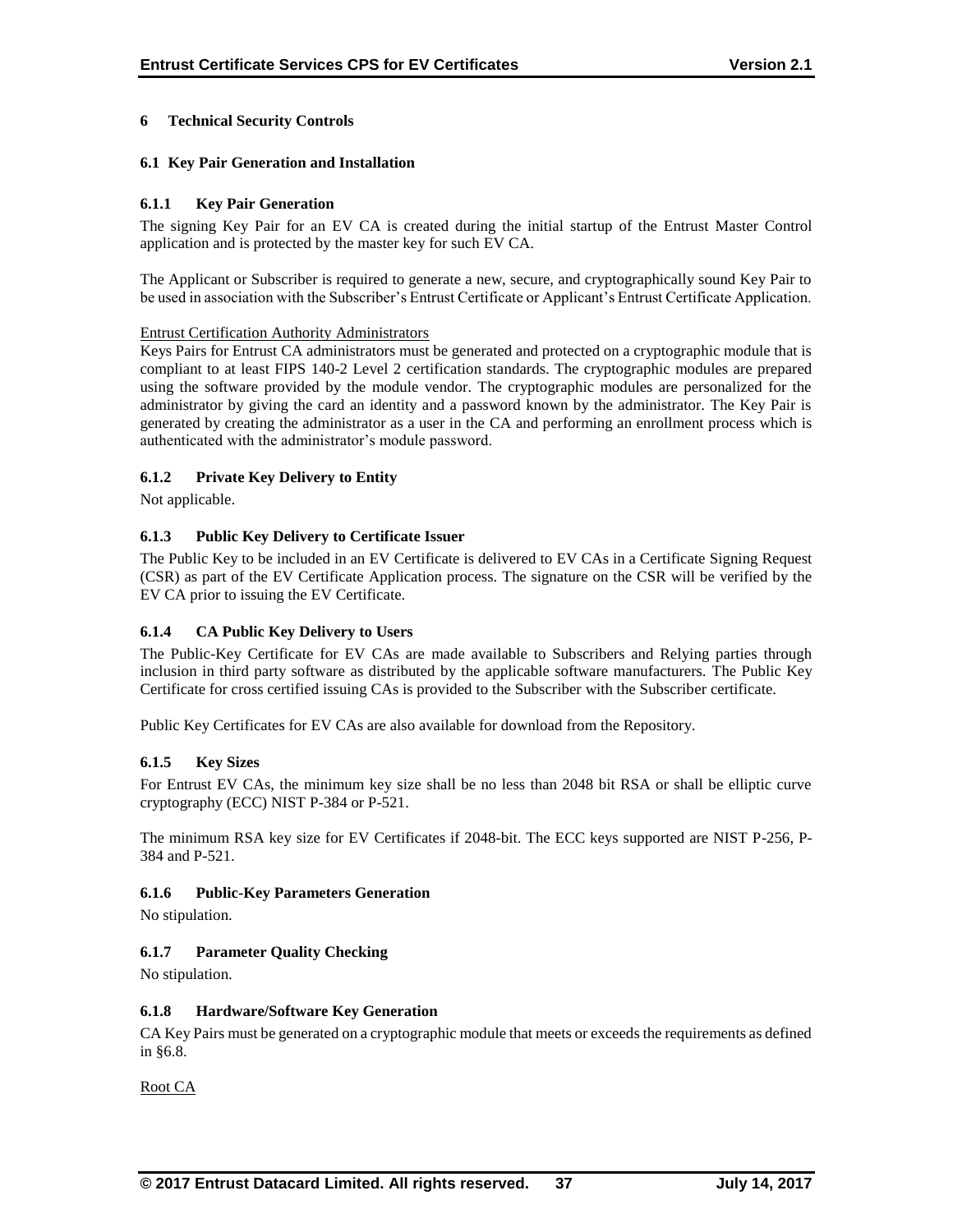# 6 Technical Security Controls

## 6.1 Key Pair Generation and Installation

### 6.1.1 Key Pair Generation

The signing Key Pair for an EV CA is created during the initial startup of the Entrust Master Control application and is protected by the master key for such EV CA.

The Applicant or Subscriber is required to generate a new, secure, and cryptographically sound Key Pair to be used in association with the Subscriber's Entrust Certificate or Applicant's Entrust Certificate Application.

Entrust Certification Authority Administrators

Keys Pairs for Entrust CA administrators must be generated and protected on a cryptographic module that is compliant to at least FIPS 140-2 Level 2 certification standards. The cryptographic modules are prepared using the software provided by the module vendor. The cryptographic modules are personalized for the administrator by giving the card an identity and a password known by the administrator. The Key Pair is generated by creating the administrator as a user in the CA and performing an enrollment process which is authenticated with the administrator's module password.

### 6.1.2 Private Key Delivery to Entity

Not applicable.

### 6.1.3 Public Key Delivery to Certificate Issuer

The Public Key to be included in an EV Certificate is delivered to EV CAs in a Certificate Signing Request (CSR) as part of the EV Certificate Application process. The signature on the CSR will be verified by the EV CA prior to issuing the EV Certificate.

### 6.1.4 CA Public Key Delivery to Users

The Public-Key Certificate for EV CAs are made available to Subscribers and Relying parties through inclusion in third party software as distributed by the applicable software manufacturers. The Public Key Certificate for cross certified issuing CAs is provided to the Subscriber with the Subscriber certificate.

Public Key Certificates for EV CAs are also available for download from the Repository.

### 6.1.5 Key Sizes

For Entrust EV CAs, the minimum key size shall be no less than 2048 bit RSA or shall be elliptic curve cryptography (ECC) NIST P-384 or P-521.

The minimum RSA key size for EV Certificates if 2048-bit. The ECC keys supported are NIST P-256, P-384 and P-521.

### 6.1.6 Public-Key Parameters Generation

No stipulation.

### 6.1.7 Parameter Quality Checking

No stipulation.

### 6.1.8 Hardware/Software Key Generation

CA Key Pairs must be generated on a cryptographic module that meets or exceeds the requirements as defined in §6.8.

Root CA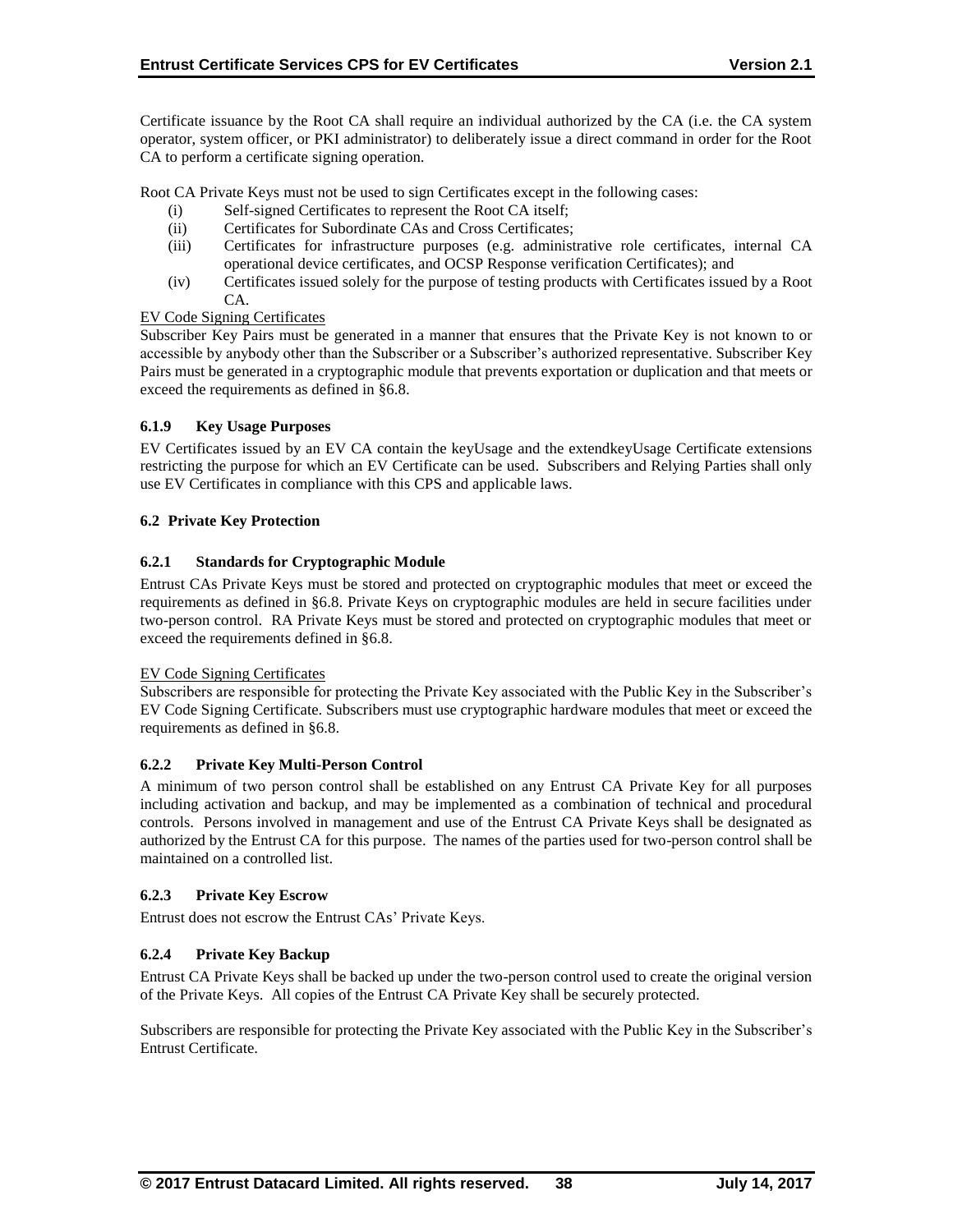Certificate issuance by the Root CA shall require an individual authorized by the CA (i.e. the CA system operator, system officer, or PKI administrator) to deliberately issue a direct command in order for the Root CA to perform a certificate signing operation.

Root CA Private Keys must not be used to sign Certificates except in the following cases:

(i) Self-signed Certificates to represent the Root CA itself;
(ii) Certificates for Subordinate CAs and Cross Certificates;
(iii) Certificates for infrastructure purposes (e.g. administrative role certificates, internal CA operational device certificates, and OCSP Response verification Certificates); and
(iv) Certificates issued solely for the purpose of testing products with Certificates issued by a Root CA.

EV Code Signing Certificates

Subscriber Key Pairs must be generated in a manner that ensures that the Private Key is not known to or accessible by anybody other than the Subscriber or a Subscriber's authorized representative. Subscriber Key Pairs must be generated in a cryptographic module that prevents exportation or duplication and that meets or exceed the requirements as defined in §6.8.

### 6.1.9 Key Usage Purposes

EV Certificates issued by an EV CA contain the keyUsage and the extendkeyUsage Certificate extensions restricting the purpose for which an EV Certificate can be used. Subscribers and Relying Parties shall only use EV Certificates in compliance with this CPS and applicable laws.

## 6.2 Private Key Protection

### 6.2.1 Standards for Cryptographic Module

Entrust CAs Private Keys must be stored and protected on cryptographic modules that meet or exceed the requirements as defined in §6.8. Private Keys on cryptographic modules are held in secure facilities under two-person control. RA Private Keys must be stored and protected on cryptographic modules that meet or exceed the requirements defined in §6.8.

EV Code Signing Certificates

Subscribers are responsible for protecting the Private Key associated with the Public Key in the Subscriber's EV Code Signing Certificate. Subscribers must use cryptographic hardware modules that meet or exceed the requirements as defined in §6.8.

### 6.2.2 Private Key Multi-Person Control

A minimum of two person control shall be established on any Entrust CA Private Key for all purposes including activation and backup, and may be implemented as a combination of technical and procedural controls. Persons involved in management and use of the Entrust CA Private Keys shall be designated as authorized by the Entrust CA for this purpose. The names of the parties used for two-person control shall be maintained on a controlled list.

### 6.2.3 Private Key Escrow

Entrust does not escrow the Entrust CAs' Private Keys.

### 6.2.4 Private Key Backup

Entrust CA Private Keys shall be backed up under the two-person control used to create the original version of the Private Keys. All copies of the Entrust CA Private Key shall be securely protected.

Subscribers are responsible for protecting the Private Key associated with the Public Key in the Subscriber's Entrust Certificate.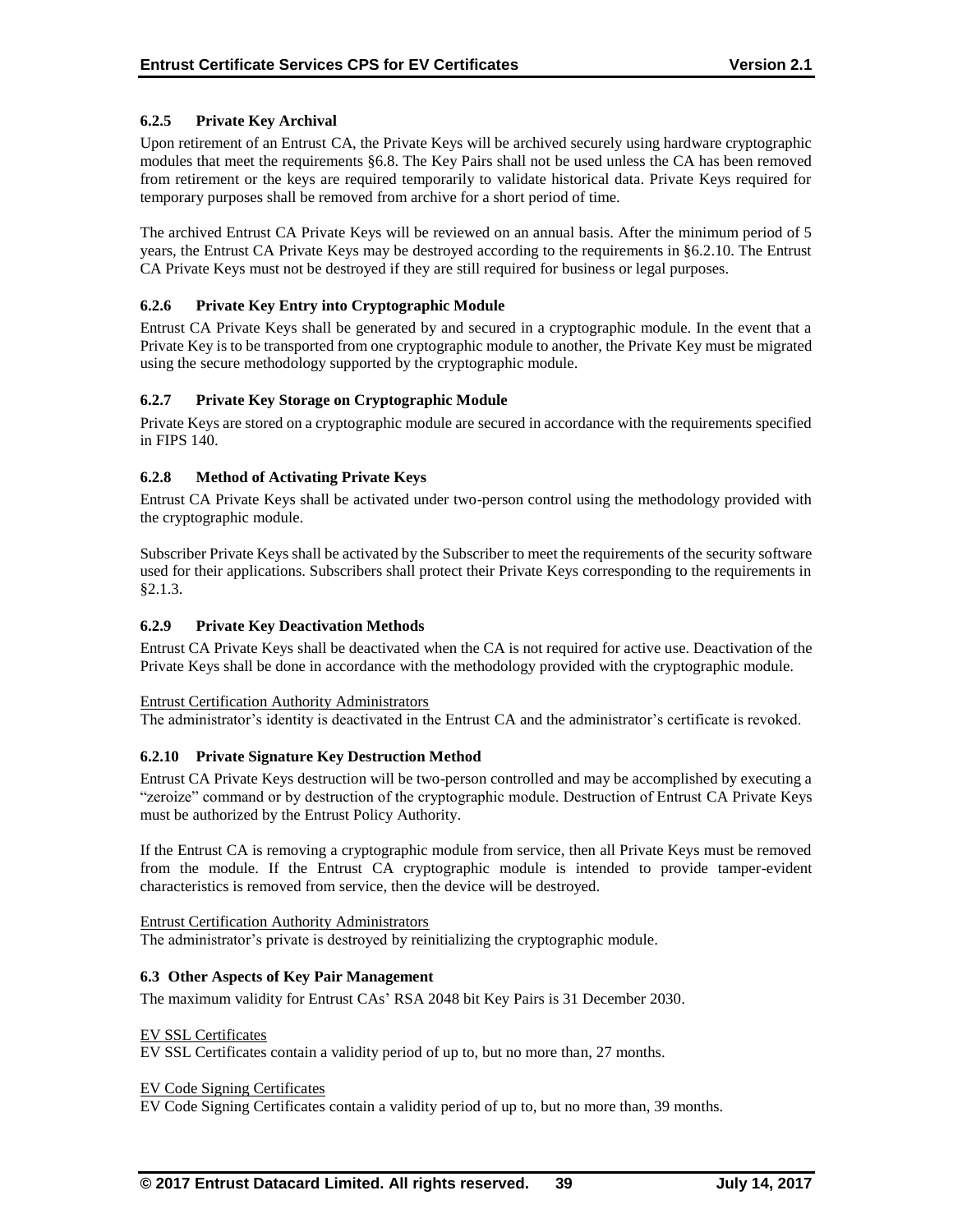### 6.2.5 Private Key Archival

Upon retirement of an Entrust CA, the Private Keys will be archived securely using hardware cryptographic modules that meet the requirements §6.8. The Key Pairs shall not be used unless the CA has been removed from retirement or the keys are required temporarily to validate historical data. Private Keys required for temporary purposes shall be removed from archive for a short period of time.

The archived Entrust CA Private Keys will be reviewed on an annual basis. After the minimum period of 5 years, the Entrust CA Private Keys may be destroyed according to the requirements in §6.2.10. The Entrust CA Private Keys must not be destroyed if they are still required for business or legal purposes.

### 6.2.6 Private Key Entry into Cryptographic Module

Entrust CA Private Keys shall be generated by and secured in a cryptographic module. In the event that a Private Key is to be transported from one cryptographic module to another, the Private Key must be migrated using the secure methodology supported by the cryptographic module.

### 6.2.7 Private Key Storage on Cryptographic Module

Private Keys are stored on a cryptographic module are secured in accordance with the requirements specified in FIPS 140.

### 6.2.8 Method of Activating Private Keys

Entrust CA Private Keys shall be activated under two-person control using the methodology provided with the cryptographic module.

Subscriber Private Keys shall be activated by the Subscriber to meet the requirements of the security software used for their applications. Subscribers shall protect their Private Keys corresponding to the requirements in §2.1.3.

### 6.2.9 Private Key Deactivation Methods

Entrust CA Private Keys shall be deactivated when the CA is not required for active use. Deactivation of the Private Keys shall be done in accordance with the methodology provided with the cryptographic module.

<u>Entrust Certification Authority Administrators</u>
The administrator's identity is deactivated in the Entrust CA and the administrator's certificate is revoked.

### 6.2.10 Private Signature Key Destruction Method

Entrust CA Private Keys destruction will be two-person controlled and may be accomplished by executing a "zeroize" command or by destruction of the cryptographic module. Destruction of Entrust CA Private Keys must be authorized by the Entrust Policy Authority.

If the Entrust CA is removing a cryptographic module from service, then all Private Keys must be removed from the module. If the Entrust CA cryptographic module is intended to provide tamper-evident characteristics is removed from service, then the device will be destroyed.

<u>Entrust Certification Authority Administrators</u>
The administrator's private is destroyed by reinitializing the cryptographic module.

## 6.3 Other Aspects of Key Pair Management

The maximum validity for Entrust CAs' RSA 2048 bit Key Pairs is 31 December 2030.

<u>EV SSL Certificates</u>
EV SSL Certificates contain a validity period of up to, but no more than, 27 months.

<u>EV Code Signing Certificates</u>
EV Code Signing Certificates contain a validity period of up to, but no more than, 39 months.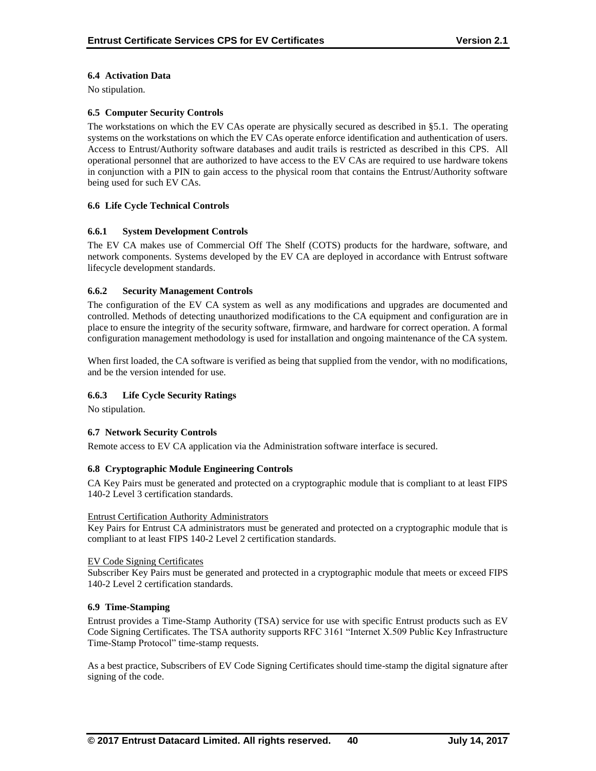### 6.4 Activation Data

No stipulation.

### 6.5 Computer Security Controls

The workstations on which the EV CAs operate are physically secured as described in §5.1. The operating systems on the workstations on which the EV CAs operate enforce identification and authentication of users. Access to Entrust/Authority software databases and audit trails is restricted as described in this CPS. All operational personnel that are authorized to have access to the EV CAs are required to use hardware tokens in conjunction with a PIN to gain access to the physical room that contains the Entrust/Authority software being used for such EV CAs.

### 6.6 Life Cycle Technical Controls

#### 6.6.1 System Development Controls

The EV CA makes use of Commercial Off The Shelf (COTS) products for the hardware, software, and network components. Systems developed by the EV CA are deployed in accordance with Entrust software lifecycle development standards.

#### 6.6.2 Security Management Controls

The configuration of the EV CA system as well as any modifications and upgrades are documented and controlled. Methods of detecting unauthorized modifications to the CA equipment and configuration are in place to ensure the integrity of the security software, firmware, and hardware for correct operation. A formal configuration management methodology is used for installation and ongoing maintenance of the CA system.

When first loaded, the CA software is verified as being that supplied from the vendor, with no modifications, and be the version intended for use.

#### 6.6.3 Life Cycle Security Ratings

No stipulation.

### 6.7 Network Security Controls

Remote access to EV CA application via the Administration software interface is secured.

### 6.8 Cryptographic Module Engineering Controls

CA Key Pairs must be generated and protected on a cryptographic module that is compliant to at least FIPS 140-2 Level 3 certification standards.

<u>Entrust Certification Authority Administrators</u>
Key Pairs for Entrust CA administrators must be generated and protected on a cryptographic module that is compliant to at least FIPS 140-2 Level 2 certification standards.

<u>EV Code Signing Certificates</u>
Subscriber Key Pairs must be generated and protected in a cryptographic module that meets or exceed FIPS 140-2 Level 2 certification standards.

### 6.9 Time-Stamping

Entrust provides a Time-Stamp Authority (TSA) service for use with specific Entrust products such as EV Code Signing Certificates. The TSA authority supports RFC 3161 "Internet X.509 Public Key Infrastructure Time-Stamp Protocol" time-stamp requests.

As a best practice, Subscribers of EV Code Signing Certificates should time-stamp the digital signature after signing of the code.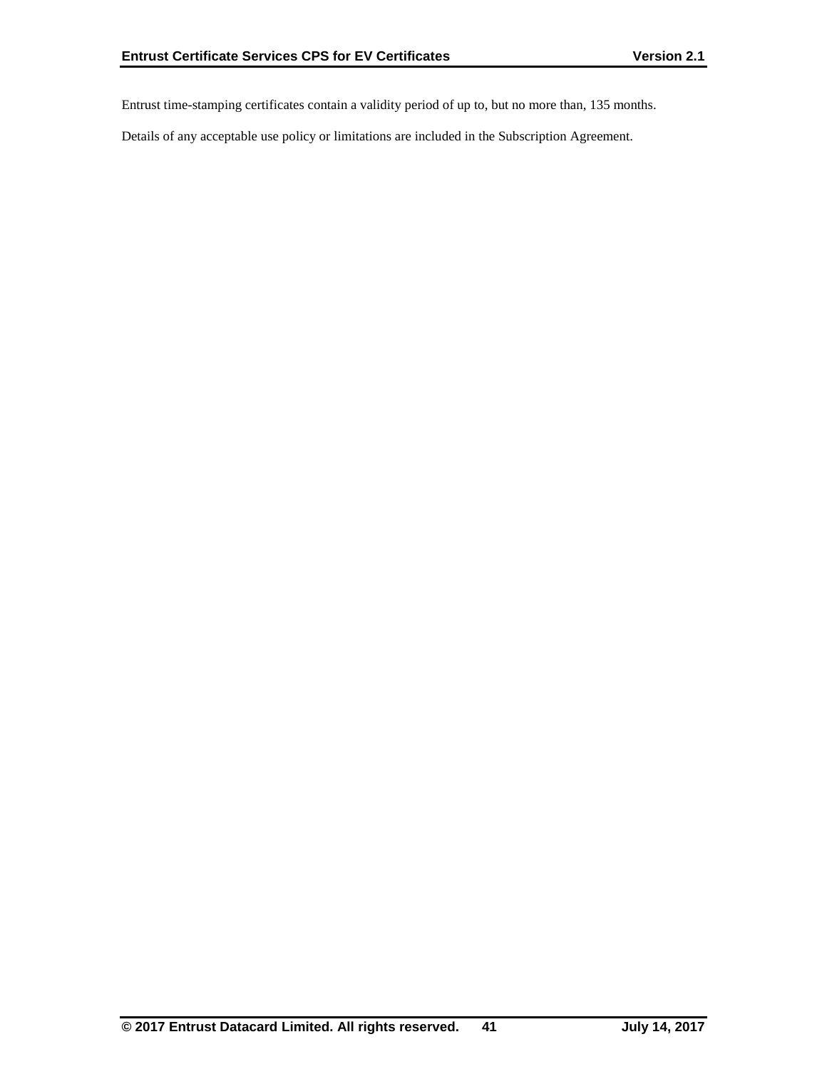Entrust time-stamping certificates contain a validity period of up to, but no more than, 135 months.

Details of any acceptable use policy or limitations are included in the Subscription Agreement.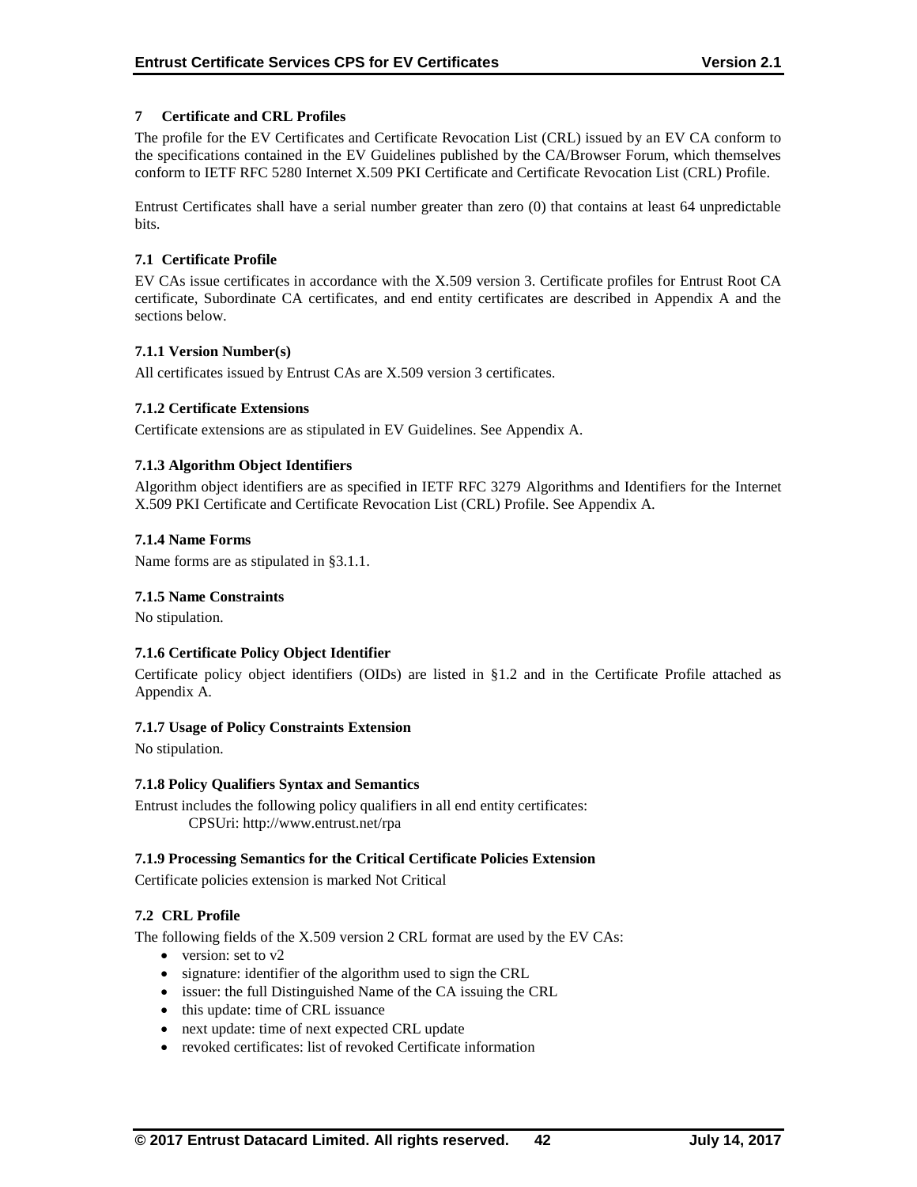# 7 Certificate and CRL Profiles

The profile for the EV Certificates and Certificate Revocation List (CRL) issued by an EV CA conform to the specifications contained in the EV Guidelines published by the CA/Browser Forum, which themselves conform to IETF RFC 5280 Internet X.509 PKI Certificate and Certificate Revocation List (CRL) Profile.

Entrust Certificates shall have a serial number greater than zero (0) that contains at least 64 unpredictable bits.

## 7.1 Certificate Profile

EV CAs issue certificates in accordance with the X.509 version 3. Certificate profiles for Entrust Root CA certificate, Subordinate CA certificates, and end entity certificates are described in Appendix A and the sections below.

### 7.1.1 Version Number(s)

All certificates issued by Entrust CAs are X.509 version 3 certificates.

### 7.1.2 Certificate Extensions

Certificate extensions are as stipulated in EV Guidelines. See Appendix A.

### 7.1.3 Algorithm Object Identifiers

Algorithm object identifiers are as specified in IETF RFC 3279 Algorithms and Identifiers for the Internet X.509 PKI Certificate and Certificate Revocation List (CRL) Profile. See Appendix A.

### 7.1.4 Name Forms

Name forms are as stipulated in §3.1.1.

### 7.1.5 Name Constraints

No stipulation.

### 7.1.6 Certificate Policy Object Identifier

Certificate policy object identifiers (OIDs) are listed in §1.2 and in the Certificate Profile attached as Appendix A.

### 7.1.7 Usage of Policy Constraints Extension

No stipulation.

### 7.1.8 Policy Qualifiers Syntax and Semantics

Entrust includes the following policy qualifiers in all end entity certificates:

CPSUri: http://www.entrust.net/rpa

### 7.1.9 Processing Semantics for the Critical Certificate Policies Extension

Certificate policies extension is marked Not Critical

## 7.2 CRL Profile

The following fields of the X.509 version 2 CRL format are used by the EV CAs:

- version: set to v2
- signature: identifier of the algorithm used to sign the CRL
- issuer: the full Distinguished Name of the CA issuing the CRL
- this update: time of CRL issuance
- next update: time of next expected CRL update
- revoked certificates: list of revoked Certificate information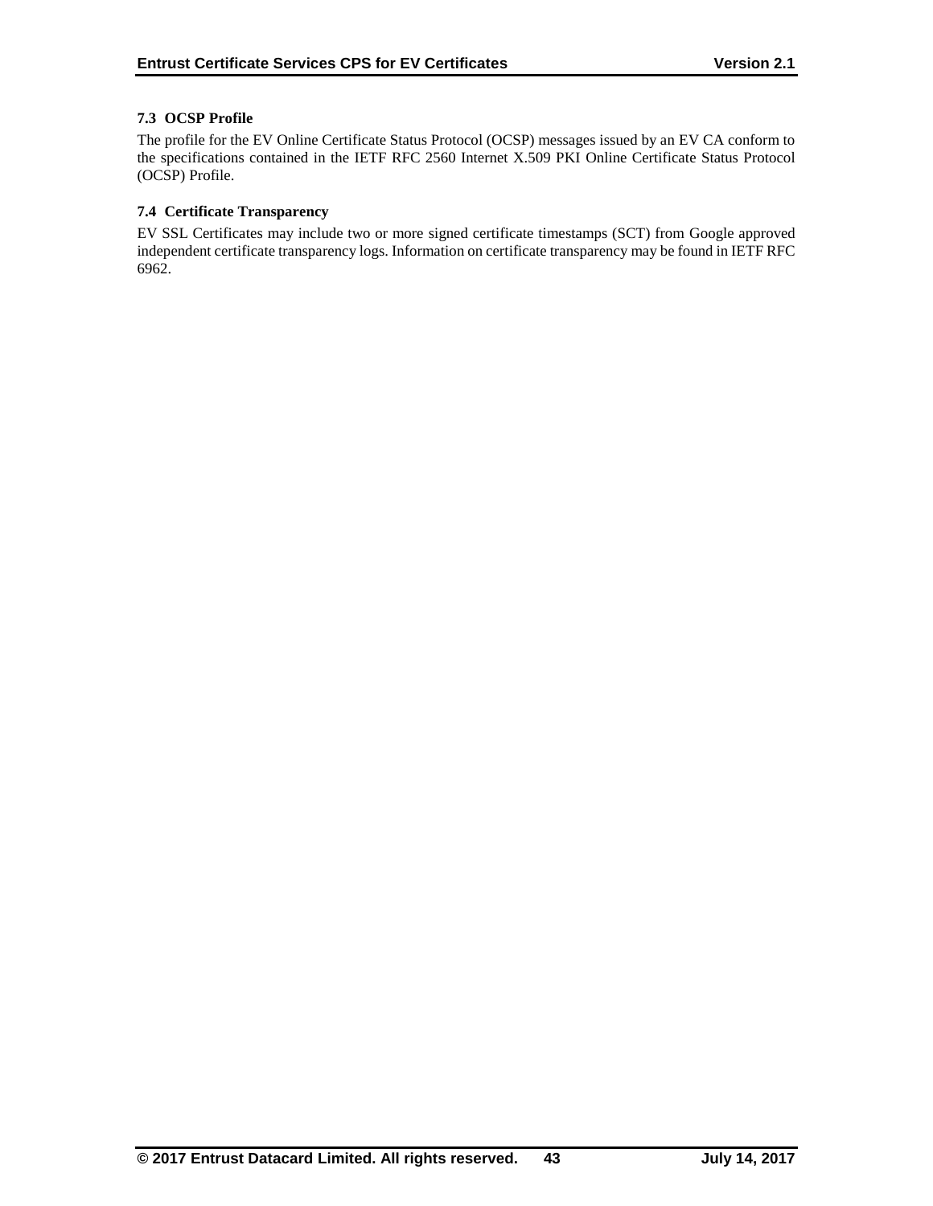### 7.3 OCSP Profile

The profile for the EV Online Certificate Status Protocol (OCSP) messages issued by an EV CA conform to the specifications contained in the IETF RFC 2560 Internet X.509 PKI Online Certificate Status Protocol (OCSP) Profile.

### 7.4 Certificate Transparency

EV SSL Certificates may include two or more signed certificate timestamps (SCT) from Google approved independent certificate transparency logs. Information on certificate transparency may be found in IETF RFC 6962.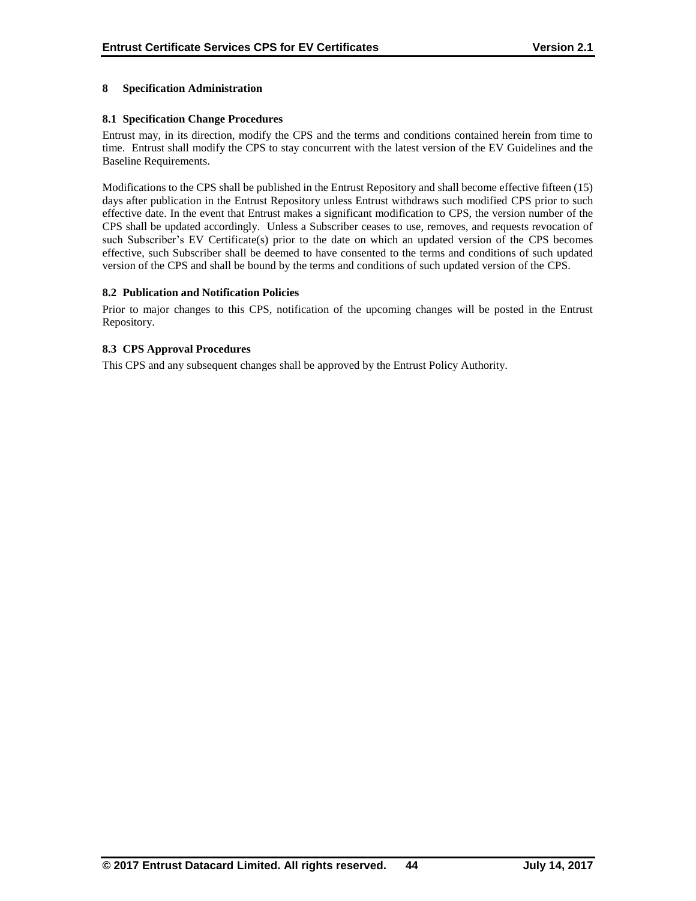# 8 Specification Administration

## 8.1 Specification Change Procedures

Entrust may, in its direction, modify the CPS and the terms and conditions contained herein from time to time. Entrust shall modify the CPS to stay concurrent with the latest version of the EV Guidelines and the Baseline Requirements.

Modifications to the CPS shall be published in the Entrust Repository and shall become effective fifteen (15) days after publication in the Entrust Repository unless Entrust withdraws such modified CPS prior to such effective date. In the event that Entrust makes a significant modification to CPS, the version number of the CPS shall be updated accordingly. Unless a Subscriber ceases to use, removes, and requests revocation of such Subscriber's EV Certificate(s) prior to the date on which an updated version of the CPS becomes effective, such Subscriber shall be deemed to have consented to the terms and conditions of such updated version of the CPS and shall be bound by the terms and conditions of such updated version of the CPS.

## 8.2 Publication and Notification Policies

Prior to major changes to this CPS, notification of the upcoming changes will be posted in the Entrust Repository.

## 8.3 CPS Approval Procedures

This CPS and any subsequent changes shall be approved by the Entrust Policy Authority.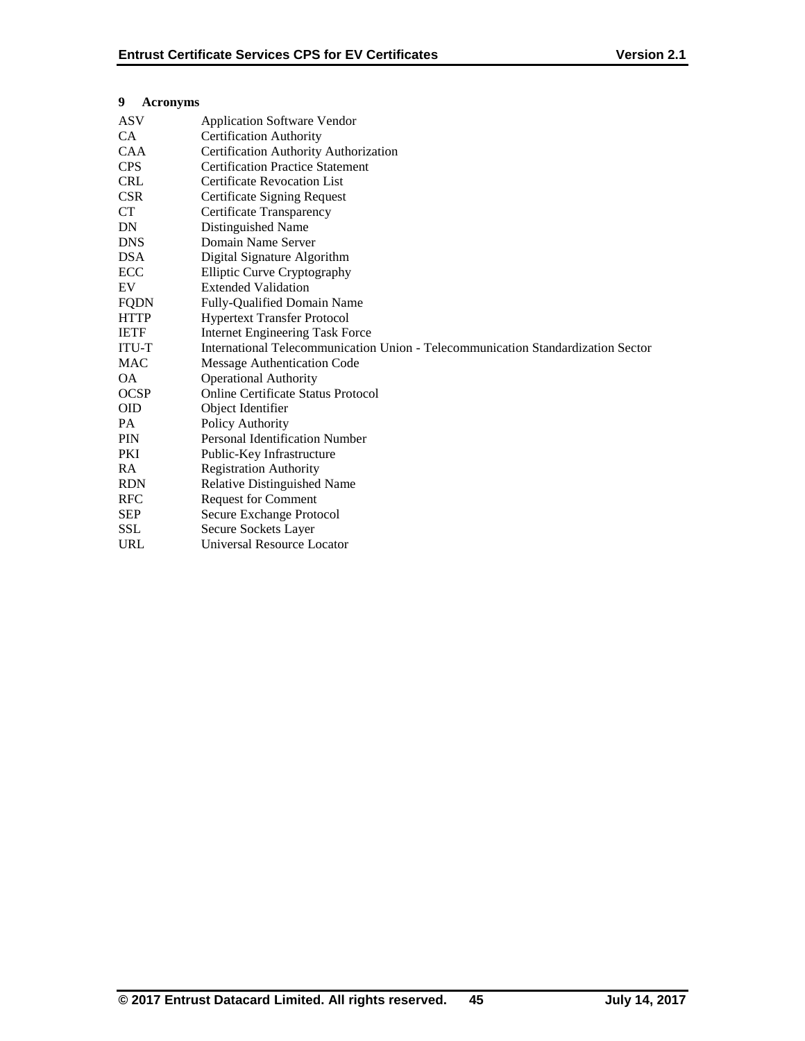# 9 Acronyms

| | |
|---|---|
| ASV | Application Software Vendor |
| CA | Certification Authority |
| CAA | Certification Authority Authorization |
| CPS | Certification Practice Statement |
| CRL | Certificate Revocation List |
| CSR | Certificate Signing Request |
| CT | Certificate Transparency |
| DN | Distinguished Name |
| DNS | Domain Name Server |
| DSA | Digital Signature Algorithm |
| ECC | Elliptic Curve Cryptography |
| EV | Extended Validation |
| FQDN | Fully-Qualified Domain Name |
| HTTP | Hypertext Transfer Protocol |
| IETF | Internet Engineering Task Force |
| ITU-T | International Telecommunication Union - Telecommunication Standardization Sector |
| MAC | Message Authentication Code |
| OA | Operational Authority |
| OCSP | Online Certificate Status Protocol |
| OID | Object Identifier |
| PA | Policy Authority |
| PIN | Personal Identification Number |
| PKI | Public-Key Infrastructure |
| RA | Registration Authority |
| RDN | Relative Distinguished Name |
| RFC | Request for Comment |
| SEP | Secure Exchange Protocol |
| SSL | Secure Sockets Layer |
| URL | Universal Resource Locator |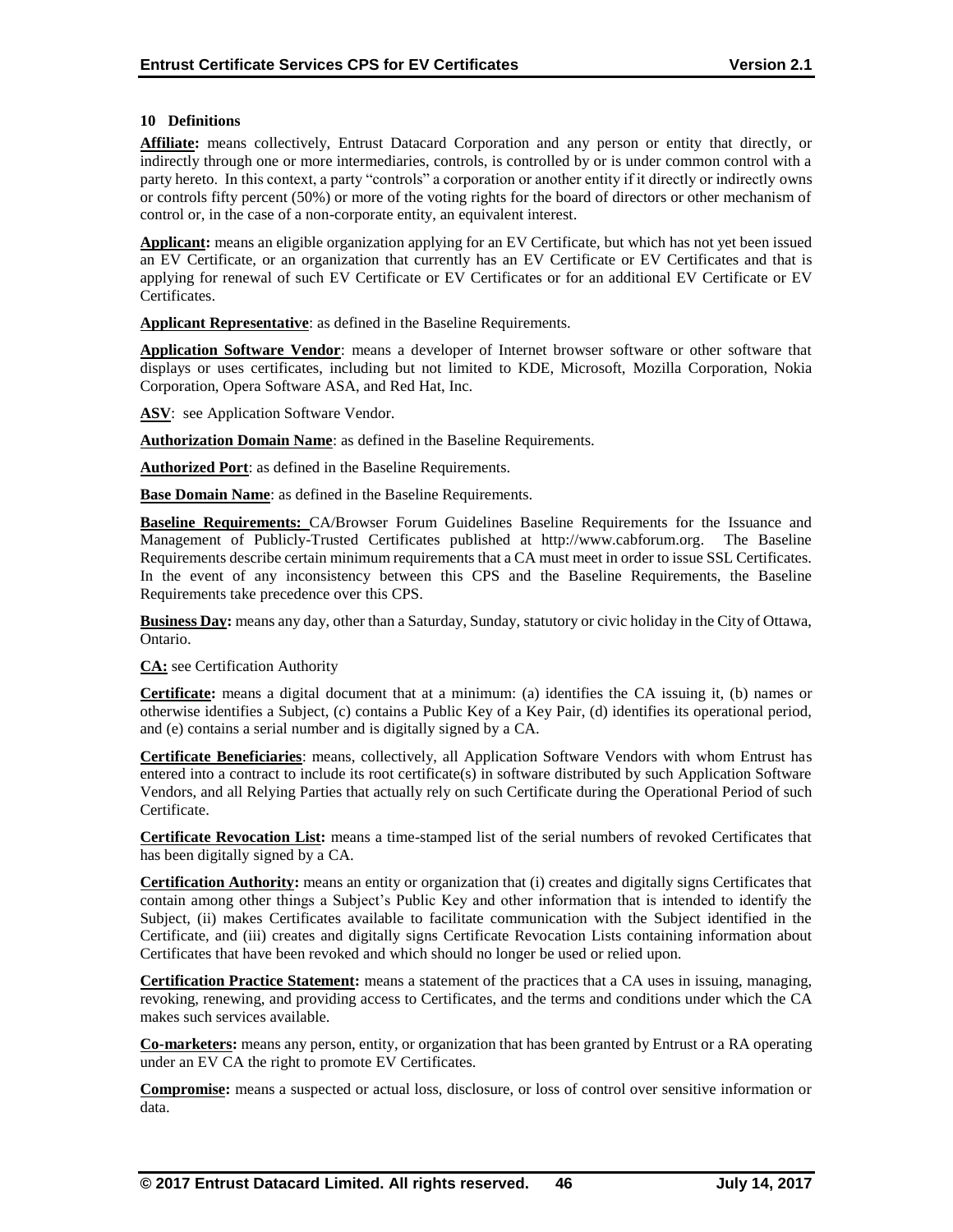## 10 Definitions

**Affiliate:** means collectively, Entrust Datacard Corporation and any person or entity that directly, or indirectly through one or more intermediaries, controls, is controlled by or is under common control with a party hereto. In this context, a party "controls" a corporation or another entity if it directly or indirectly owns or controls fifty percent (50%) or more of the voting rights for the board of directors or other mechanism of control or, in the case of a non-corporate entity, an equivalent interest.

**Applicant:** means an eligible organization applying for an EV Certificate, but which has not yet been issued an EV Certificate, or an organization that currently has an EV Certificate or EV Certificates and that is applying for renewal of such EV Certificate or EV Certificates or for an additional EV Certificate or EV Certificates.

**Applicant Representative**: as defined in the Baseline Requirements.

**Application Software Vendor**: means a developer of Internet browser software or other software that displays or uses certificates, including but not limited to KDE, Microsoft, Mozilla Corporation, Nokia Corporation, Opera Software ASA, and Red Hat, Inc.

**ASV**: see Application Software Vendor.

**Authorization Domain Name**: as defined in the Baseline Requirements.

**Authorized Port**: as defined in the Baseline Requirements.

**Base Domain Name**: as defined in the Baseline Requirements.

**Baseline Requirements:** CA/Browser Forum Guidelines Baseline Requirements for the Issuance and Management of Publicly-Trusted Certificates published at http://www.cabforum.org. The Baseline Requirements describe certain minimum requirements that a CA must meet in order to issue SSL Certificates. In the event of any inconsistency between this CPS and the Baseline Requirements, the Baseline Requirements take precedence over this CPS.

**Business Day:** means any day, other than a Saturday, Sunday, statutory or civic holiday in the City of Ottawa, Ontario.

**CA:** see Certification Authority

**Certificate:** means a digital document that at a minimum: (a) identifies the CA issuing it, (b) names or otherwise identifies a Subject, (c) contains a Public Key of a Key Pair, (d) identifies its operational period, and (e) contains a serial number and is digitally signed by a CA.

**Certificate Beneficiaries**: means, collectively, all Application Software Vendors with whom Entrust has entered into a contract to include its root certificate(s) in software distributed by such Application Software Vendors, and all Relying Parties that actually rely on such Certificate during the Operational Period of such Certificate.

**Certificate Revocation List:** means a time-stamped list of the serial numbers of revoked Certificates that has been digitally signed by a CA.

**Certification Authority:** means an entity or organization that (i) creates and digitally signs Certificates that contain among other things a Subject's Public Key and other information that is intended to identify the Subject, (ii) makes Certificates available to facilitate communication with the Subject identified in the Certificate, and (iii) creates and digitally signs Certificate Revocation Lists containing information about Certificates that have been revoked and which should no longer be used or relied upon.

**Certification Practice Statement:** means a statement of the practices that a CA uses in issuing, managing, revoking, renewing, and providing access to Certificates, and the terms and conditions under which the CA makes such services available.

**Co-marketers:** means any person, entity, or organization that has been granted by Entrust or a RA operating under an EV CA the right to promote EV Certificates.

**Compromise:** means a suspected or actual loss, disclosure, or loss of control over sensitive information or data.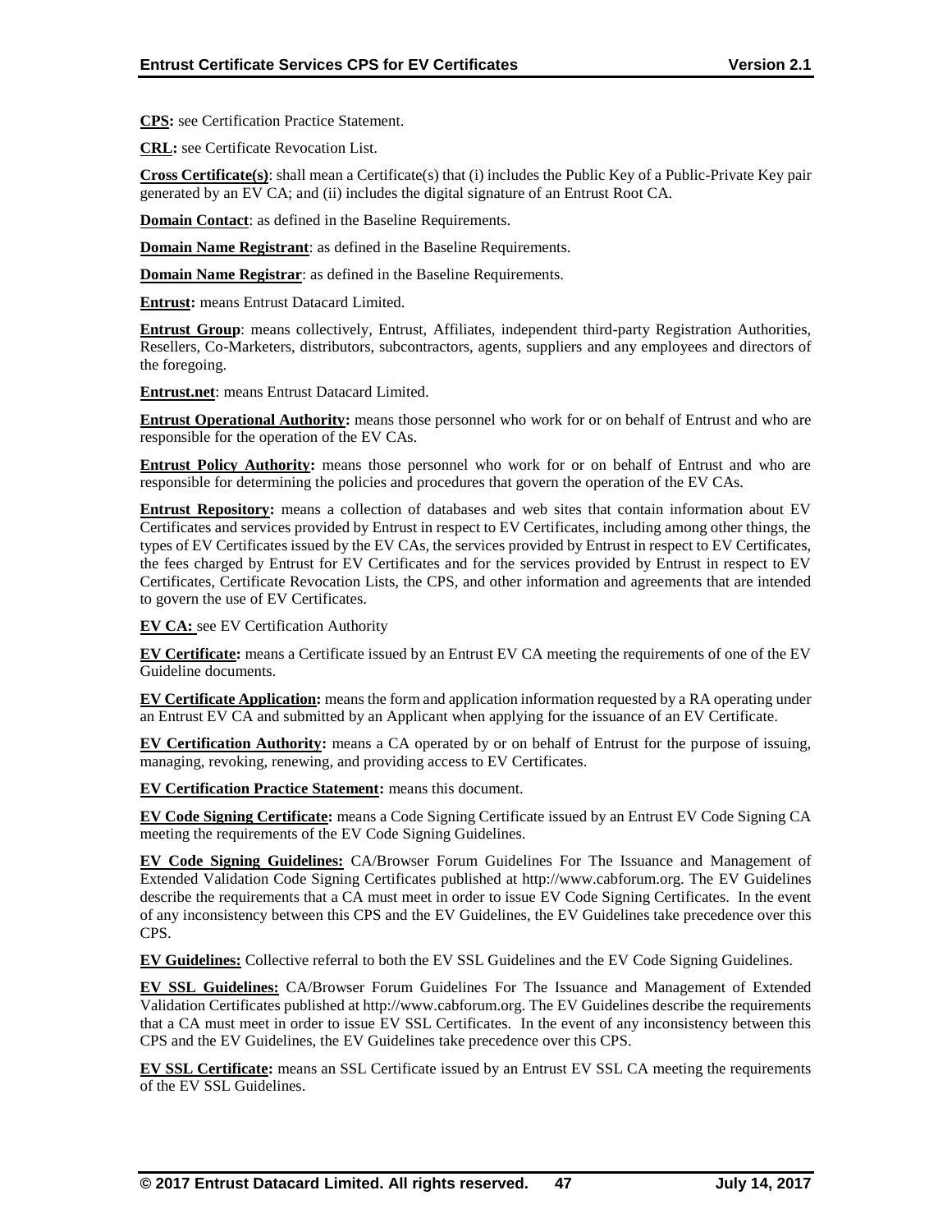**CPS:** see Certification Practice Statement.

**CRL:** see Certificate Revocation List.

**Cross Certificate(s)**: shall mean a Certificate(s) that (i) includes the Public Key of a Public-Private Key pair generated by an EV CA; and (ii) includes the digital signature of an Entrust Root CA.

**Domain Contact**: as defined in the Baseline Requirements.

**Domain Name Registrant**: as defined in the Baseline Requirements.

**Domain Name Registrar**: as defined in the Baseline Requirements.

**Entrust:** means Entrust Datacard Limited.

**Entrust Group**: means collectively, Entrust, Affiliates, independent third-party Registration Authorities, Resellers, Co-Marketers, distributors, subcontractors, agents, suppliers and any employees and directors of the foregoing.

**Entrust.net**: means Entrust Datacard Limited.

**Entrust Operational Authority:** means those personnel who work for or on behalf of Entrust and who are responsible for the operation of the EV CAs.

**Entrust Policy Authority:** means those personnel who work for or on behalf of Entrust and who are responsible for determining the policies and procedures that govern the operation of the EV CAs.

**Entrust Repository:** means a collection of databases and web sites that contain information about EV Certificates and services provided by Entrust in respect to EV Certificates, including among other things, the types of EV Certificates issued by the EV CAs, the services provided by Entrust in respect to EV Certificates, the fees charged by Entrust for EV Certificates and for the services provided by Entrust in respect to EV Certificates, Certificate Revocation Lists, the CPS, and other information and agreements that are intended to govern the use of EV Certificates.

**EV CA:** see EV Certification Authority

**EV Certificate:** means a Certificate issued by an Entrust EV CA meeting the requirements of one of the EV Guideline documents.

**EV Certificate Application:** means the form and application information requested by a RA operating under an Entrust EV CA and submitted by an Applicant when applying for the issuance of an EV Certificate.

**EV Certification Authority:** means a CA operated by or on behalf of Entrust for the purpose of issuing, managing, revoking, renewing, and providing access to EV Certificates.

**EV Certification Practice Statement:** means this document.

**EV Code Signing Certificate:** means a Code Signing Certificate issued by an Entrust EV Code Signing CA meeting the requirements of the EV Code Signing Guidelines.

**EV Code Signing Guidelines:** CA/Browser Forum Guidelines For The Issuance and Management of Extended Validation Code Signing Certificates published at http://www.cabforum.org. The EV Guidelines describe the requirements that a CA must meet in order to issue EV Code Signing Certificates. In the event of any inconsistency between this CPS and the EV Guidelines, the EV Guidelines take precedence over this CPS.

**EV Guidelines:** Collective referral to both the EV SSL Guidelines and the EV Code Signing Guidelines.

**EV SSL Guidelines:** CA/Browser Forum Guidelines For The Issuance and Management of Extended Validation Certificates published at http://www.cabforum.org. The EV Guidelines describe the requirements that a CA must meet in order to issue EV SSL Certificates. In the event of any inconsistency between this CPS and the EV Guidelines, the EV Guidelines take precedence over this CPS.

**EV SSL Certificate:** means an SSL Certificate issued by an Entrust EV SSL CA meeting the requirements of the EV SSL Guidelines.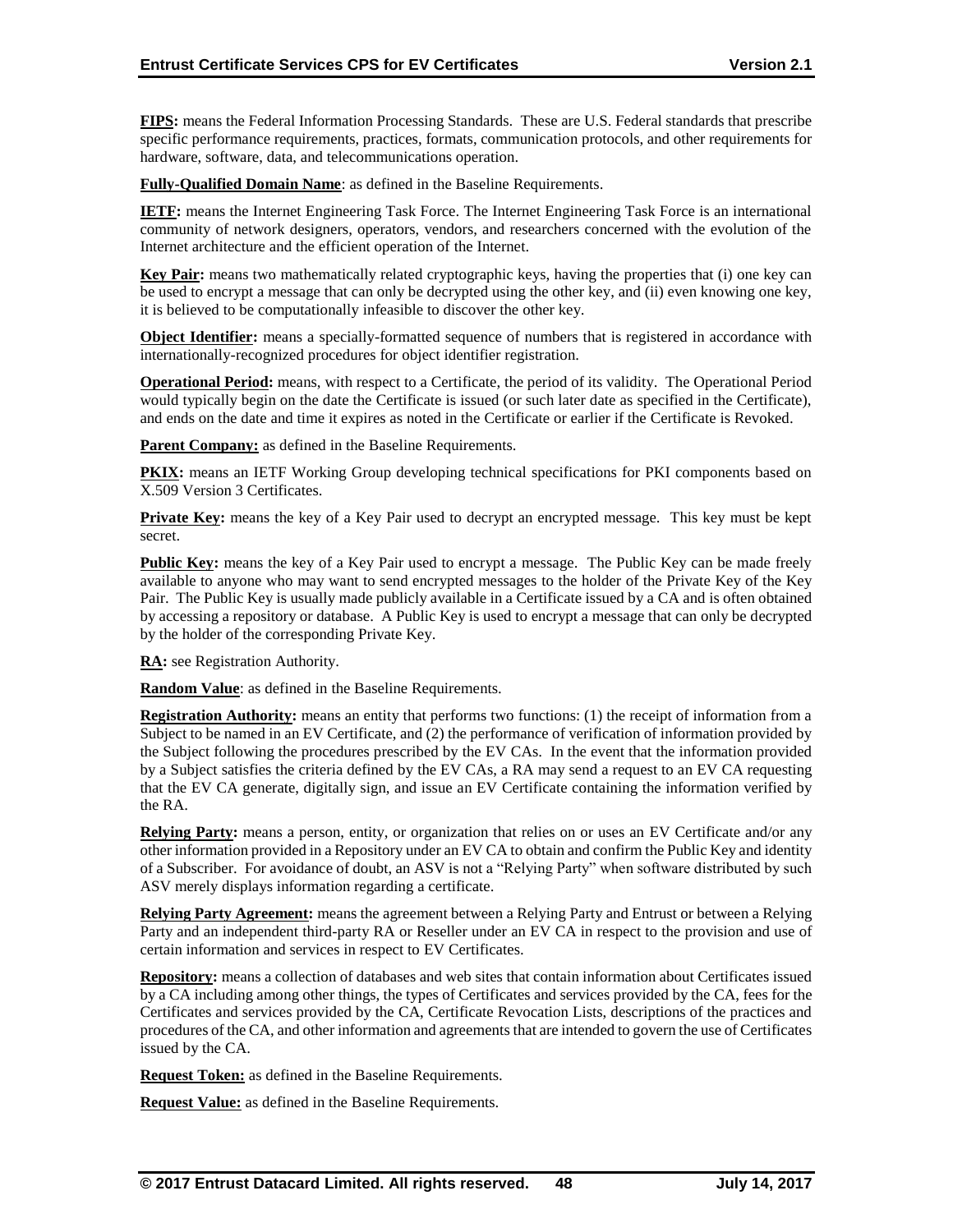**FIPS:** means the Federal Information Processing Standards. These are U.S. Federal standards that prescribe specific performance requirements, practices, formats, communication protocols, and other requirements for hardware, software, data, and telecommunications operation.

**Fully-Qualified Domain Name**: as defined in the Baseline Requirements.

**IETF:** means the Internet Engineering Task Force. The Internet Engineering Task Force is an international community of network designers, operators, vendors, and researchers concerned with the evolution of the Internet architecture and the efficient operation of the Internet.

**Key Pair:** means two mathematically related cryptographic keys, having the properties that (i) one key can be used to encrypt a message that can only be decrypted using the other key, and (ii) even knowing one key, it is believed to be computationally infeasible to discover the other key.

**Object Identifier:** means a specially-formatted sequence of numbers that is registered in accordance with internationally-recognized procedures for object identifier registration.

**Operational Period:** means, with respect to a Certificate, the period of its validity. The Operational Period would typically begin on the date the Certificate is issued (or such later date as specified in the Certificate), and ends on the date and time it expires as noted in the Certificate or earlier if the Certificate is Revoked.

**Parent Company:** as defined in the Baseline Requirements.

**PKIX:** means an IETF Working Group developing technical specifications for PKI components based on X.509 Version 3 Certificates.

**Private Key:** means the key of a Key Pair used to decrypt an encrypted message. This key must be kept secret.

**Public Key:** means the key of a Key Pair used to encrypt a message. The Public Key can be made freely available to anyone who may want to send encrypted messages to the holder of the Private Key of the Key Pair. The Public Key is usually made publicly available in a Certificate issued by a CA and is often obtained by accessing a repository or database. A Public Key is used to encrypt a message that can only be decrypted by the holder of the corresponding Private Key.

**RA:** see Registration Authority.

**Random Value**: as defined in the Baseline Requirements.

**Registration Authority:** means an entity that performs two functions: (1) the receipt of information from a Subject to be named in an EV Certificate, and (2) the performance of verification of information provided by the Subject following the procedures prescribed by the EV CAs. In the event that the information provided by a Subject satisfies the criteria defined by the EV CAs, a RA may send a request to an EV CA requesting that the EV CA generate, digitally sign, and issue an EV Certificate containing the information verified by the RA.

**Relying Party:** means a person, entity, or organization that relies on or uses an EV Certificate and/or any other information provided in a Repository under an EV CA to obtain and confirm the Public Key and identity of a Subscriber. For avoidance of doubt, an ASV is not a "Relying Party" when software distributed by such ASV merely displays information regarding a certificate.

**Relying Party Agreement:** means the agreement between a Relying Party and Entrust or between a Relying Party and an independent third-party RA or Reseller under an EV CA in respect to the provision and use of certain information and services in respect to EV Certificates.

**Repository:** means a collection of databases and web sites that contain information about Certificates issued by a CA including among other things, the types of Certificates and services provided by the CA, fees for the Certificates and services provided by the CA, Certificate Revocation Lists, descriptions of the practices and procedures of the CA, and other information and agreements that are intended to govern the use of Certificates issued by the CA.

**Request Token:** as defined in the Baseline Requirements.

**Request Value:** as defined in the Baseline Requirements.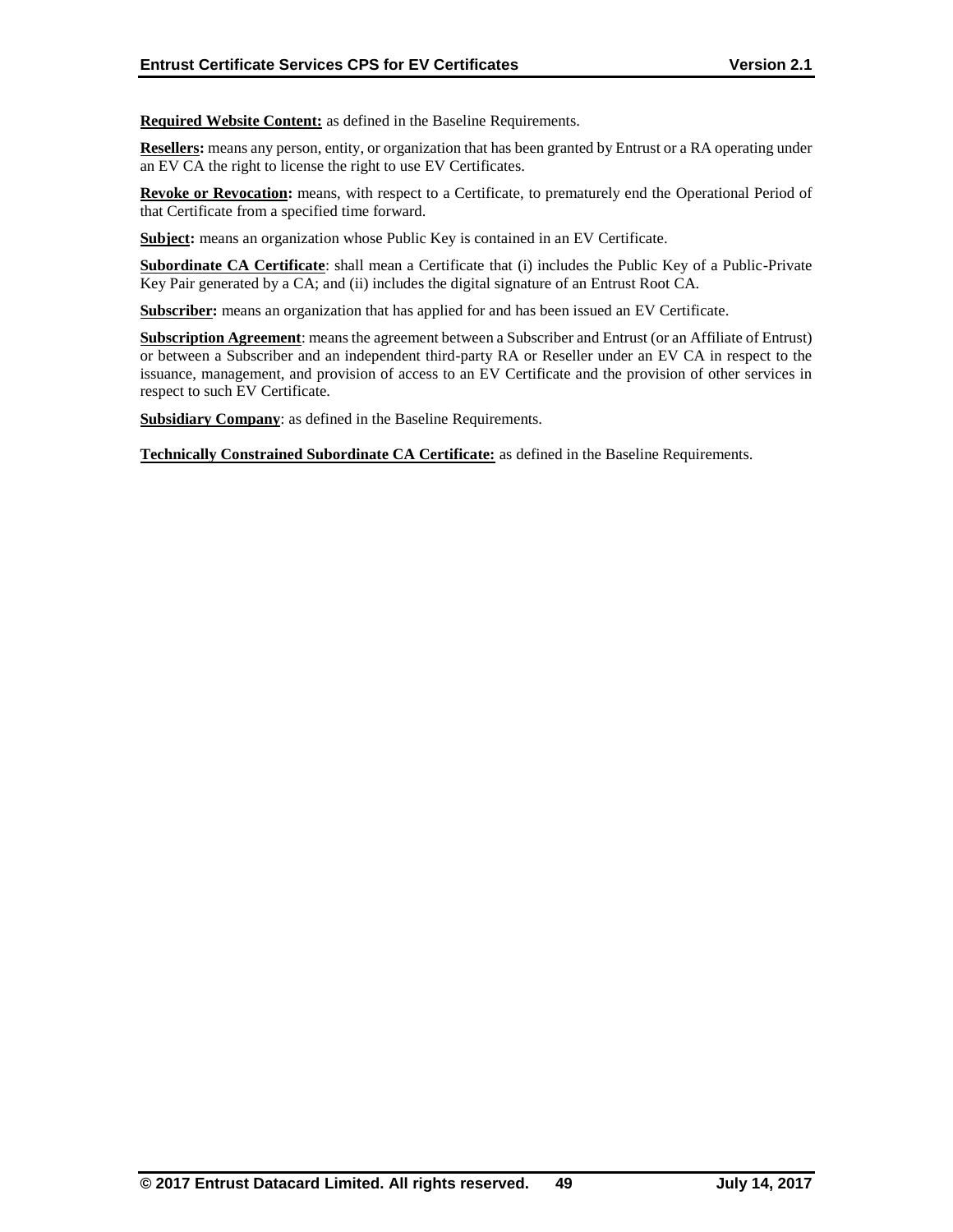**Required Website Content:** as defined in the Baseline Requirements.

**Resellers:** means any person, entity, or organization that has been granted by Entrust or a RA operating under an EV CA the right to license the right to use EV Certificates.

**Revoke or Revocation:** means, with respect to a Certificate, to prematurely end the Operational Period of that Certificate from a specified time forward.

**Subject:** means an organization whose Public Key is contained in an EV Certificate.

**Subordinate CA Certificate**: shall mean a Certificate that (i) includes the Public Key of a Public-Private Key Pair generated by a CA; and (ii) includes the digital signature of an Entrust Root CA.

**Subscriber:** means an organization that has applied for and has been issued an EV Certificate.

**Subscription Agreement**: means the agreement between a Subscriber and Entrust (or an Affiliate of Entrust) or between a Subscriber and an independent third-party RA or Reseller under an EV CA in respect to the issuance, management, and provision of access to an EV Certificate and the provision of other services in respect to such EV Certificate.

**Subsidiary Company**: as defined in the Baseline Requirements.

**Technically Constrained Subordinate CA Certificate:** as defined in the Baseline Requirements.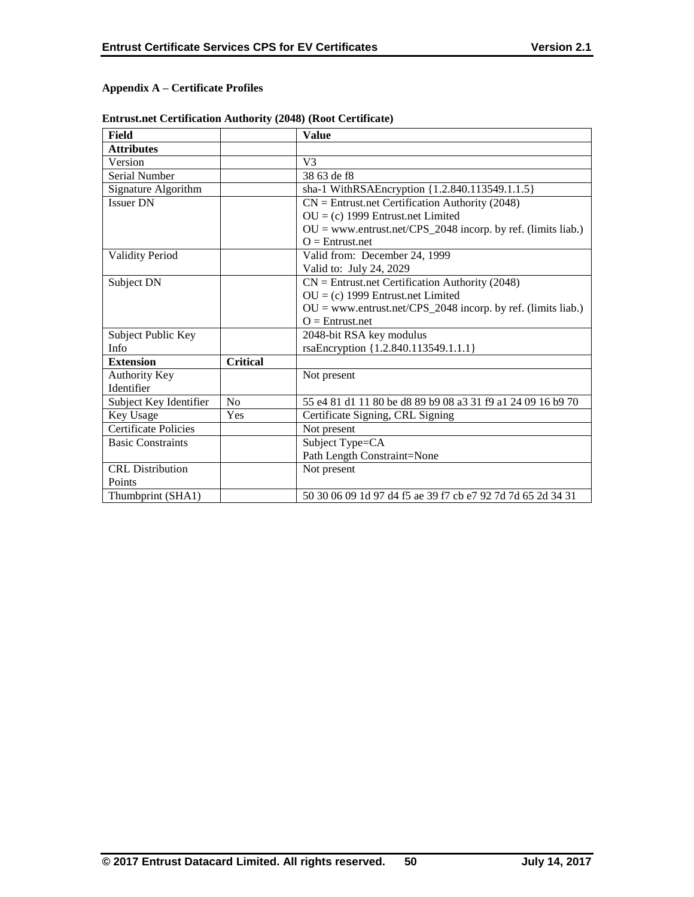**Appendix A – Certificate Profiles**

**Entrust.net Certification Authority (2048) (Root Certificate)**

| Field | | Value |
|---|---|---|
| **Attributes** | | |
| Version | | V3 |
| Serial Number | | 38 63 de f8 |
| Signature Algorithm | | sha-1 WithRSAEncryption {1.2.840.113549.1.1.5} |
| Issuer DN | | CN = Entrust.net Certification Authority (2048)<br>OU = (c) 1999 Entrust.net Limited<br>OU = www.entrust.net/CPS_2048 incorp. by ref. (limits liab.)<br>O = Entrust.net |
| Validity Period | | Valid from: December 24, 1999<br>Valid to: July 24, 2029 |
| Subject DN | | CN = Entrust.net Certification Authority (2048)<br>OU = (c) 1999 Entrust.net Limited<br>OU = www.entrust.net/CPS_2048 incorp. by ref. (limits liab.)<br>O = Entrust.net |
| Subject Public Key Info | | 2048-bit RSA key modulus<br>rsaEncryption {1.2.840.113549.1.1.1} |
| **Extension** | **Critical** | |
| Authority Key Identifier | | Not present |
| Subject Key Identifier | No | 55 e4 81 d1 11 80 be d8 89 b9 08 a3 31 f9 a1 24 09 16 b9 70 |
| Key Usage | Yes | Certificate Signing, CRL Signing |
| Certificate Policies | | Not present |
| Basic Constraints | | Subject Type=CA<br>Path Length Constraint=None |
| CRL Distribution Points | | Not present |
| Thumbprint (SHA1) | | 50 30 06 09 1d 97 d4 f5 ae 39 f7 cb e7 92 7d 7d 65 2d 34 31 |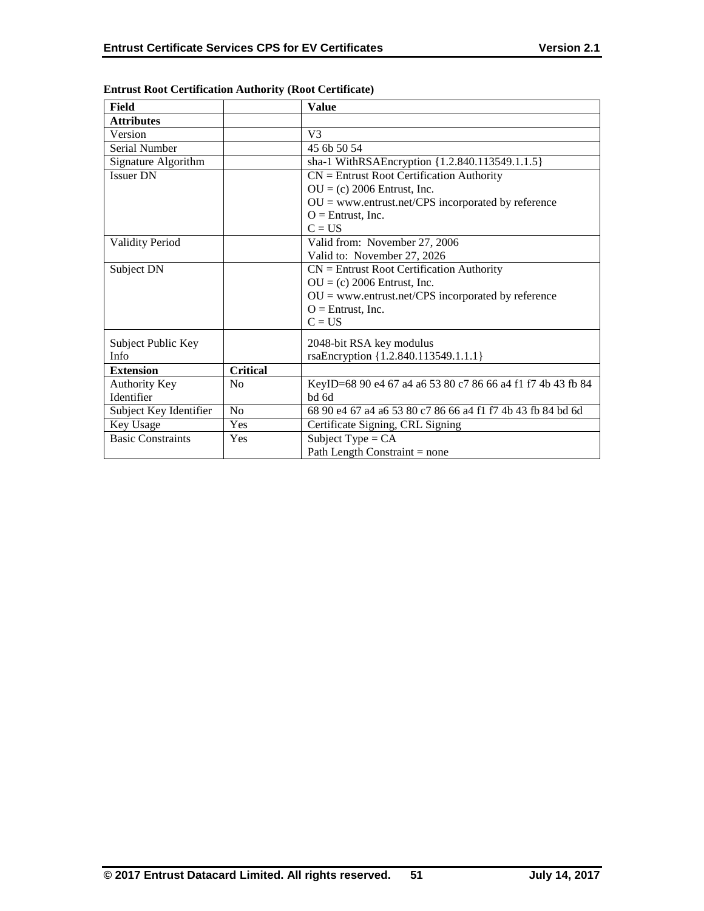**Entrust Root Certification Authority (Root Certificate)**

| Field | | Value |
|---|---|---|
| **Attributes** | | |
| Version | | V3 |
| Serial Number | | 45 6b 50 54 |
| Signature Algorithm | | sha-1 WithRSAEncryption {1.2.840.113549.1.1.5} |
| Issuer DN | | CN = Entrust Root Certification Authority<br>OU = (c) 2006 Entrust, Inc.<br>OU = www.entrust.net/CPS incorporated by reference<br>O = Entrust, Inc.<br>C = US |
| Validity Period | | Valid from: November 27, 2006<br>Valid to: November 27, 2026 |
| Subject DN | | CN = Entrust Root Certification Authority<br>OU = (c) 2006 Entrust, Inc.<br>OU = www.entrust.net/CPS incorporated by reference<br>O = Entrust, Inc.<br>C = US |
| Subject Public Key Info | | 2048-bit RSA key modulus<br>rsaEncryption {1.2.840.113549.1.1.1} |
| **Extension** | **Critical** | |
| Authority Key Identifier | No | KeyID=68 90 e4 67 a4 a6 53 80 c7 86 66 a4 f1 f7 4b 43 fb 84 bd 6d |
| Subject Key Identifier | No | 68 90 e4 67 a4 a6 53 80 c7 86 66 a4 f1 f7 4b 43 fb 84 bd 6d |
| Key Usage | Yes | Certificate Signing, CRL Signing |
| Basic Constraints | Yes | Subject Type = CA<br>Path Length Constraint = none |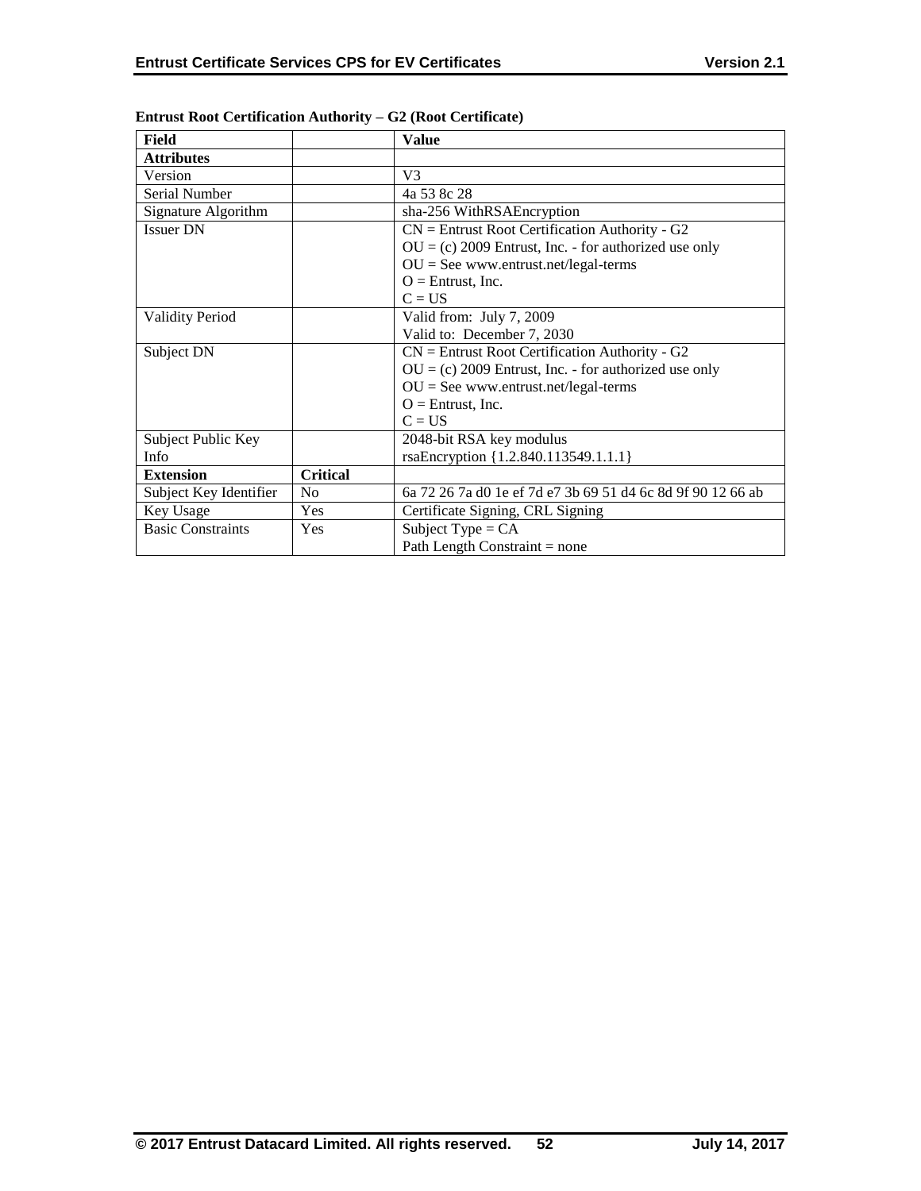**Entrust Root Certification Authority – G2 (Root Certificate)**

| Field | | Value |
|---|---|---|
| **Attributes** | | |
| Version | | V3 |
| Serial Number | | 4a 53 8c 28 |
| Signature Algorithm | | sha-256 WithRSAEncryption |
| Issuer DN | | CN = Entrust Root Certification Authority - G2<br>OU = (c) 2009 Entrust, Inc. - for authorized use only<br>OU = See www.entrust.net/legal-terms<br>O = Entrust, Inc.<br>C = US |
| Validity Period | | Valid from: July 7, 2009<br>Valid to: December 7, 2030 |
| Subject DN | | CN = Entrust Root Certification Authority - G2<br>OU = (c) 2009 Entrust, Inc. - for authorized use only<br>OU = See www.entrust.net/legal-terms<br>O = Entrust, Inc.<br>C = US |
| Subject Public Key Info | | 2048-bit RSA key modulus<br>rsaEncryption {1.2.840.113549.1.1.1} |
| **Extension** | **Critical** | |
| Subject Key Identifier | No | 6a 72 26 7a d0 1e ef 7d e7 3b 69 51 d4 6c 8d 9f 90 12 66 ab |
| Key Usage | Yes | Certificate Signing, CRL Signing |
| Basic Constraints | Yes | Subject Type = CA<br>Path Length Constraint = none |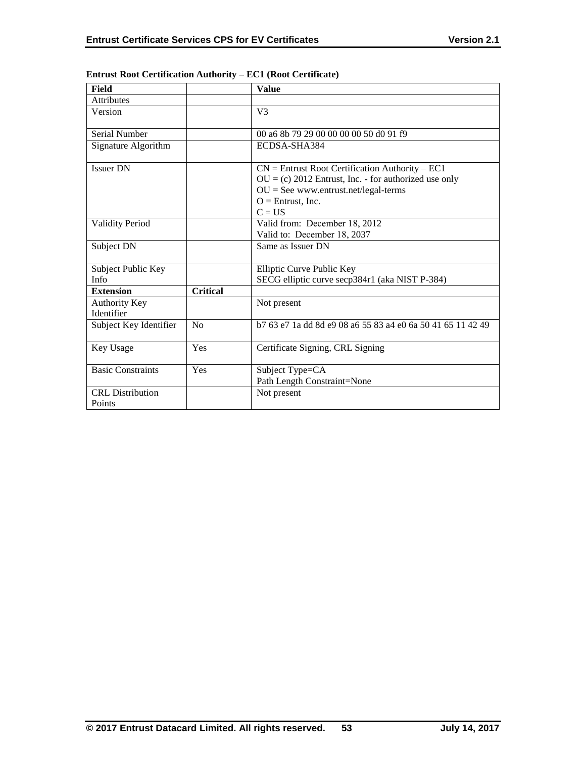**Entrust Root Certification Authority – EC1 (Root Certificate)**

| Field | | Value |
|---|---|---|
| Attributes | | |
| Version | | V3 |
| Serial Number | | 00 a6 8b 79 29 00 00 00 00 50 d0 91 f9 |
| Signature Algorithm | | ECDSA-SHA384 |
| Issuer DN | | CN = Entrust Root Certification Authority – EC1<br>OU = (c) 2012 Entrust, Inc. - for authorized use only<br>OU = See www.entrust.net/legal-terms<br>O = Entrust, Inc.<br>C = US |
| Validity Period | | Valid from: December 18, 2012<br>Valid to: December 18, 2037 |
| Subject DN | | Same as Issuer DN |
| Subject Public Key Info | | Elliptic Curve Public Key<br>SECG elliptic curve secp384r1 (aka NIST P-384) |
| **Extension** | **Critical** | |
| Authority Key Identifier | | Not present |
| Subject Key Identifier | No | b7 63 e7 1a dd 8d e9 08 a6 55 83 a4 e0 6a 50 41 65 11 42 49 |
| Key Usage | Yes | Certificate Signing, CRL Signing |
| Basic Constraints | Yes | Subject Type=CA<br>Path Length Constraint=None |
| CRL Distribution Points | | Not present |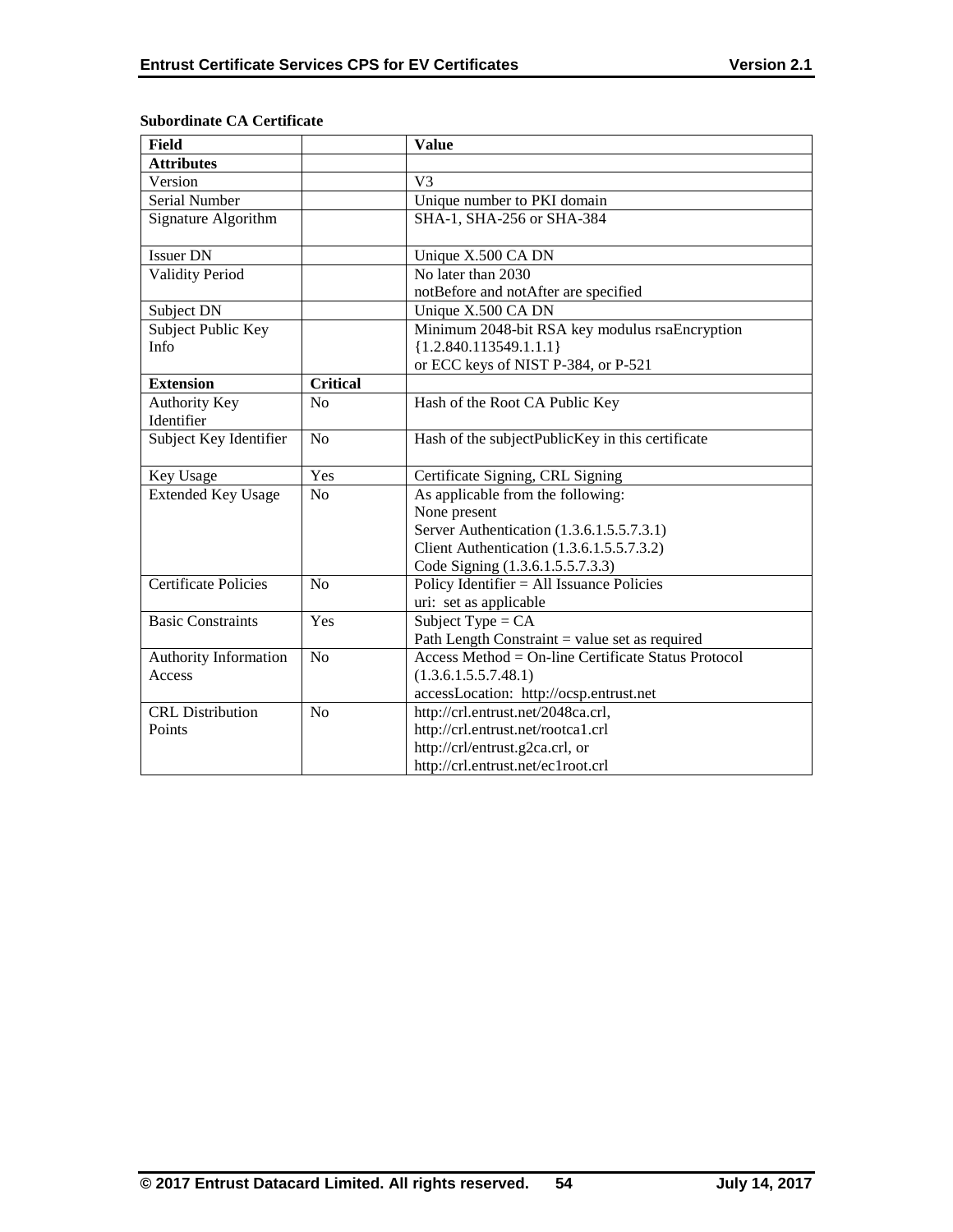**Subordinate CA Certificate**

| Field | | Value |
|---|---|---|
| **Attributes** | | |
| Version | | V3 |
| Serial Number | | Unique number to PKI domain |
| Signature Algorithm | | SHA-1, SHA-256 or SHA-384 |
| Issuer DN | | Unique X.500 CA DN |
| Validity Period | | No later than 2030<br>notBefore and notAfter are specified |
| Subject DN | | Unique X.500 CA DN |
| Subject Public Key Info | | Minimum 2048-bit RSA key modulus rsaEncryption {1.2.840.113549.1.1.1}<br>or ECC keys of NIST P-384, or P-521 |
| **Extension** | **Critical** | |
| Authority Key Identifier | No | Hash of the Root CA Public Key |
| Subject Key Identifier | No | Hash of the subjectPublicKey in this certificate |
| Key Usage | Yes | Certificate Signing, CRL Signing |
| Extended Key Usage | No | As applicable from the following:<br>None present<br>Server Authentication (1.3.6.1.5.5.7.3.1)<br>Client Authentication (1.3.6.1.5.5.7.3.2)<br>Code Signing (1.3.6.1.5.5.7.3.3) |
| Certificate Policies | No | Policy Identifier = All Issuance Policies<br>uri: set as applicable |
| Basic Constraints | Yes | Subject Type = CA<br>Path Length Constraint = value set as required |
| Authority Information Access | No | Access Method = On-line Certificate Status Protocol (1.3.6.1.5.5.7.48.1)<br>accessLocation: http://ocsp.entrust.net |
| CRL Distribution Points | No | http://crl.entrust.net/2048ca.crl,<br>http://crl.entrust.net/rootca1.crl<br>http://crl/entrust.g2ca.crl, or<br>http://crl.entrust.net/ec1root.crl |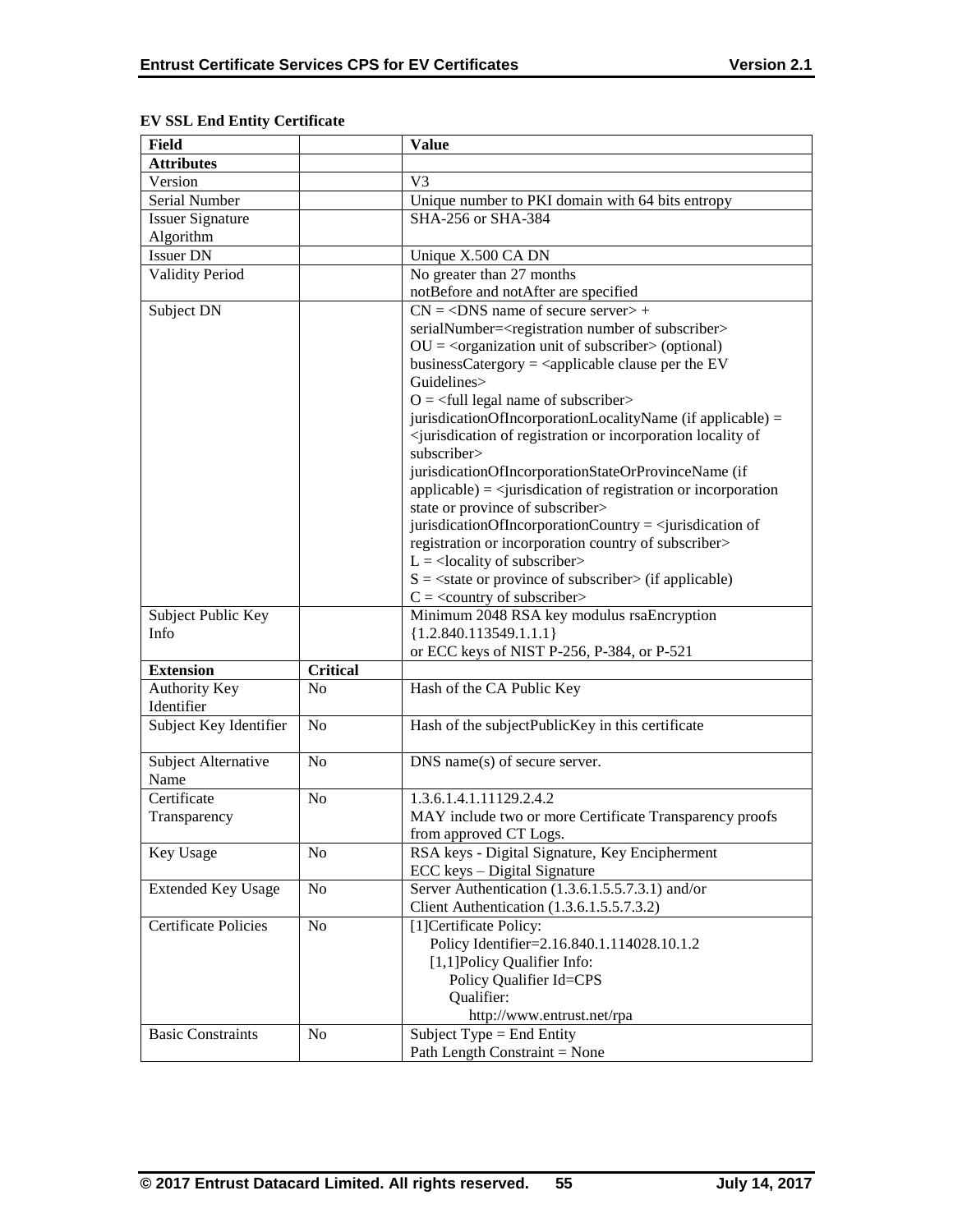**EV SSL End Entity Certificate**

| Field | | Value |
|---|---|---|
| **Attributes** | | |
| Version | | V3 |
| Serial Number | | Unique number to PKI domain with 64 bits entropy |
| Issuer Signature Algorithm | | SHA-256 or SHA-384 |
| Issuer DN | | Unique X.500 CA DN |
| Validity Period | | No greater than 27 months<br>notBefore and notAfter are specified |
| Subject DN | | CN = <DNS name of secure server> +<br>serialNumber=<registration number of subscriber><br>OU = <organization unit of subscriber> (optional)<br>businessCatergory = <applicable clause per the EV Guidelines><br>O = <full legal name of subscriber><br>jurisdicationOfIncorporationLocalityName (if applicable) = <jurisdication of registration or incorporation locality of subscriber><br>jurisdicationOfIncorporationStateOrProvinceName (if applicable) = <jurisdication of registration or incorporation state or province of subscriber><br>jurisdicationOfIncorporationCountry = <jurisdication of registration or incorporation country of subscriber><br>L = <locality of subscriber><br>S = <state or province of subscriber> (if applicable)<br>C = <country of subscriber> |
| Subject Public Key Info | | Minimum 2048 RSA key modulus rsaEncryption<br>{1.2.840.113549.1.1.1}<br>or ECC keys of NIST P-256, P-384, or P-521 |
| **Extension** | **Critical** | |
| Authority Key Identifier | No | Hash of the CA Public Key |
| Subject Key Identifier | No | Hash of the subjectPublicKey in this certificate |
| Subject Alternative Name | No | DNS name(s) of secure server. |
| Certificate Transparency | No | 1.3.6.1.4.1.11129.2.4.2<br>MAY include two or more Certificate Transparency proofs from approved CT Logs. |
| Key Usage | No | RSA keys - Digital Signature, Key Encipherment<br>ECC keys – Digital Signature |
| Extended Key Usage | No | Server Authentication (1.3.6.1.5.5.7.3.1) and/or<br>Client Authentication (1.3.6.1.5.5.7.3.2) |
| Certificate Policies | No | [1]Certificate Policy:<br>Policy Identifier=2.16.840.1.114028.10.1.2<br>[1,1]Policy Qualifier Info:<br>Policy Qualifier Id=CPS<br>Qualifier:<br>http://www.entrust.net/rpa |
| Basic Constraints | No | Subject Type = End Entity<br>Path Length Constraint = None |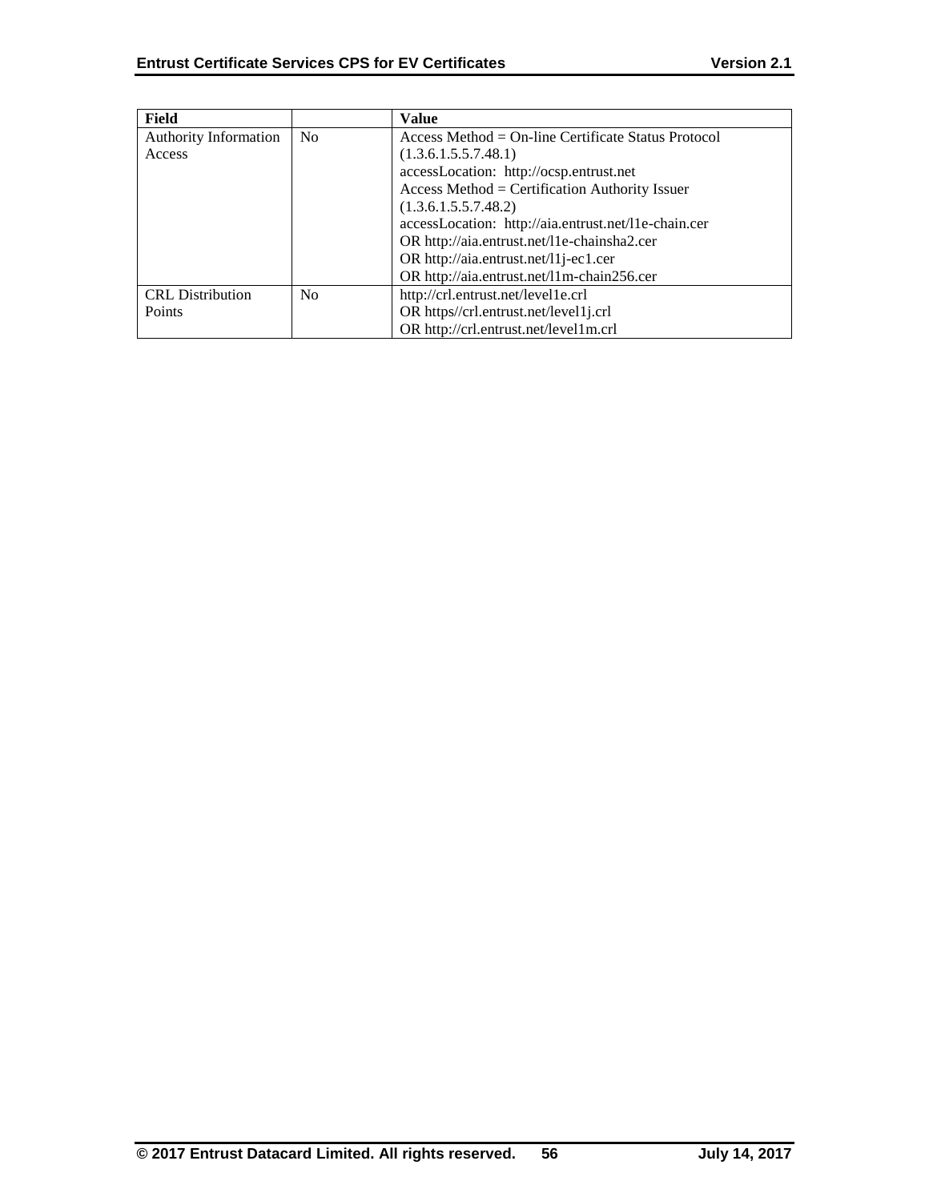| Field | | Value |
|---|---|---|
| Authority Information Access | No | Access Method = On-line Certificate Status Protocol (1.3.6.1.5.5.7.48.1)<br>accessLocation: http://ocsp.entrust.net<br>Access Method = Certification Authority Issuer (1.3.6.1.5.5.7.48.2)<br>accessLocation: http://aia.entrust.net/l1e-chain.cer<br>OR http://aia.entrust.net/l1e-chainsha2.cer<br>OR http://aia.entrust.net/l1j-ec1.cer<br>OR http://aia.entrust.net/l1m-chain256.cer |
| CRL Distribution Points | No | http://crl.entrust.net/level1e.crl<br>OR https//crl.entrust.net/level1j.crl<br>OR http://crl.entrust.net/level1m.crl |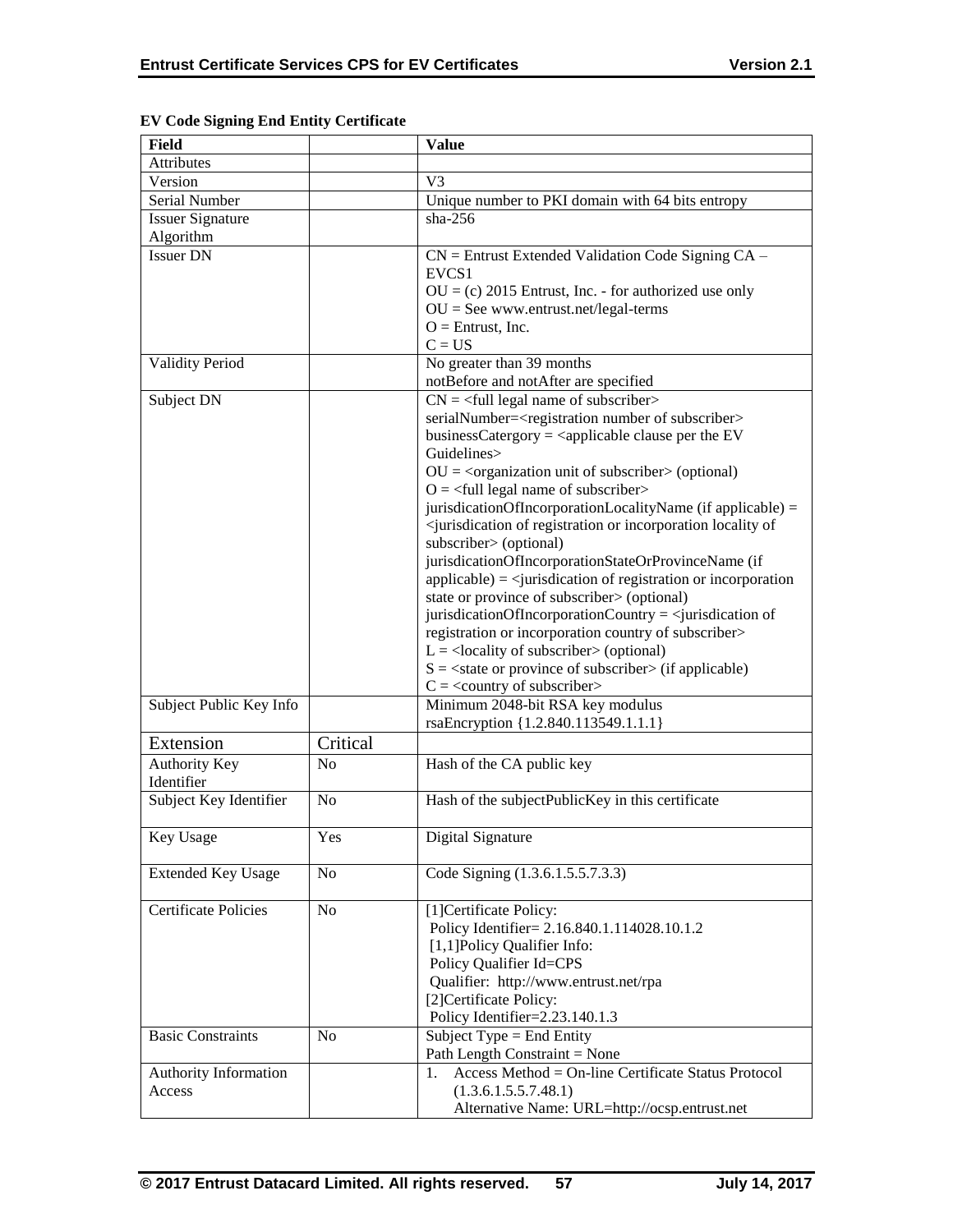**EV Code Signing End Entity Certificate**

| Field | | Value |
|---|---|---|
| Attributes | | |
| Version | | V3 |
| Serial Number | | Unique number to PKI domain with 64 bits entropy |
| Issuer Signature Algorithm | | sha-256 |
| Issuer DN | | CN = Entrust Extended Validation Code Signing CA – EVCS1<br>OU = (c) 2015 Entrust, Inc. - for authorized use only<br>OU = See www.entrust.net/legal-terms<br>O = Entrust, Inc.<br>C = US |
| Validity Period | | No greater than 39 months<br>notBefore and notAfter are specified |
| Subject DN | | CN = <full legal name of subscriber><br>serialNumber=<registration number of subscriber><br>businessCatergory = <applicable clause per the EV Guidelines><br>OU = <organization unit of subscriber> (optional)<br>O = <full legal name of subscriber><br>jurisdicationOfIncorporationLocalityName (if applicable) = <jurisdication of registration or incorporation locality of subscriber> (optional)<br>jurisdicationOfIncorporationStateOrProvinceName (if applicable) = <jurisdication of registration or incorporation state or province of subscriber> (optional)<br>jurisdicationOfIncorporationCountry = <jurisdication of registration or incorporation country of subscriber><br>L = <locality of subscriber> (optional)<br>S = <state or province of subscriber> (if applicable)<br>C = <country of subscriber> |
| Subject Public Key Info | | Minimum 2048-bit RSA key modulus<br>rsaEncryption {1.2.840.113549.1.1.1} |
| Extension | Critical | |
| Authority Key Identifier | No | Hash of the CA public key |
| Subject Key Identifier | No | Hash of the subjectPublicKey in this certificate |
| Key Usage | Yes | Digital Signature |
| Extended Key Usage | No | Code Signing (1.3.6.1.5.5.7.3.3) |
| Certificate Policies | No | [1]Certificate Policy:<br>Policy Identifier= 2.16.840.1.114028.10.1.2<br>[1,1]Policy Qualifier Info:<br>Policy Qualifier Id=CPS<br>Qualifier: http://www.entrust.net/rpa<br>[2]Certificate Policy:<br>Policy Identifier=2.23.140.1.3 |
| Basic Constraints | No | Subject Type = End Entity<br>Path Length Constraint = None |
| Authority Information Access | | 1. Access Method = On-line Certificate Status Protocol (1.3.6.1.5.5.7.48.1)<br>Alternative Name: URL=http://ocsp.entrust.net |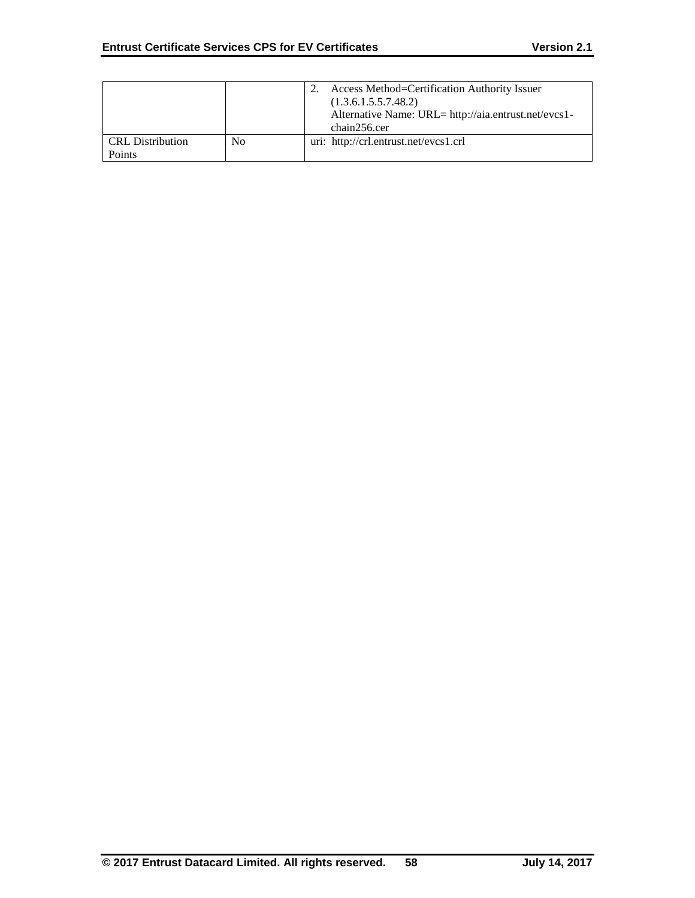| | | |
|---|---|---|
| | | 2. Access Method=Certification Authority Issuer (1.3.6.1.5.5.7.48.2) Alternative Name: URL= http://aia.entrust.net/evcs1-chain256.cer |
| CRL Distribution Points | No | uri: http://crl.entrust.net/evcs1.crl |